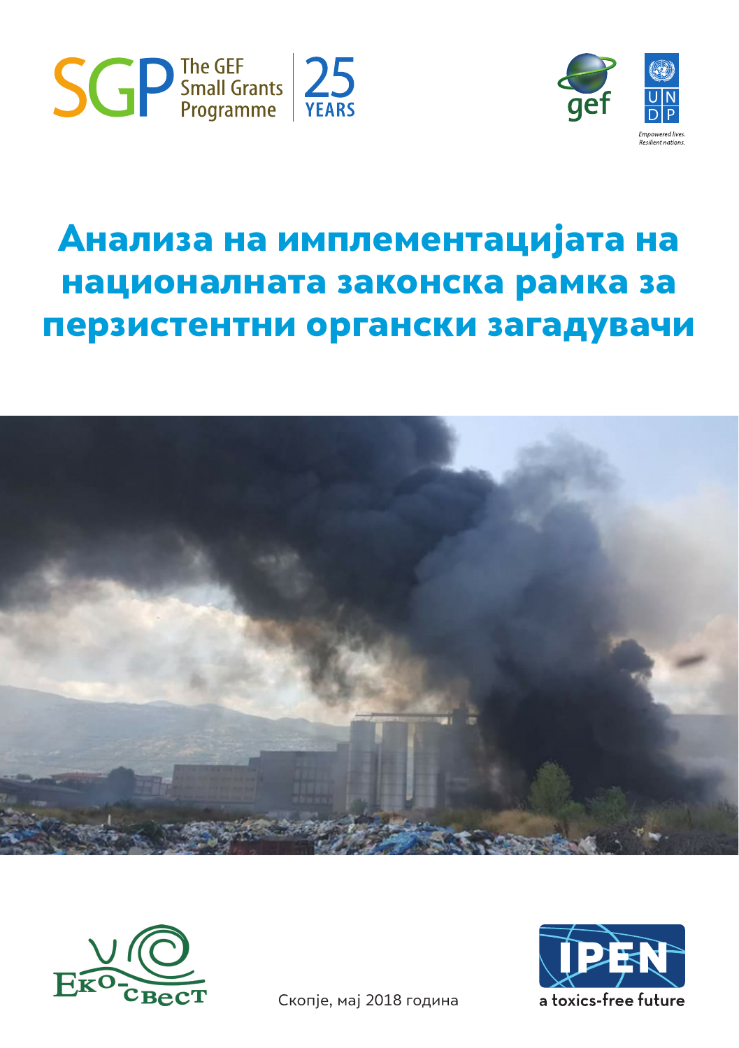SGP The GEF Small Grants Programme 25 YEARS

gef

UNDP

Empowered lives.
Resilient nations.

# Анализа на имплементацијата на националната законска рамка за перзистентни органски загадувачи

Еко-свест

Скопје, мај 2018 година

IPEN
a toxics-free future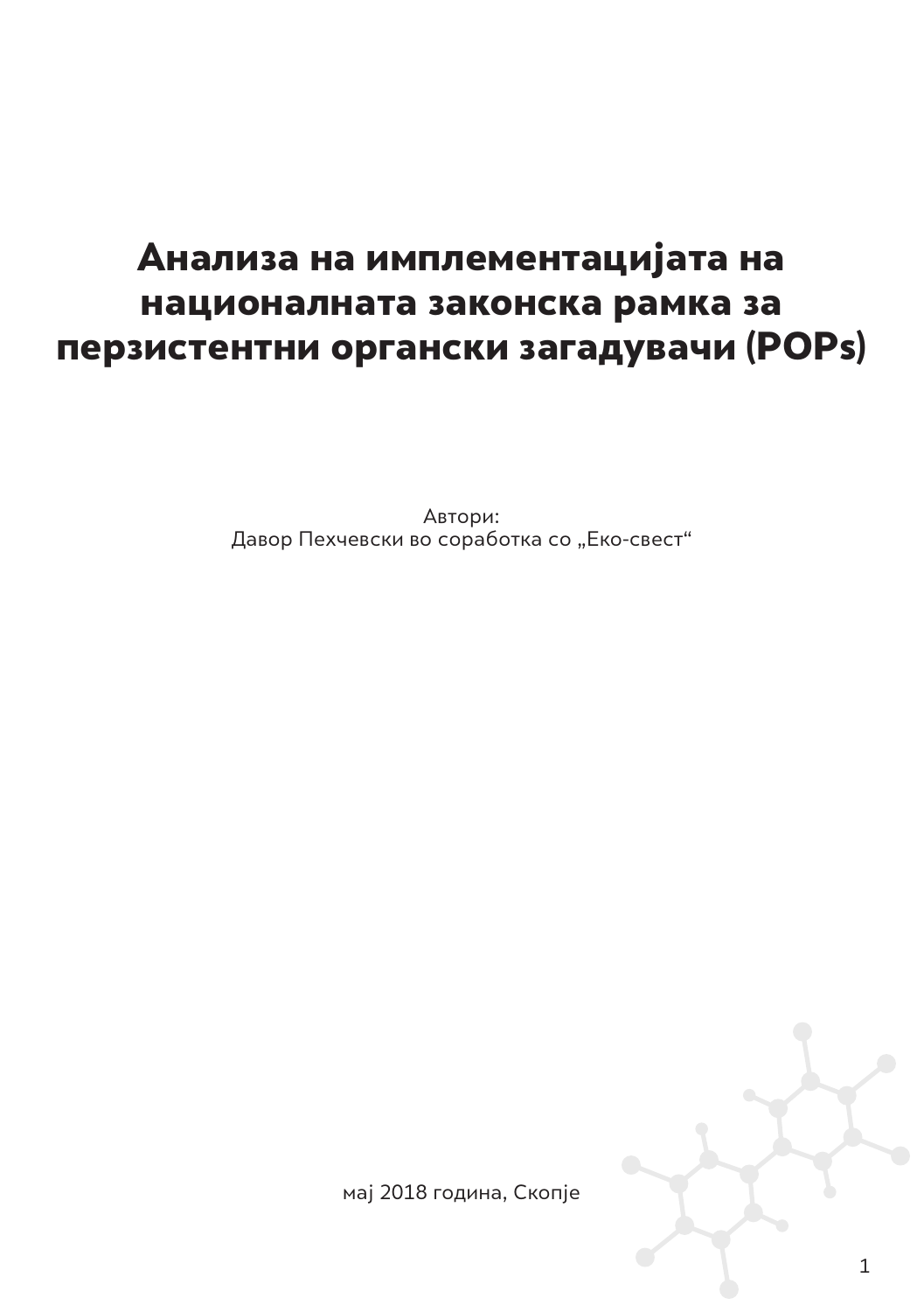# Анализа на имплементацијата на националната законска рамка за перзистентни органски загадувачи (POPs)

Автори:
Давор Пехчевски во соработка со „Еко-свест“

мај 2018 година, Скопје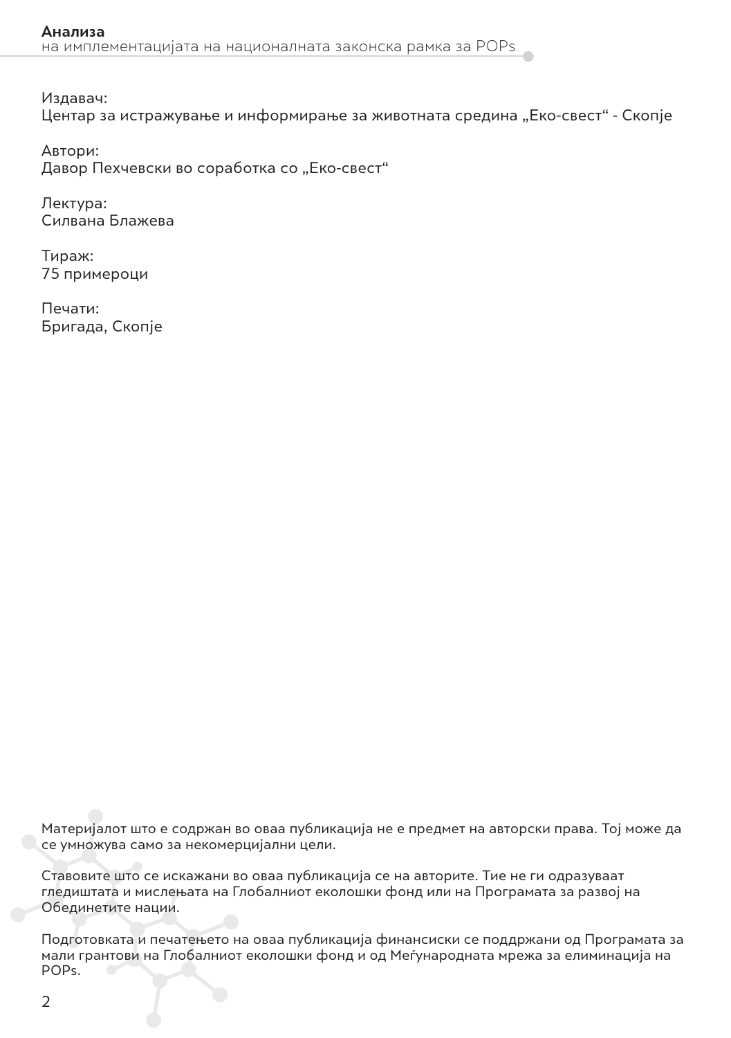Издавач:
Центар за истражување и информирање за животната средина „Еко-свест“ - Скопје

Автори:
Давор Пехчевски во соработка со „Еко-свест“

Лектура:
Силвана Блажева

Тираж:
75 примероци

Печати:
Бригада, Скопје

Материјалот што е содржан во оваа публикација не е предмет на авторски права. Тој може да се умножува само за некомерцијални цели.

Ставовите што се искажани во оваа публикација се на авторите. Тие не ги одразуваат гледиштата и мислењата на Глобалниот еколошки фонд или на Програмата за развој на Обединетите нации.

Подготовката и печатењето на оваа публикација финансиски се поддржани од Програмата за мали грантови на Глобалниот еколошки фонд и од Меѓународната мрежа за елиминација на POPs.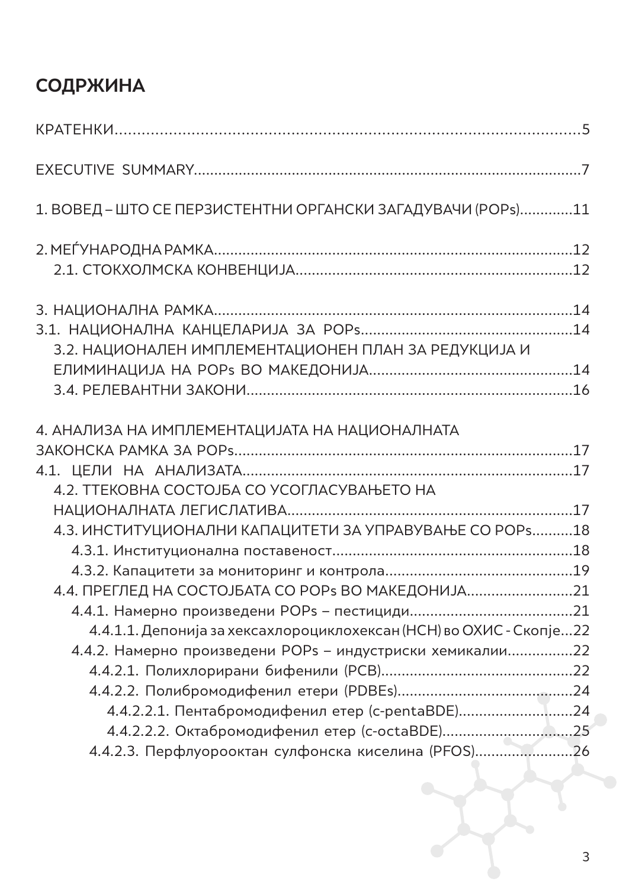# СОДРЖИНА

КРАТЕНКИ....................................................................................................5

EXECUTIVE SUMMARY.................................................................................7

1. ВОВЕД – ШТО СЕ ПЕРЗИСТЕНТНИ ОРГАНСКИ ЗАГАДУВАЧИ (POPs).............11

2. МЕЃУНАРОДНА РАМКА..............................................................................12
   2.1. СТОКХОЛМСКА КОНВЕНЦИЈА...............................................................12

3. НАЦИОНАЛНА РАМКА...............................................................................14
3.1. НАЦИОНАЛНА КАНЦЕЛАРИЈА ЗА POPs..................................................14
   3.2. НАЦИОНАЛЕН ИМПЛЕМЕНТАЦИОНЕН ПЛАН ЗА РЕДУКЦИЈА И ЕЛИМИНАЦИЈА НА POPs ВО МАКЕДОНИЈА.................................................14
   3.4. РЕЛЕВАНТНИ ЗАКОНИ..............................................................................16

4. АНАЛИЗА НА ИМПЛЕМЕНТАЦИЈАТА НА НАЦИОНАЛНАТА ЗАКОНСКА РАМКА ЗА POPs..................................................................................17
4.1. ЦЕЛИ НА АНАЛИЗАТА.................................................................................17
   4.2. ТТЕКОВНА СОСТОЈБА СО УСОГЛАСУВАЊЕТО НА НАЦИОНАЛНАТА ЛЕГИСЛАТИВА.....................................................................17
   4.3. ИНСТИТУЦИОНАЛНИ КАПАЦИТЕТИ ЗА УПРАВУВАЊЕ СО POPs..........18
      4.3.1. Институционална поставеност..........................................................18
      4.3.2. Капацитети за мониторинг и контрола.............................................19
   4.4. ПРЕГЛЕД НА СОСТОЈБАТА СО POPs ВО МАКЕДОНИЈА..........................21
      4.4.1. Намерно произведени POPs – пестициди........................................21
         4.4.1.1. Депонија за хексахлороциклохексан (HCH) во ОХИС - Скопје...22
      4.4.2. Намерно произведени POPs – индустриски хемикалии................22
         4.4.2.1. Полихлорирани бифенили (PCB)..................................................22
         4.4.2.2. Полибромодифенил етери (PDBEs)..............................................24
            4.4.2.2.1. Пентабромодифенил етер (c-pentaBDE)...............................24
            4.4.2.2.2. Октабромодифенил етер (c-octaBDE)...................................25
         4.4.2.3. Перфлуорооктан сулфонска киселина (PFOS)..........................26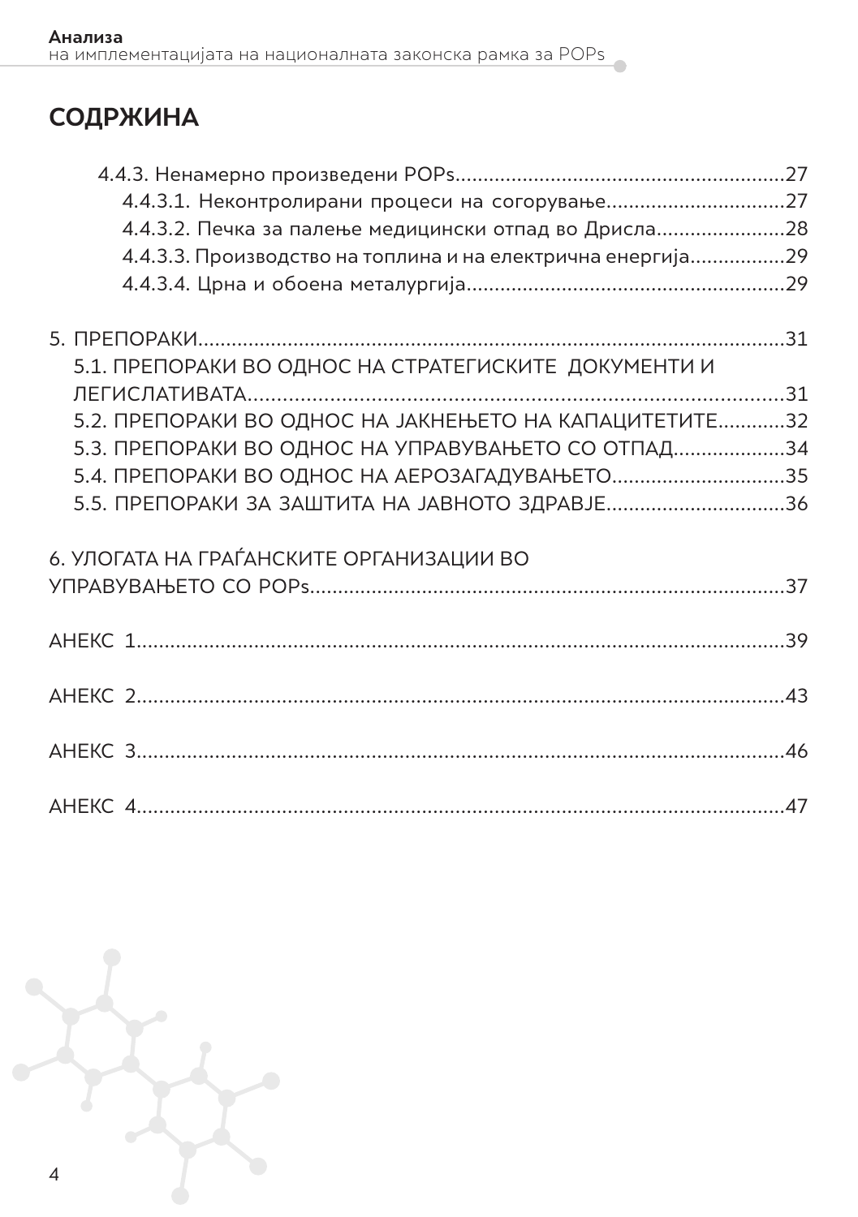## СОДРЖИНА

4.4.3. Ненамерно произведени POPs.....27

4.4.3.1. Неконтролирани процеси на согорување.....27

4.4.3.2. Печка за палење медицински отпад во Дрисла.....28

4.4.3.3. Производство на топлина и на електрична енергија.....29

4.4.3.4. Црна и обоена металургија.....29

5. ПРЕПОРАКИ.....31

5.1. ПРЕПОРАКИ ВО ОДНОС НА СТРАТЕГИСКИТЕ ДОКУМЕНТИ И ЛЕГИСЛАТИВАТА.....31

5.2. ПРЕПОРАКИ ВО ОДНОС НА ЈАКНЕЊЕТО НА КАПАЦИТЕТИТЕ.....32

5.3. ПРЕПОРАКИ ВО ОДНОС НА УПРАВУВАЊЕТО СО ОТПАД.....34

5.4. ПРЕПОРАКИ ВО ОДНОС НА АЕРОЗАГАДУВАЊЕТО.....35

5.5. ПРЕПОРАКИ ЗА ЗАШТИТА НА ЈАВНОТО ЗДРАВЈЕ.....36

6. УЛОГАТА НА ГРАЃАНСКИТЕ ОРГАНИЗАЦИИ ВО УПРАВУВАЊЕТО СО POPs.....37

АНЕКС 1.....39

АНЕКС 2.....43

АНЕКС 3.....46

АНЕКС 4.....47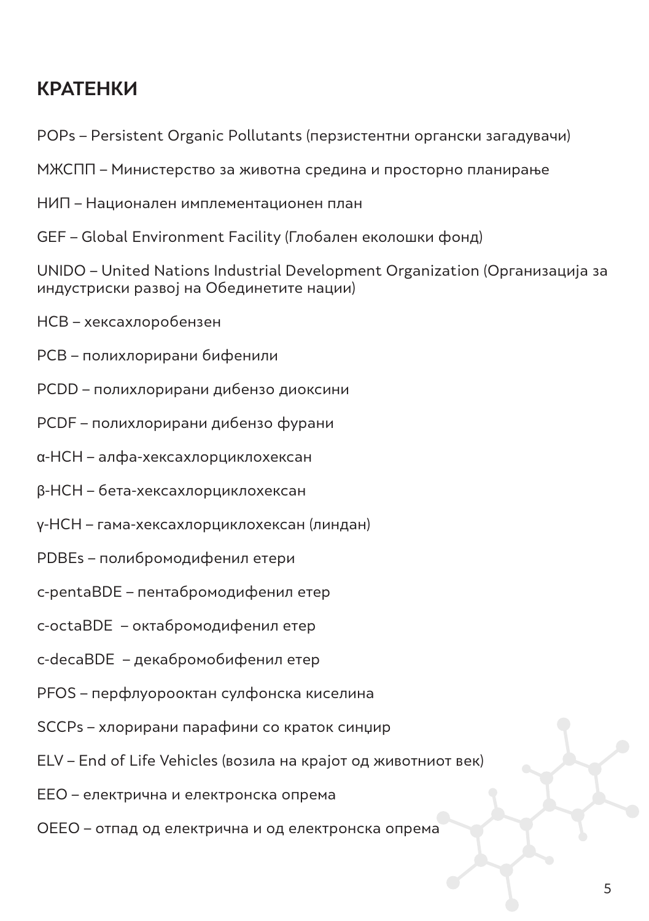## КРАТЕНКИ

POPs – Persistent Organic Pollutants (перзистентни органски загадувачи)

МЖСПП – Министерство за животна средина и просторно планирање

НИП – Национален имплементационен план

GEF – Global Environment Facility (Глобален еколошки фонд)

UNIDO – United Nations Industrial Development Organization (Организација за индустриски развој на Обединетите нации)

HCB – хексахлоробензен

PCB – полихлорирани бифенили

PCDD – полихлорирани дибензо диоксини

PCDF – полихлорирани дибензо фурани

α-HCH – алфа-хексахлорциклохексан

β-HCH – бета-хексахлорциклохексан

γ-HCH – гама-хексахлорциклохексан (линдан)

PDBEs – полибромодифенил етери

c-pentaBDE – пентабромодифенил етер

c-octaBDE – октабромодифенил етер

c-decaBDE – декабромобифенил етер

PFOS – перфлуорооктан сулфонска киселина

SCCPs – хлорирани парафини со краток синџир

ELV – End of Life Vehicles (возила на крајот од животниот век)

ЕЕО – електрична и електронска опрема

ОЕЕО – отпад од електрична и од електронска опрема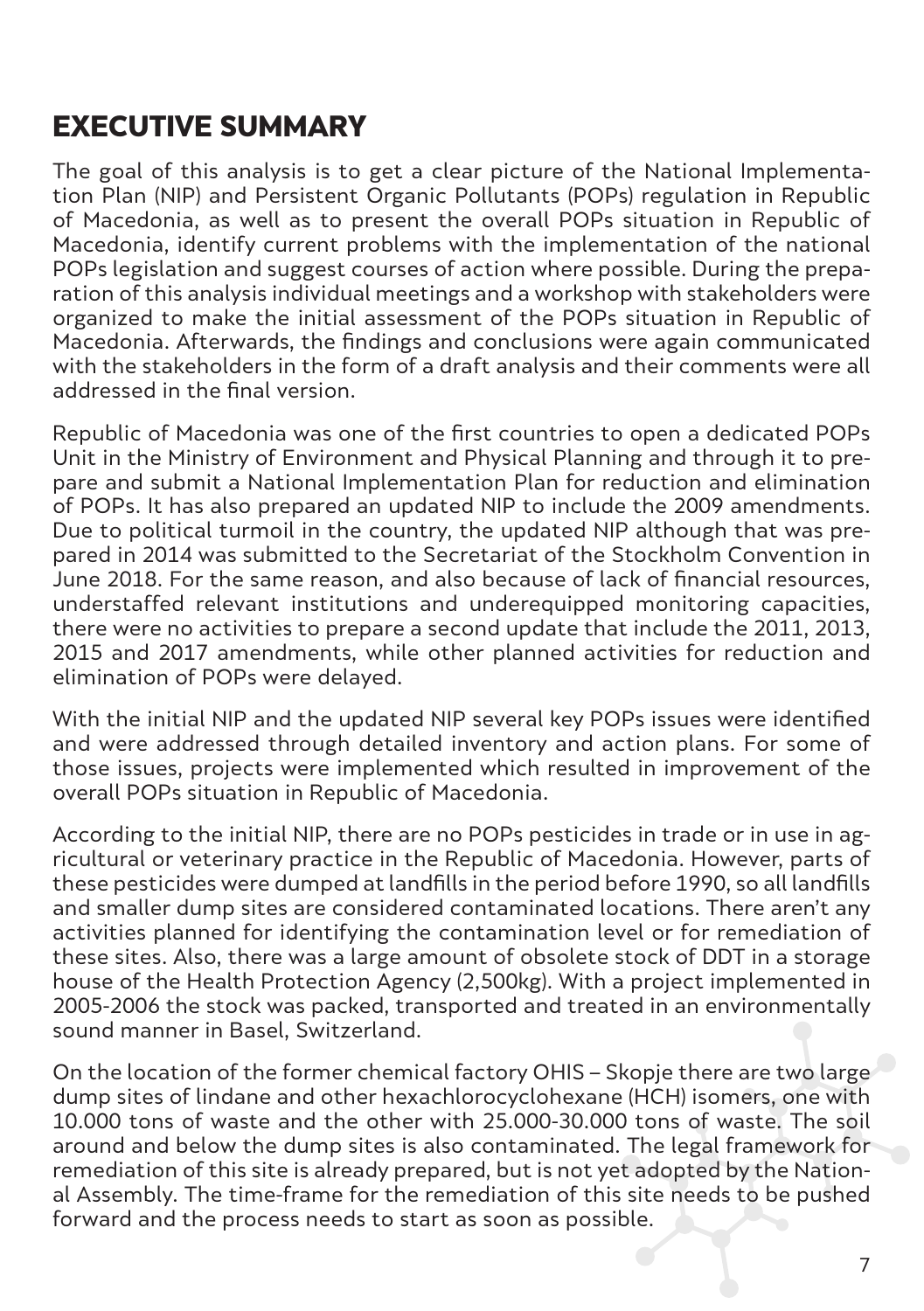# EXECUTIVE SUMMARY

The goal of this analysis is to get a clear picture of the National Implementation Plan (NIP) and Persistent Organic Pollutants (POPs) regulation in Republic of Macedonia, as well as to present the overall POPs situation in Republic of Macedonia, identify current problems with the implementation of the national POPs legislation and suggest courses of action where possible. During the preparation of this analysis individual meetings and a workshop with stakeholders were organized to make the initial assessment of the POPs situation in Republic of Macedonia. Afterwards, the findings and conclusions were again communicated with the stakeholders in the form of a draft analysis and their comments were all addressed in the final version.

Republic of Macedonia was one of the first countries to open a dedicated POPs Unit in the Ministry of Environment and Physical Planning and through it to prepare and submit a National Implementation Plan for reduction and elimination of POPs. It has also prepared an updated NIP to include the 2009 amendments. Due to political turmoil in the country, the updated NIP although that was prepared in 2014 was submitted to the Secretariat of the Stockholm Convention in June 2018. For the same reason, and also because of lack of financial resources, understaffed relevant institutions and underequipped monitoring capacities, there were no activities to prepare a second update that include the 2011, 2013, 2015 and 2017 amendments, while other planned activities for reduction and elimination of POPs were delayed.

With the initial NIP and the updated NIP several key POPs issues were identified and were addressed through detailed inventory and action plans. For some of those issues, projects were implemented which resulted in improvement of the overall POPs situation in Republic of Macedonia.

According to the initial NIP, there are no POPs pesticides in trade or in use in agricultural or veterinary practice in the Republic of Macedonia. However, parts of these pesticides were dumped at landfills in the period before 1990, so all landfills and smaller dump sites are considered contaminated locations. There aren't any activities planned for identifying the contamination level or for remediation of these sites. Also, there was a large amount of obsolete stock of DDT in a storage house of the Health Protection Agency (2,500kg). With a project implemented in 2005-2006 the stock was packed, transported and treated in an environmentally sound manner in Basel, Switzerland.

On the location of the former chemical factory OHIS – Skopje there are two large dump sites of lindane and other hexachlorocyclohexane (HCH) isomers, one with 10.000 tons of waste and the other with 25.000-30.000 tons of waste. The soil around and below the dump sites is also contaminated. The legal framework for remediation of this site is already prepared, but is not yet adopted by the National Assembly. The time-frame for the remediation of this site needs to be pushed forward and the process needs to start as soon as possible.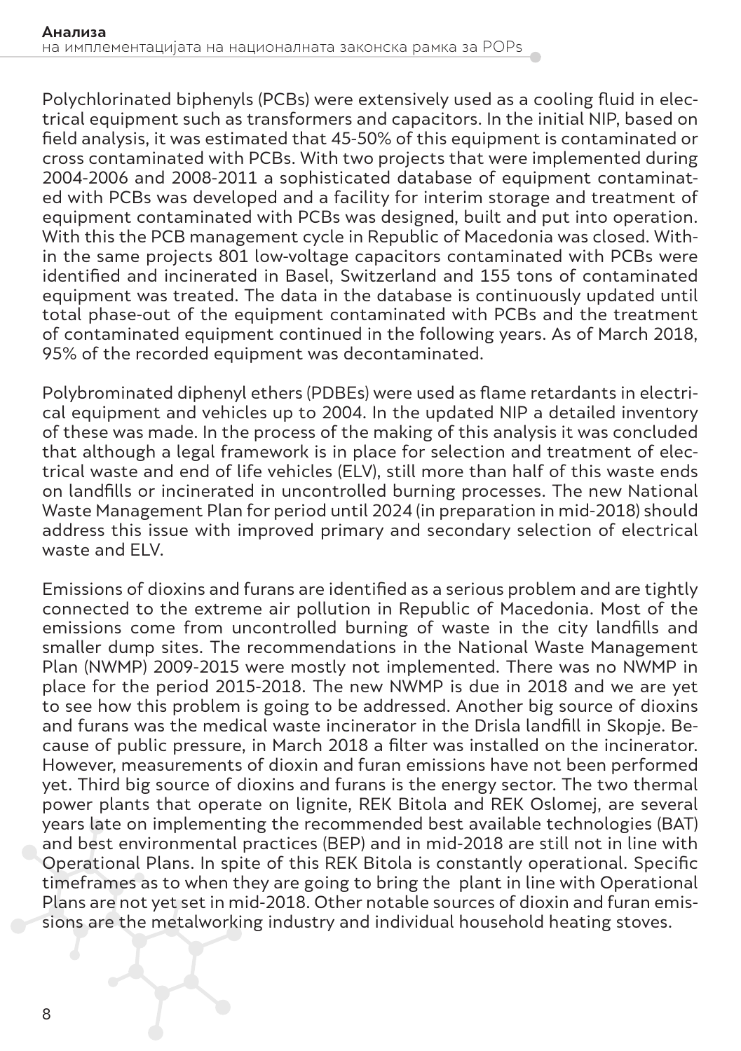Polychlorinated biphenyls (PCBs) were extensively used as a cooling fluid in electrical equipment such as transformers and capacitors. In the initial NIP, based on field analysis, it was estimated that 45-50% of this equipment is contaminated or cross contaminated with PCBs. With two projects that were implemented during 2004-2006 and 2008-2011 a sophisticated database of equipment contaminated with PCBs was developed and a facility for interim storage and treatment of equipment contaminated with PCBs was designed, built and put into operation. With this the PCB management cycle in Republic of Macedonia was closed. Within the same projects 801 low-voltage capacitors contaminated with PCBs were identified and incinerated in Basel, Switzerland and 155 tons of contaminated equipment was treated. The data in the database is continuously updated until total phase-out of the equipment contaminated with PCBs and the treatment of contaminated equipment continued in the following years. As of March 2018, 95% of the recorded equipment was decontaminated.

Polybrominated diphenyl ethers (PDBEs) were used as flame retardants in electrical equipment and vehicles up to 2004. In the updated NIP a detailed inventory of these was made. In the process of the making of this analysis it was concluded that although a legal framework is in place for selection and treatment of electrical waste and end of life vehicles (ELV), still more than half of this waste ends on landfills or incinerated in uncontrolled burning processes. The new National Waste Management Plan for period until 2024 (in preparation in mid-2018) should address this issue with improved primary and secondary selection of electrical waste and ELV.

Emissions of dioxins and furans are identified as a serious problem and are tightly connected to the extreme air pollution in Republic of Macedonia. Most of the emissions come from uncontrolled burning of waste in the city landfills and smaller dump sites. The recommendations in the National Waste Management Plan (NWMP) 2009-2015 were mostly not implemented. There was no NWMP in place for the period 2015-2018. The new NWMP is due in 2018 and we are yet to see how this problem is going to be addressed. Another big source of dioxins and furans was the medical waste incinerator in the Drisla landfill in Skopje. Because of public pressure, in March 2018 a filter was installed on the incinerator. However, measurements of dioxin and furan emissions have not been performed yet. Third big source of dioxins and furans is the energy sector. The two thermal power plants that operate on lignite, REK Bitola and REK Oslomej, are several years late on implementing the recommended best available technologies (BAT) and best environmental practices (BEP) and in mid-2018 are still not in line with Operational Plans. In spite of this REK Bitola is constantly operational. Specific timeframes as to when they are going to bring the plant in line with Operational Plans are not yet set in mid-2018. Other notable sources of dioxin and furan emissions are the metalworking industry and individual household heating stoves.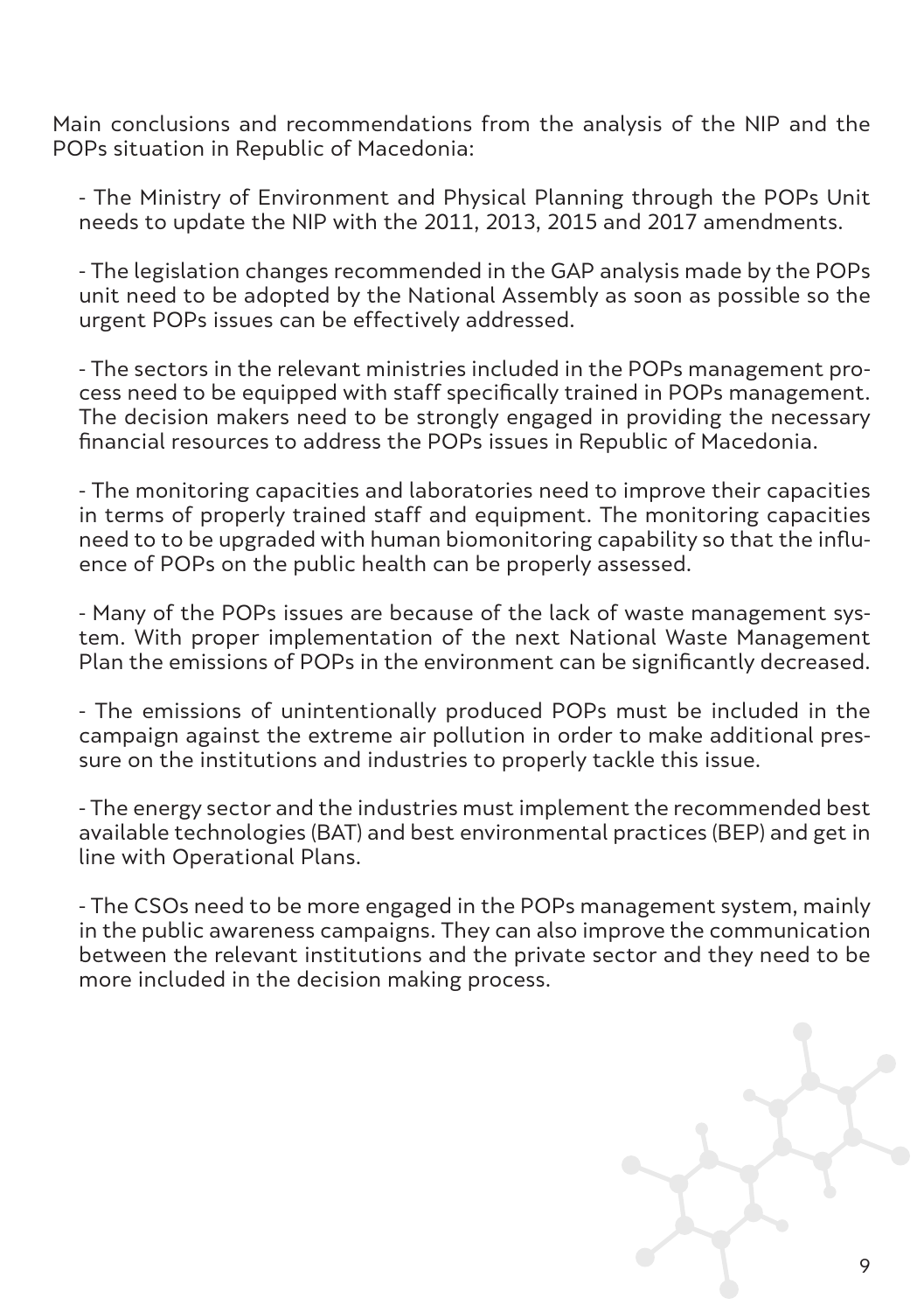Main conclusions and recommendations from the analysis of the NIP and the POPs situation in Republic of Macedonia:

- The Ministry of Environment and Physical Planning through the POPs Unit needs to update the NIP with the 2011, 2013, 2015 and 2017 amendments.

- The legislation changes recommended in the GAP analysis made by the POPs unit need to be adopted by the National Assembly as soon as possible so the urgent POPs issues can be effectively addressed.

- The sectors in the relevant ministries included in the POPs management process need to be equipped with staff specifically trained in POPs management. The decision makers need to be strongly engaged in providing the necessary financial resources to address the POPs issues in Republic of Macedonia.

- The monitoring capacities and laboratories need to improve their capacities in terms of properly trained staff and equipment. The monitoring capacities need to to be upgraded with human biomonitoring capability so that the influence of POPs on the public health can be properly assessed.

- Many of the POPs issues are because of the lack of waste management system. With proper implementation of the next National Waste Management Plan the emissions of POPs in the environment can be significantly decreased.

- The emissions of unintentionally produced POPs must be included in the campaign against the extreme air pollution in order to make additional pressure on the institutions and industries to properly tackle this issue.

- The energy sector and the industries must implement the recommended best available technologies (BAT) and best environmental practices (BEP) and get in line with Operational Plans.

- The CSOs need to be more engaged in the POPs management system, mainly in the public awareness campaigns. They can also improve the communication between the relevant institutions and the private sector and they need to be more included in the decision making process.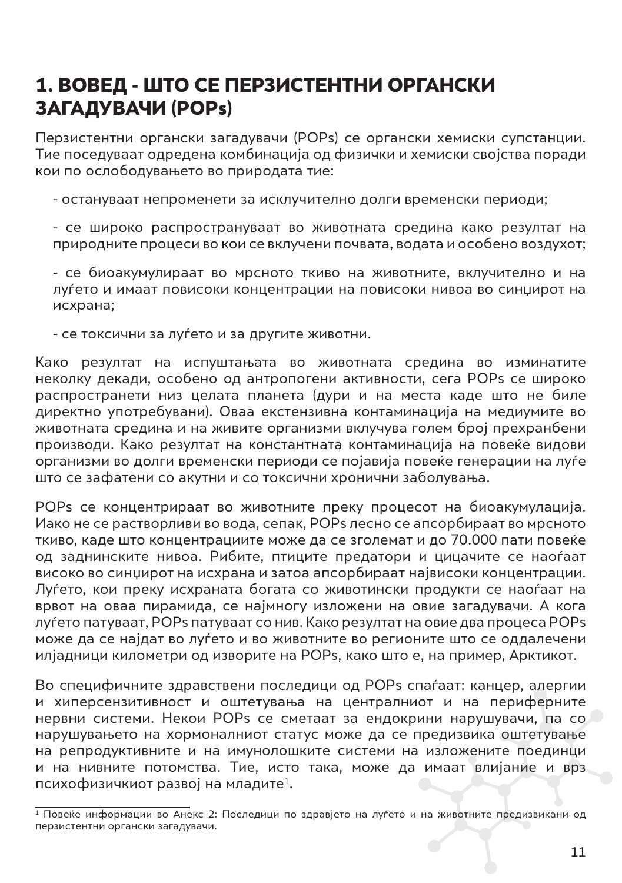# 1. ВОВЕД - ШТО СЕ ПЕРЗИСТЕНТНИ ОРГАНСКИ ЗАГАДУВАЧИ (POPs)

Перзистентни органски загадувачи (POPs) се органски хемиски супстанции. Тие поседуваат одредена комбинација од физички и хемиски својства поради кои по ослободувањето во природата тие:

- останувaат непроменети за исклучително долги временски периоди;

- се широко распространуваат во животната средина како резултат на природните процеси во кои се вклучени почвата, водата и особено воздухот;

- се биоакумулираат во мрсното ткиво на животните, вклучително и на луѓето и имаат повисоки концентрации на повисоки нивоа во синџирот на исхрана;

- се токсични за луѓето и за другите животни.

Како резултат на испуштањата во животната средина во изминатите неколку декади, особено од антропогени активности, сега POPs се широко распространети низ целата планета (дури и на места каде што не биле директно употребувани). Оваа екстензивна контаминација на медиумите во животната средина и на живите организми вклучува голем број прехранбени производи. Како резултат на константната контаминација на повеќе видови организми во долги временски периоди се појавија повеќе генерации на луѓе што се зафатени со акутни и со токсични хронични заболувања.

POPs се концентрираат во животните преку процесот на биоакумулација. Иако не се растворливи во вода, сепак, POPs лесно се апсорбираат во мрсното ткиво, каде што концентрациите може да се зголемат и до 70.000 пати повеќе од заднинските нивоа. Рибите, птиците предатори и цицачите се наоѓаат високо во синџирот на исхрана и затоа апсорбираат највисоки концентрации. Луѓето, кои преку исхраната богата со животински продукти се наоѓаат на врвот на оваа пирамида, се најмногу изложени на овие загадувачи. А кога луѓето патуваат, POPs патуваат со нив. Како резултат на овие два процеса POPs може да се најдат во луѓето и во животните во регионите што се оддалечени илјадници километри од изворите на POPs, како што е, на пример, Арктикот.

Во специфичните здравствени последици од POPs спаѓаат: канцер, алергии и хиперсензитивност и оштетувања на централниот и на периферните нервни системи. Некои POPs се сметаат за ендокрини нарушувачи, па со нарушувањето на хормоналниот статус може да се предизвика оштетување на репродуктивните и на имунолошките системи на изложените поединци и на нивните потомства. Тие, исто така, може да имаат влијание и врз психофизичкиот развој на младите[1].

---

[1] Повеќе информации во Анекс 2: Последици по здравјето на луѓето и на животните предизвикани од перзистентни органски загадувачи.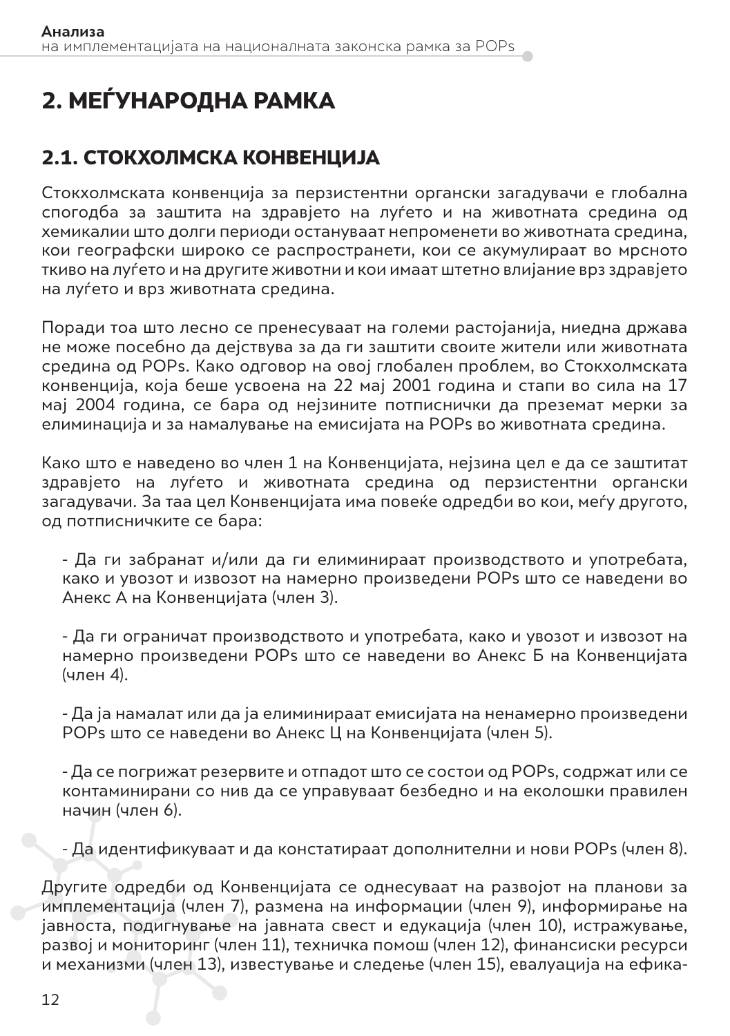# 2. МЕЃУНАРОДНА РАМКА

## 2.1. СТОКХОЛМСКА КОНВЕНЦИЈА

Стокхолмската конвенција за перзистентни органски загадувачи е глобална спогодба за заштита на здравјето на луѓето и на животната средина од хемикалии што долги периоди остануваат непроменети во животната средина, кои географски широко се распространети, кои се акумулираат во мрсното ткиво на луѓето и на другите животни и кои имаат штетно влијание врз здравјето на луѓето и врз животната средина.

Поради тоа што лесно се пренесуваат на големи растојанија, ниедна држава не може посебно да дејствува за да ги заштити своите жители или животната средина од POPs. Како одговор на овој глобален проблем, во Стокхолмската конвенција, која беше усвоена на 22 мај 2001 година и стапи во сила на 17 мај 2004 година, се бара од нејзините потписнички да преземат мерки за елиминација и за намалување на емисијата на POPs во животната средина.

Како што е наведено во член 1 на Конвенцијата, нејзина цел е да се заштитат здравјето на луѓето и животната средина од перзистентни органски загадувачи. За таа цел Конвенцијата има повеќе одредби во кои, меѓу другото, од потписничките се бара:

- Да ги забранат и/или да ги елиминираат производството и употребата, како и увозот и извозот на намерно произведени POPs што се наведени во Анекс А на Конвенцијата (член 3).

- Да ги ограничат производството и употребата, како и увозот и извозот на намерно произведени POPs што се наведени во Анекс Б на Конвенцијата (член 4).

- Да ја намалат или да ја елиминираат емисијата на ненамерно произведени POPs што се наведени во Анекс Ц на Конвенцијата (член 5).

- Да се погрижат резервите и отпадот што се состои од POPs, содржат или се контаминирани со нив да се управуваат безбедно и на еколошки правилен начин (член 6).

- Да идентификуваат и да констатираат дополнителни и нови POPs (член 8).

Другите одредби од Конвенцијата се однесуваат на развојот на планови за имплементација (член 7), размена на информации (член 9), информирање на јавноста, подигнување на јавната свест и едукација (член 10), истражување, развој и мониторинг (член 11), техничка помош (член 12), финансиски ресурси и механизми (член 13), известување и следење (член 15), евалуација на ефика-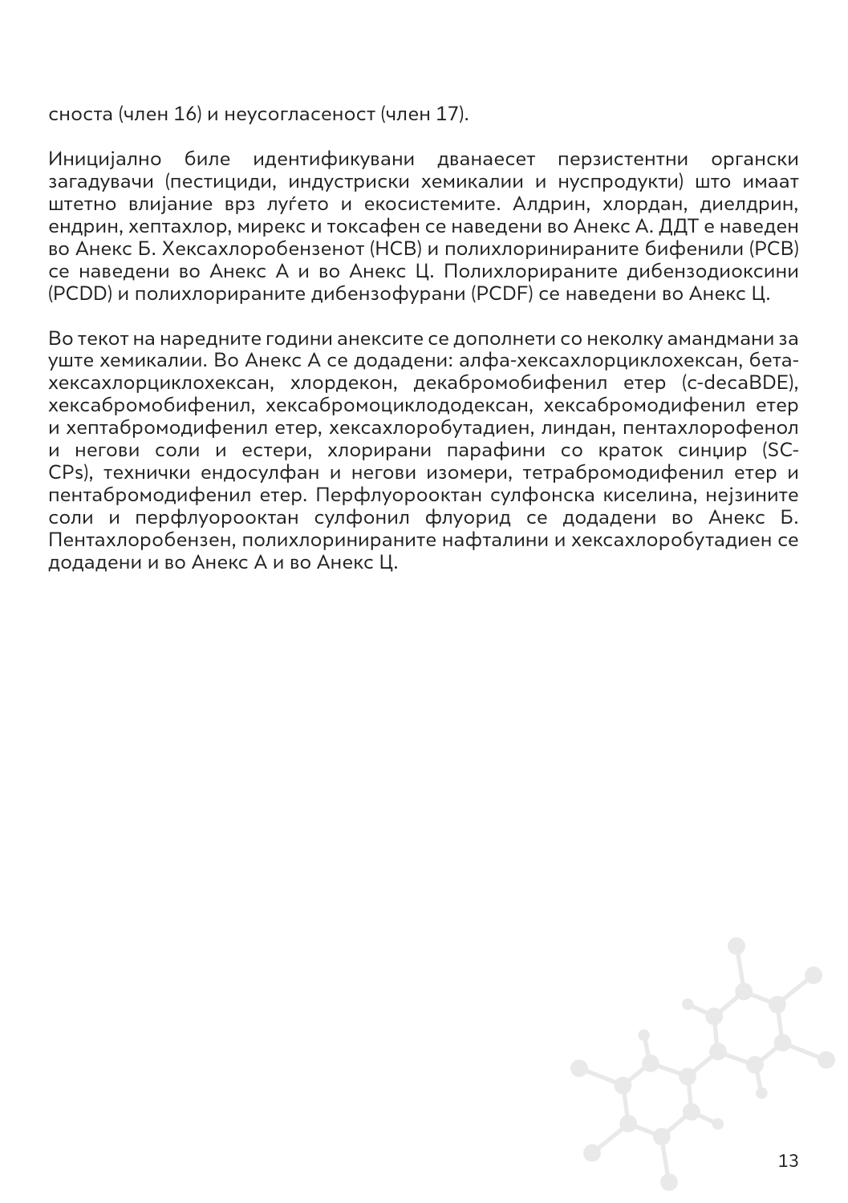сноста (член 16) и неусогласеност (член 17).

Иницијално биле идентификувани дванаесет перзистентни органски загадувачи (пестициди, индустриски хемикалии и нуспродукти) што имаат штетно влијание врз луѓето и екосистемите. Алдрин, хлордан, диелдрин, ендрин, хептахлор, мирекс и токсафен се наведени во Анекс А. ДДТ е наведен во Анекс Б. Хексахлоробензенот (HCB) и полихлоринираните бифенили (PCB) се наведени во Анекс А и во Анекс Ц. Полихлорираните дибензодиоксини (PCDD) и полихлорираните дибензофурани (PCDF) се наведени во Анекс Ц.

Во текот на наредните години анексите се дополнети со неколку амандмани за уште хемикалии. Во Анекс А се додадени: алфа-хексахлорциклохексан, бета-хексахлорциклохексан, хлордекон, декабромобифенил етер (c-decaBDE), хексабромобифенил, хексабромоциклододексан, хексабромодифенил етер и хептабромодифенил етер, хексахлоробутадиен, линдан, пентахлорофенол и негови соли и естери, хлорирани парафини со краток синџир (SC-CPs), технички ендосулфан и негови изомери, тетрабромодифенил етер и пентабромодифенил етер. Перфлуорооктан сулфонска киселина, нејзините соли и перфлуорооктан сулфонил флуорид се додадени во Анекс Б. Пентахлоробензен, полихлоринираните нафталини и хексахлоробутадиен се додадени и во Анекс А и во Анекс Ц.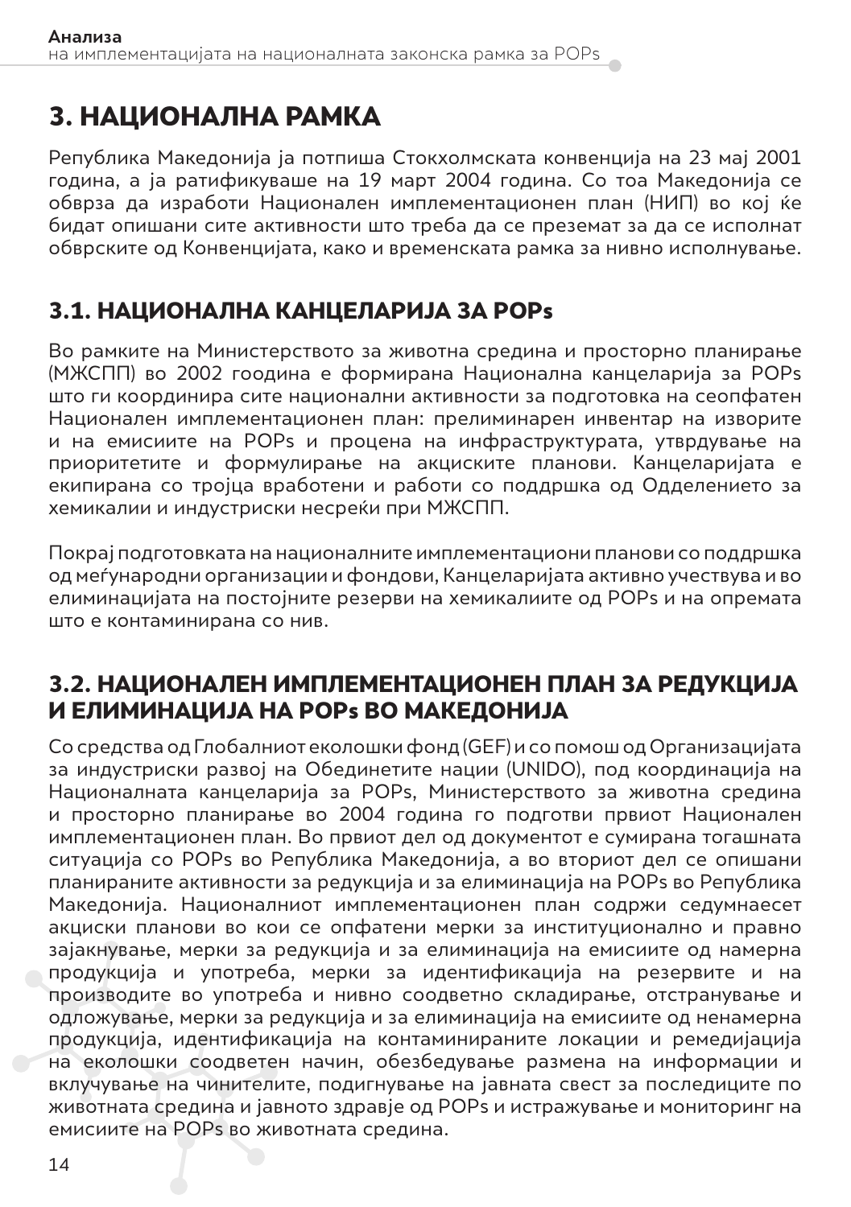# 3. НАЦИОНАЛНА РАМКА

Република Македонија ја потпиша Стокхолмската конвенција на 23 мај 2001 година, а ја ратификуваше на 19 март 2004 година. Со тоа Македонија се обврза да изработи Национален имплементационен план (НИП) во кој ќе бидат опишани сите активности што треба да се преземат за да се исполнат обврските од Конвенцијата, како и временската рамка за нивно исполнување.

## 3.1. НАЦИОНАЛНА КАНЦЕЛАРИЈА ЗА POPs

Во рамките на Министерството за животна средина и просторно планирање (МЖСПП) во 2002 гоодина е формирана Национална канцеларија за POPs што ги координира сите национални активности за подготовка на сеопфатен Национален имплементационен план: прелиминарен инвентар на изворите и на емисиите на POPs и процена на инфраструктурата, утврдување на приоритетите и формулирање на акциските планови. Канцеларијата е екипирана со тројца вработени и работи со поддршка од Одделението за хемикалии и индустриски несреќи при МЖСПП.

Покрај подготовката на националните имплементациони планови со поддршка од меѓународни организации и фондови, Канцеларијата активно учествува и во елиминацијата на постојните резерви на хемикалиите од POPs и на опремата што е контаминирана со нив.

## 3.2. НАЦИОНАЛЕН ИМПЛЕМЕНТАЦИОНЕН ПЛАН ЗА РЕДУКЦИЈА И ЕЛИМИНАЦИЈА НА POPs ВО МАКЕДОНИЈА

Со средства од Глобалниот еколошки фонд (GEF) и со помош од Организацијата за индустриски развој на Обединетите нации (UNIDO), под координација на Националната канцеларија за POPs, Министерството за животна средина и просторно планирање во 2004 година го подготви првиот Национален имплементационен план. Во првиот дел од документот е сумирана тогашната ситуација со POPs во Република Македонија, а во вториот дел се опишани планираните активности за редукција и за елиминација на POPs во Република Македонија. Националниот имплементационен план содржи седумнаесет акциски планови во кои се опфатени мерки за институционално и правно зајакнување, мерки за редукција и за елиминација на емисиите од намерна продукција и употреба, мерки за идентификација на резервите и на производите во употреба и нивно соодветно складирање, отстранување и одложување, мерки за редукција и за елиминација на емисиите од ненамерна продукција, идентификација на контаминираните локации и ремедијација на еколошки соодветен начин, обезбедување размена на информации и вклучување на чинителите, подигнување на јавната свест за последиците по животната средина и јавното здравје од POPs и истражување и мониторинг на емисиите на POPs во животната средина.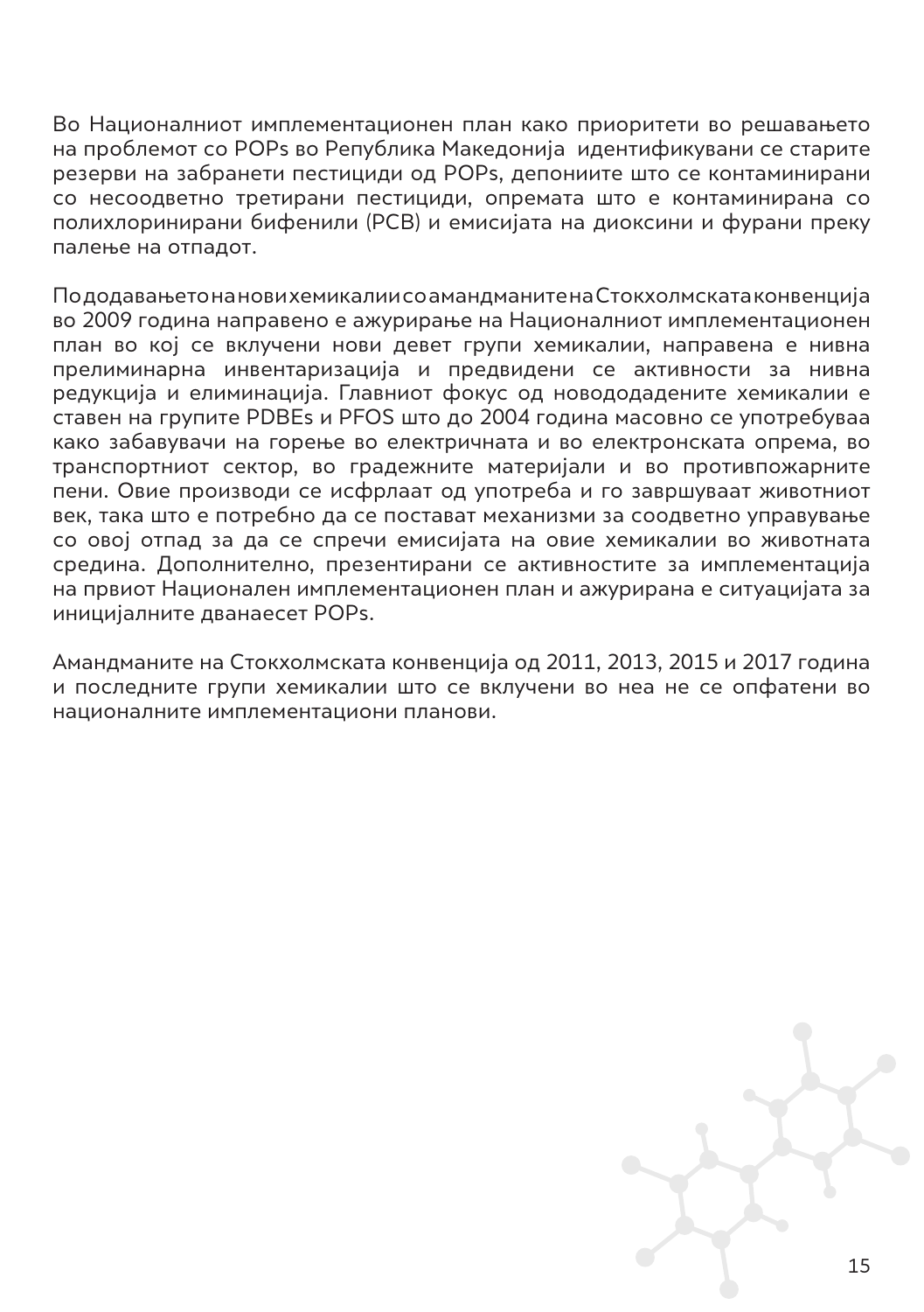Во Националниот имплементационен план како приоритети во решавањето на проблемот со POPs во Република Македонија идентификувани се старите резерви на забранети пестициди од POPs, депониите што се контаминирани со несоодветно третирани пестициди, опремата што е контаминирана со полихлоринирани бифенили (PCB) и емисијата на диоксини и фурани преку палење на отпадот.

По додавањето на нови хемикалии со амандманите на Стокхолмската конвенција во 2009 година направено е ажурирање на Националниот имплементационен план во кој се вклучени нови девет групи хемикалии, направена е нивна прелиминарна инвентаризација и предвидени се активности за нивна редукција и елиминација. Главниот фокус од новододадените хемикалии е ставен на групите PDBEs и PFOS што до 2004 година масовно се употребуваа како забавувачи на горење во електричната и во електронската опрема, во транспортниот сектор, во градежните материјали и во противпожарните пени. Овие производи се исфрлаат од употреба и го завршуваат животниот век, така што е потребно да се постават механизми за соодветно управување со овој отпад за да се спречи емисијата на овие хемикалии во животната средина. Дополнително, презентирани се активностите за имплементација на првиот Национален имплементационен план и ажурирана е ситуацијата за иницијалните дванаесет POPs.

Амандманите на Стокхолмската конвенција од 2011, 2013, 2015 и 2017 година и последните групи хемикалии што се вклучени во неа не се опфатени во националните имплементациони планови.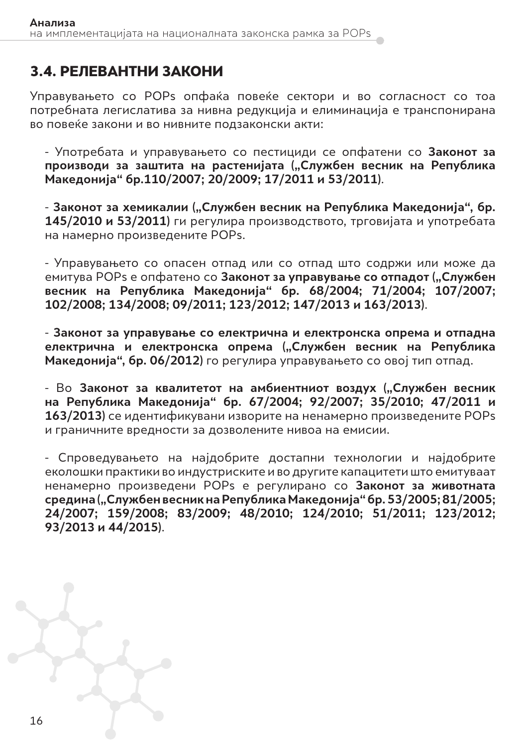## 3.4. РЕЛЕВАНТНИ ЗАКОНИ

Управувањето со POPs опфаќа повеќе сектори и во согласност со тоа потребната легислатива за нивна редукција и елиминација е транспонирана во повеќе закони и во нивните подзаконски акти:

- Употребата и управувањето со пестициди се опфатени со **Законот за производи за заштита на растенијата („Службен весник на Република Македонија" бр.110/2007; 20/2009; 17/2011 и 53/2011**).

- **Законот за хемикалии („Службен весник на Република Македонија", бр. 145/2010 и 53/2011**) ги регулира производството, трговијата и употребата на намерно произведените POPs.

- Управувањето со опасен отпад или со отпад што содржи или може да емитува POPs е опфатено со **Законот за управување со отпадот („Службен весник на Република Македонија" бр. 68/2004; 71/2004; 107/2007; 102/2008; 134/2008; 09/2011; 123/2012; 147/2013 и 163/2013**).

- **Законот за управување со електрична и електронска опрема и отпадна електрична и електронска опрема („Службен весник на Република Македонија", бр. 06/2012**) го регулира управувањето со овој тип отпад.

- Во **Законот за квалитетот на амбиентниот воздух („Службен весник на Република Македонија" бр. 67/2004; 92/2007; 35/2010; 47/2011 и 163/2013**) се идентификувани изворите на ненамерно произведените POPs и граничните вредности за дозволените нивоа на емисии.

- Спроведувањето на најдобрите достапни технологии и најдобрите еколошки практики во индустриските и во другите капацитети што емитуваат ненамерно произведени POPs е регулирано со **Законот за животната средина („Службен весник на Република Македонија" бр. 53/2005; 81/2005; 24/2007; 159/2008; 83/2009; 48/2010; 124/2010; 51/2011; 123/2012; 93/2013 и 44/2015**).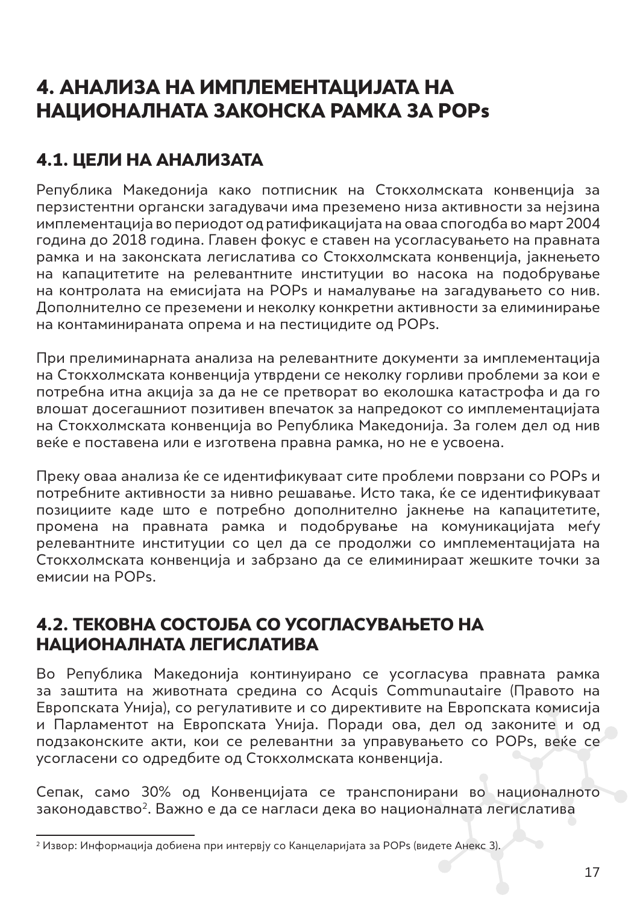# 4. АНАЛИЗА НА ИМПЛЕМЕНТАЦИЈАТА НА НАЦИОНАЛНАТА ЗАКОНСКА РАМКА ЗА POPs

## 4.1. ЦЕЛИ НА АНАЛИЗАТА

Република Македонија како потписник на Стокхолмската конвенција за перзистентни органски загадувачи има преземено низа активности за нејзина имплементација во периодот од ратификацијата на оваа спогодба во март 2004 година до 2018 година. Главен фокус е ставен на усогласувањето на правната рамка и на законската легислатива со Стокхолмската конвенција, јакнењето на капацитетите на релевантните институции во насока на подобрување на контролата на емисијата на POPs и намалување на загадувањето со нив. Дополнително се преземени и неколку конкретни активности за елиминирање на контаминираната опрема и на пестицидите од POPs.

При прелиминарната анализа на релевантните документи за имплементација на Стокхолмската конвенција утврдени се неколку горливи проблеми за кои е потребна итна акција за да не се претворат во еколошка катастрофа и да го влошат досегашниот позитивен впечаток за напредокот со имплементацијата на Стокхолмската конвенција во Република Македонија. За голем дел од нив веќе е поставена или е изготвена правна рамка, но не е усвоена.

Преку оваа анализа ќе се идентификуваат сите проблеми поврзани со POPs и потребните активности за нивно решавање. Исто така, ќе се идентификуваат позициите каде што е потребно дополнително јакнење на капацитетите, промена на правната рамка и подобрување на комуникацијата меѓу релевантните институции со цел да се продолжи со имплементацијата на Стокхолмската конвенција и забрзано да се елиминираат жешките точки за емисии на POPs.

## 4.2. ТЕКОВНА СОСТОЈБА СО УСОГЛАСУВАЊЕТО НА НАЦИОНАЛНАТА ЛЕГИСЛАТИВА

Во Република Македонија континуирано се усогласува правната рамка за заштита на животната средина со Acquis Communautaire (Правото на Европската Унија), со регулативите и со директивите на Европската комисија и Парламентот на Европската Унија. Поради ова, дел од законите и од подзаконските акти, кои се релевантни за управувањето со POPs, веќе се усогласени со одредбите од Стокхолмската конвенција.

Сепак, само 30% од Конвенцијата се транспонирани во националното законодавство[2]. Важно е да се нагласи дека во националната легислатива

[2] Извор: Информација добиена при интервју со Канцеларијата за POPs (видете Анекс 3).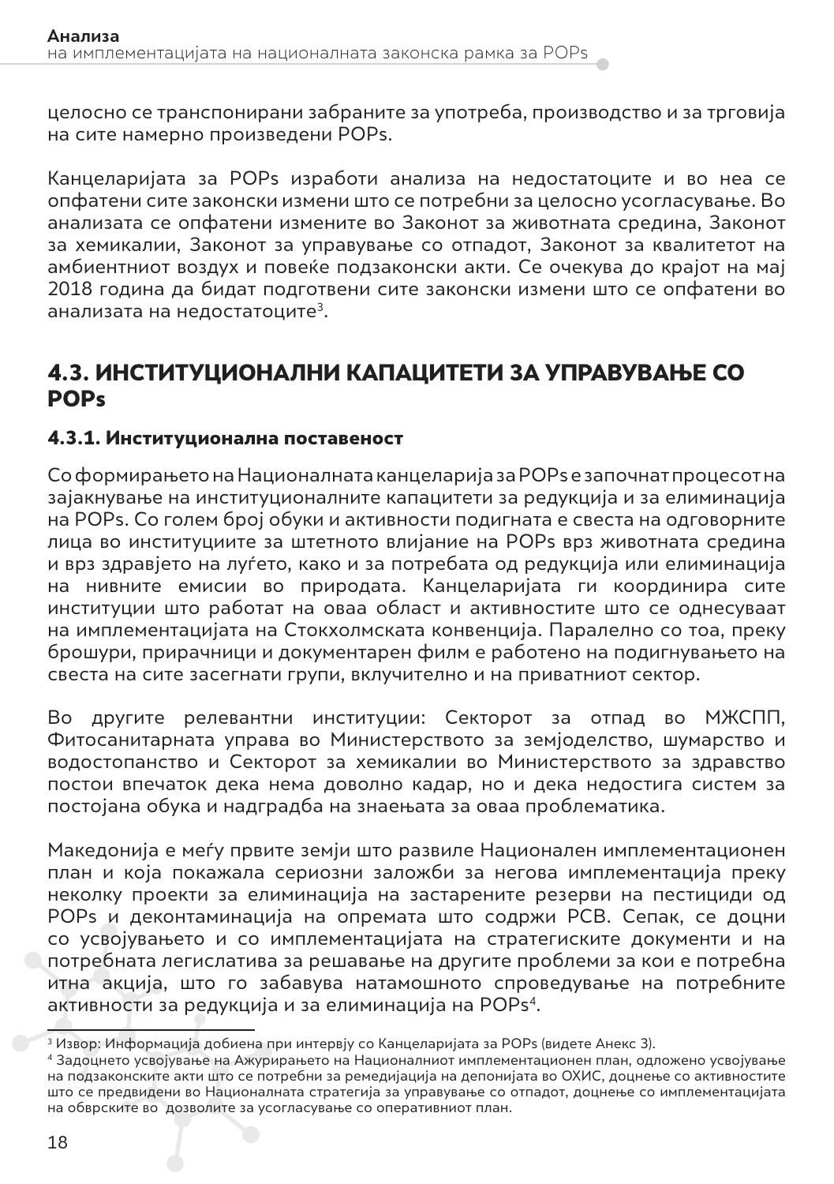целосно се транспонирани забраните за употреба, производство и за трговија на сите намерно произведени POPs.

Канцеларијата за POPs изработи анализа на недостатоците и во неа се опфатени сите законски измени што се потребни за целосно усогласување. Во анализата се опфатени измените во Законот за животната средина, Законот за хемикалии, Законот за управување со отпадот, Законот за квалитетот на амбиентниот воздух и повеќе подзаконски акти. Се очекува до крајот на мај 2018 година да бидат подготвени сите законски измени што се опфатени во анализата на недостатоците[3].

## 4.3. ИНСТИТУЦИОНАЛНИ КАПАЦИТЕТИ ЗА УПРАВУВАЊЕ СО POPs

### 4.3.1. Институционална поставеност

Со формирањето на Националната канцеларија за POPs е започнат процесот на зајакнување на институционалните капацитети за редукција и за елиминација на POPs. Со голем број обуки и активности подигната е свеста на одговорните лица во институциите за штетното влијание на POPs врз животната средина и врз здравјето на луѓето, како и за потребата од редукција или елиминација на нивните емисии во природата. Канцеларијата ги координира сите институции што работат на оваа област и активностите што се однесуваат на имплементацијата на Стокхолмската конвенција. Паралелно со тоа, преку брошури, прирачници и документарен филм е работено на подигнувањето на свеста на сите засегнати групи, вклучително и на приватниот сектор.

Во другите релевантни институции: Секторот за отпад во МЖСПП, Фитосанитарната управа во Министерството за земјоделство, шумарство и водостопанство и Секторот за хемикалии во Министерството за здравство постои впечаток дека нема доволно кадар, но и дека недостига систем за постојана обука и надградба на знаењата за оваа проблематика.

Македонија е меѓу првите земји што развиле Национален имплементационен план и која покажала сериозни заложби за негова имплементација преку неколку проекти за елиминација на застарените резерви на пестициди од POPs и деконтаминација на опремата што содржи PCB. Сепак, се доцни со усвојувањето и со имплементацијата на стратегиските документи и на потребната легислатива за решавање на другите проблеми за кои е потребна итна акција, што го забавува натамошното спроведување на потребните активности за редукција и за елиминација на POPs[4].

---

[3] Извор: Информација добиена при интервју со Канцеларијата за POPs (видете Анекс 3).

[4] Задоцнето усвојување на Ажурирањето на Националниот имплементационен план, одложено усвојување на подзаконските акти што се потребни за ремедијација на депонијата во ОХИС, доцнење со активностите што се предвидени во Националната стратегија за управување со отпадот, доцнење со имплементацијата на обврските во дозволите за усогласување со оперативниот план.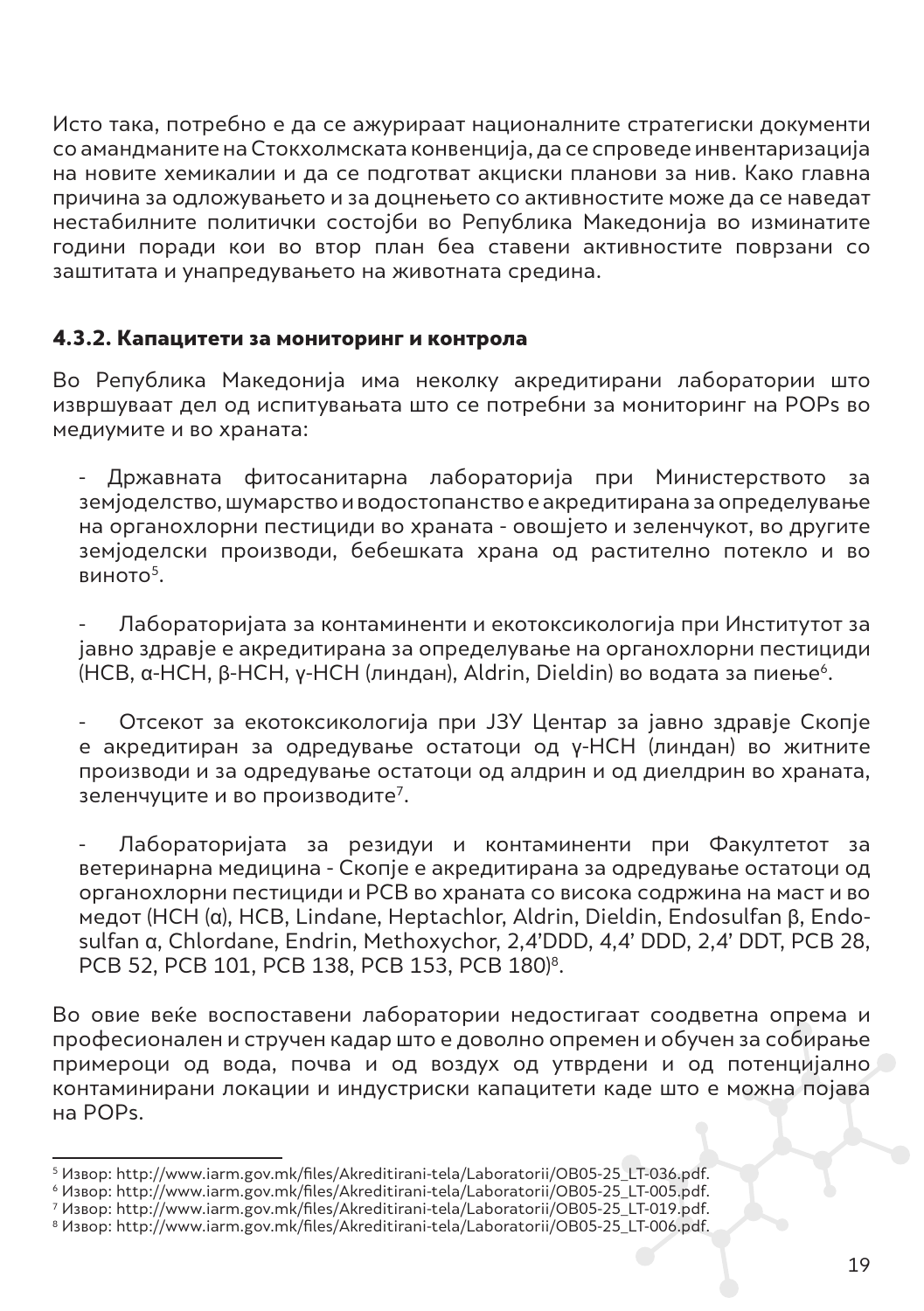Исто така, потребно е да се ажурираат националните стратегиски документи со амандманите на Стокхолмската конвенција, да се спроведе инвентаризација на новите хемикалии и да се подготват акциски планови за нив. Како главна причина за одложувањето и за доцнењето со активностите може да се наведат нестабилните политички состојби во Република Македонија во изминатите години поради кои во втор план беа ставени активностите поврзани со заштитата и унапредувањето на животната средина.

### 4.3.2. Капацитети за мониторинг и контрола

Во Република Македонија има неколку акредитирани лаборатории што извршуваат дел од испитувањата што се потребни за мониторинг на POPs во медиумите и во храната:

- Државната фитосанитарна лабораторија при Министерството за земјоделство, шумарство и водостопанство е акредитирана за определување на органохлорни пестициди во храната - овошјето и зеленчукот, во другите земјоделски производи, бебешката храна од растително потекло и во виното[5].

- Лабораторијата за контаминенти и екотоксикологија при Институтот за јавно здравје е акредитирана за определување на органохлорни пестициди (HCB, α-HCH, β-HCH, γ-HCH (линдан), Aldrin, Dieldin) во водата за пиење[6].

- Отсекот за екотоксикологија при ЈЗУ Центар за јавно здравје Скопје е акредитиран за одредување остатоци од γ-HCH (линдан) во житните производи и за одредување остатоци од алдрин и од диелдрин во храната, зеленчуците и во производите[7].

- Лабораторијата за резидуи и контаминенти при Факултетот за ветеринарна медицина - Скопје е акредитирана за одредување остатоци од органохлорни пестициди и PCB во храната со висока содржина на маст и во медот (HCH (α), HCB, Lindane, Heptachlor, Aldrin, Dieldin, Endosulfan β, Endosulfan α, Chlordane, Endrin, Methoxychor, 2,4'DDD, 4,4' DDD, 2,4' DDT, PCB 28, PCB 52, PCB 101, PCB 138, PCB 153, PCB 180)[8].

Во овие веќе воспоставени лаборатории недостигаат соодветна опрема и професионален и стручен кадар што е доволно опремен и обучен за собирање примероци од вода, почва и од воздух од утврдени и од потенцијално контаминирани локации и индустриски капацитети каде што е можна појава на POPs.

---

[5] Извор: http://www.iarm.gov.mk/files/Akreditirani-tela/Laboratorii/OB05-25_LT-036.pdf.
[6] Извор: http://www.iarm.gov.mk/files/Akreditirani-tela/Laboratorii/OB05-25_LT-005.pdf.
[7] Извор: http://www.iarm.gov.mk/files/Akreditirani-tela/Laboratorii/OB05-25_LT-019.pdf.
[8] Извор: http://www.iarm.gov.mk/files/Akreditirani-tela/Laboratorii/OB05-25_LT-006.pdf.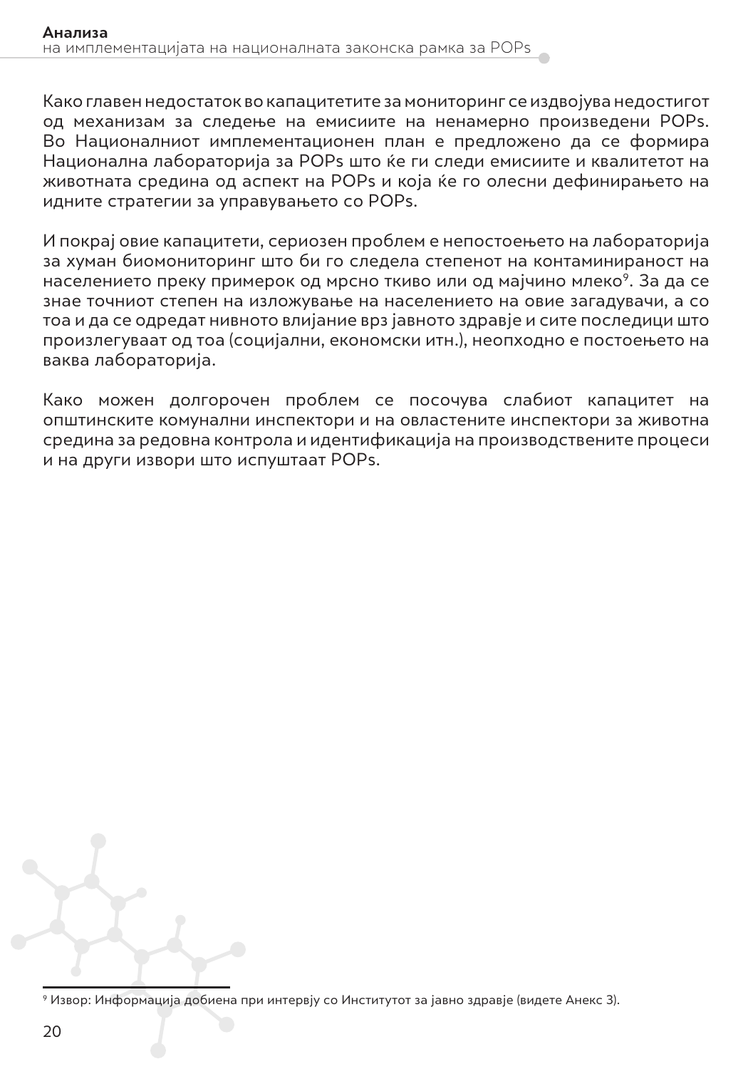Како главен недостаток во капацитетите за мониторинг се издвојува недостигот од механизам за следење на емисиите на ненамерно произведени POPs. Во Националниот имплементационен план е предложено да се формира Национална лабораторија за POPs што ќе ги следи емисиите и квалитетот на животната средина од аспект на POPs и која ќе го олесни дефинирањето на идните стратегии за управувањето со POPs.

И покрај овие капацитети, сериозен проблем е непостоењето на лабораторија за хуман биомониторинг што би го следела степенот на контаминираност на населението преку примерок од мрсно ткиво или од мајчино млеко[9]. За да се знае точниот степен на изложување на населението на овие загадувачи, а со тоа и да се одредат нивното влијание врз јавното здравје и сите последици што произлегуваат од тоа (социјални, економски итн.), неопходно е постоењето на ваква лабораторија.

Како можен долгорочен проблем се посочува слабиот капацитет на општинските комунални инспектори и на овластените инспектори за животна средина за редовна контрола и идентификација на производствените процеси и на други извори што испуштаат POPs.

[9] Извор: Информација добиена при интервју со Институтот за јавно здравје (видете Анекс 3).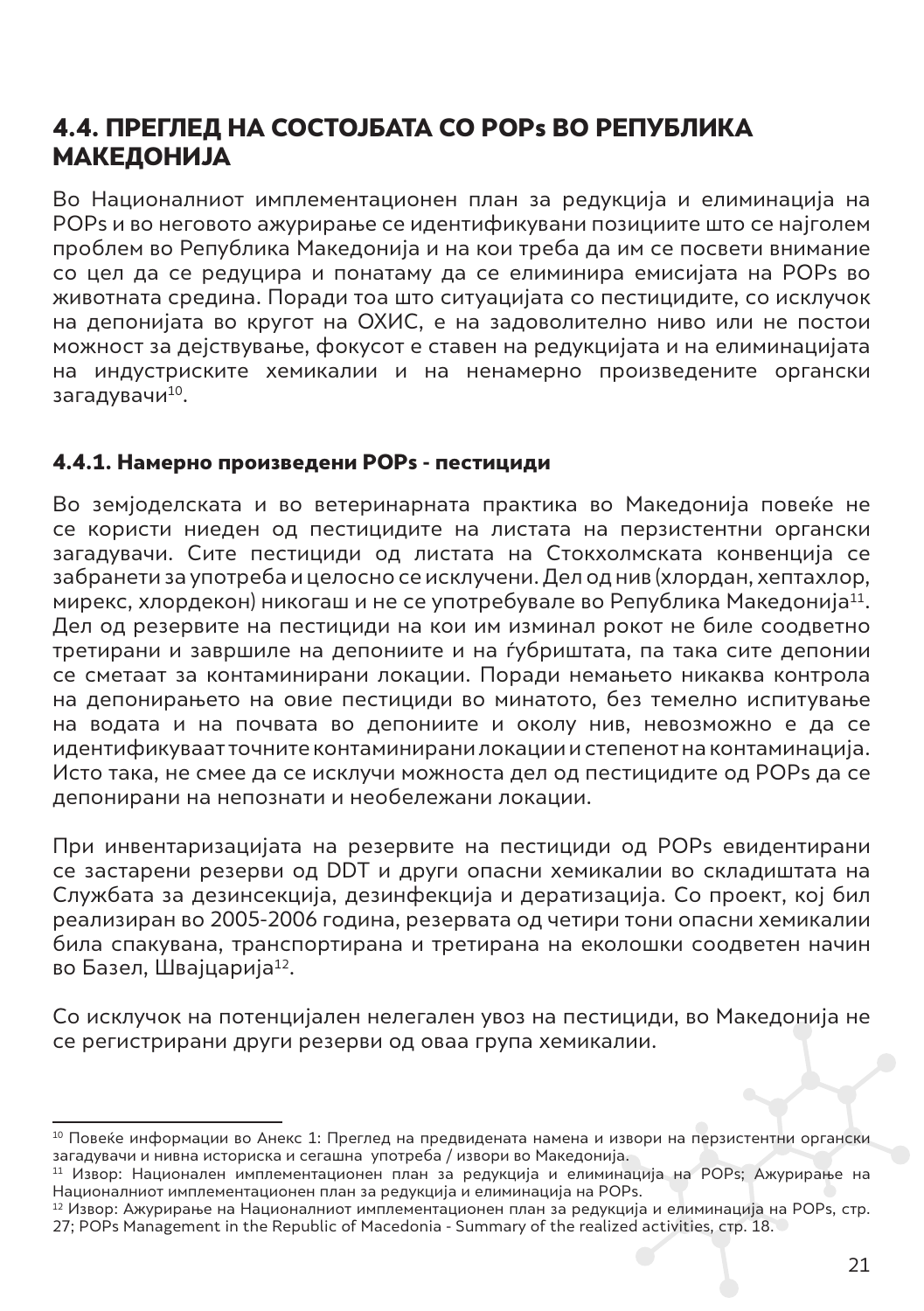## 4.4. ПРЕГЛЕД НА СОСТОЈБАТА СО POPs ВО РЕПУБЛИКА МАКЕДОНИЈА

Во Националниот имплементационен план за редукција и елиминација на POPs и во неговото ажурирање се идентификувани позициите што се најголем проблем во Република Македонија и на кои треба да им се посвети внимание со цел да се редуцира и понатаму да се елиминира емисијата на POPs во животната средина. Поради тоа што ситуацијата со пестицидите, со исклучок на депонијата во кругот на ОХИС, е на задоволително ниво или не постои можност за дејствување, фокусот е ставен на редукцијата и на елиминацијата на индустриските хемикалии и на ненамерно произведените органски загадувачи[10].

### 4.4.1. Намерно произведени POPs - пестициди

Во земјоделската и во ветеринарната практика во Македонија повеќе не се користи ниеден од пестицидите на листата на перзистентни органски загадувачи. Сите пестициди од листата на Стокхолмската конвенција се забранети за употреба и целосно се исклучени. Дел од нив (хлордан, хептахлор, мирекс, хлордекон) никогаш и не се употребувале во Република Македонија[11]. Дел од резервите на пестициди на кои им изминал рокот не биле соодветно третирани и завршиле на депониите и на ѓубриштата, па така сите депонии се сметаат за контаминирани локации. Поради немањето никаква контрола на депонирањето на овие пестициди во минатото, без темелно испитување на водата и на почвата во депониите и околу нив, невозможно е да се идентификуваат точните контаминирани локации и степенот на контаминација. Исто така, не смее да се исклучи можноста дел од пестицидите од POPs да се депонирани на непознати и необележани локации.

При инвентаризацијата на резервите на пестициди од POPs евидентирани се застарени резерви од DDT и други опасни хемикалии во складиштата на Службата за дезинсекција, дезинфекција и дератизација. Со проект, кој бил реализиран во 2005-2006 година, резервата од четири тони опасни хемикалии била спакувана, транспортирана и третирана на еколошки соодветен начин во Базел, Швајцарија[12].

Со исклучок на потенцијален нелегален увоз на пестициди, во Македонија не се регистрирани други резерви од оваа група хемикалии.

---

[10] Повеќе информации во Анекс 1: Преглед на предвидената намена и извори на перзистентни органски загадувачи и нивна историска и сегашна употреба / извори во Македонија.

[11] Извор: Национален имплементационен план за редукција и елиминација на POPs; Ажурирање на Националниот имплементационен план за редукција и елиминација на POPs.

[12] Извор: Ажурирање на Националниот имплементационен план за редукција и елиминација на POPs, стр. 27; POPs Management in the Republic of Macedonia - Summary of the realized activities, стр. 18.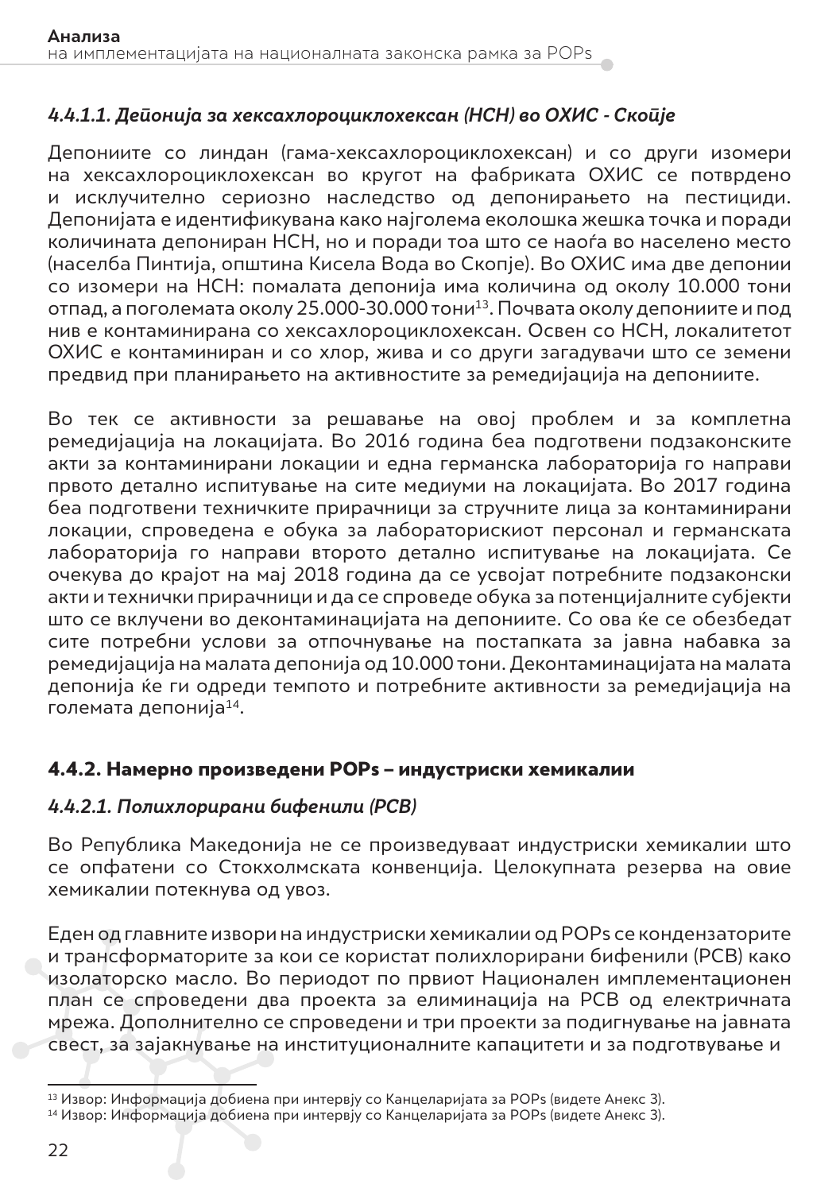#### *4.4.1.1. Депонија за хексахлороциклохексан (HCH) во ОХИС - Скопје*

Депониите со линдан (гама-хексахлороциклохексан) и со други изомери на хексахлороциклохексан во кругот на фабриката ОХИС се потврдено и исклучително сериозно наследство од депонирањето на пестициди. Депонијата е идентификувана како најголема еколошка жешка точка и поради количината депониран HCH, но и поради тоа што се наоѓа во населено место (населба Пинтија, општина Кисела Вода во Скопје). Во ОХИС има две депонии со изомери на HCH: помалата депонија има количина од околу 10.000 тони отпад, а поголемата околу 25.000-30.000 тони[13]. Почвата околу депониите и под нив е контаминирана со хексахлороциклохексан. Освен со HCH, локалитетот ОХИС е контаминиран и со хлор, жива и со други загадувачи што се земени предвид при планирањето на активностите за ремедијација на депониите.

Во тек се активности за решавање на овој проблем и за комплетна ремедијација на локацијата. Во 2016 година беа подготвени подзаконските акти за контаминирани локации и една германска лабораторија го направи првото детално испитување на сите медиуми на локацијата. Во 2017 година беа подготвени техничките прирачници за стручните лица за контаминирани локации, спроведена е обука за лабораторискиот персонал и германската лабораторија го направи второто детално испитување на локацијата. Се очекува до крајот на мај 2018 година да се усвојат потребните подзаконски акти и технички прирачници и да се спроведе обука за потенцијалните субјекти што се вклучени во деконтаминацијата на депониите. Со ова ќе се обезбедат сите потребни услови за отпочнување на постапката за јавна набавка за ремедијација на малата депонија од 10.000 тони. Деконтаминацијата на малата депонија ќе ги одреди темпото и потребните активности за ремедијација на големата депонија[14].

### 4.4.2. Намерно произведени POPs – индустриски хемикалии

#### *4.4.2.1. Полихлорирани бифенили (PCB)*

Во Република Македонија не се произведуваат индустриски хемикалии што се опфатени со Стокхолмската конвенција. Целокупната резерва на овие хемикалии потекнува од увоз.

Еден од главните извори на индустриски хемикалии од POPs се кондензаторите и трансформаторите за кои се користат полихлорирани бифенили (PCB) како изолаторско масло. Во периодот по првиот Национален имплементационен план се спроведени два проекта за елиминација на PCB од електричната мрежа. Дополнително се спроведени и три проекти за подигнување на јавната свест, за зајакнување на институционалните капацитети и за подготвување и

---

[13] Извор: Информација добиена при интервју со Канцеларијата за POPs (видете Анекс 3).

[14] Извор: Информација добиена при интервју со Канцеларијата за POPs (видете Анекс 3).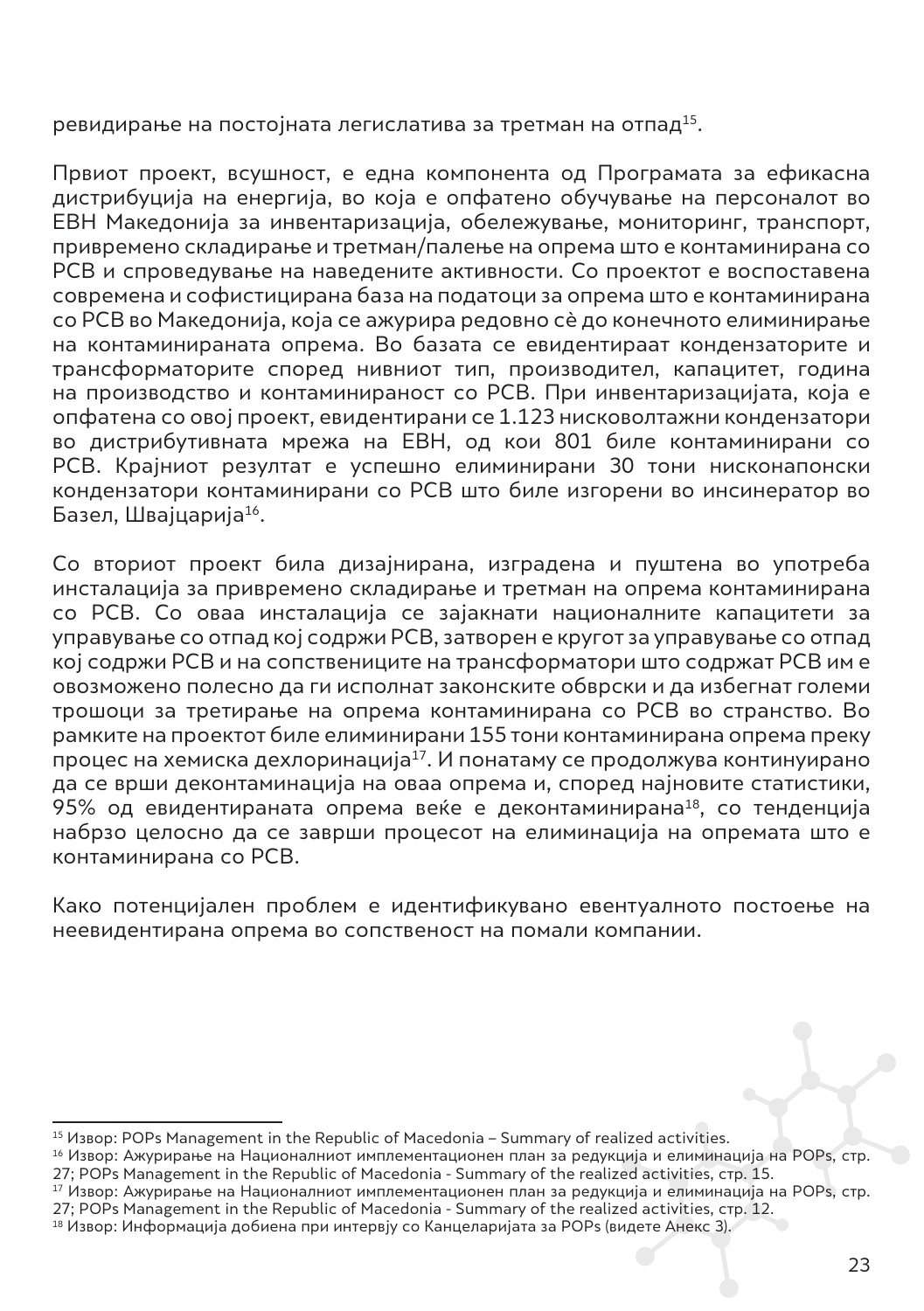ревидирање на постојната легислатива за третман на отпад[15].

Првиот проект, всушност, е една компонента од Програмата за ефикасна дистрибуција на енергија, во која е опфатено обучување на персоналот во ЕВН Македонија за инвентаризација, обележување, мониторинг, транспорт, привремено складирање и третман/палење на опрема што е контаминирана со PCB и спроведување на наведените активности. Со проектот е воспоставена современа и софистицирана база на податоци за опрема што е контаминирана со PCB во Македонија, која се ажурира редовно сè до конечното елиминирање на контаминираната опрема. Во базата се евидентираат кондензаторите и трансформаторите според нивниот тип, производител, капацитет, година на производство и контаминираност со PCB. При инвентаризацијата, која е опфатена со овој проект, евидентирани се 1.123 нисковолтажни кондензатори во дистрибутивната мрежа на ЕВН, од кои 801 биле контаминирани со PCB. Крајниот резултат е успешно елиминирани 30 тони нисконапонски кондензатори контаминирани со PCB што биле изгорени во инсинератор во Базел, Швајцарија[16].

Со вториот проект била дизајнирана, изградена и пуштена во употреба инсталација за привремено складирање и третман на опрема контаминирана со PCB. Со оваа инсталација се зајакнати националните капацитети за управување со отпад кој содржи PCB, затворен е кругот за управување со отпад кој содржи PCB и на сопствениците на трансформатори што содржат PCB им е овозможено полесно да ги исполнат законските обврски и да избегнат големи трошоци за третирање на опрема контаминирана со PCB во странство. Во рамките на проектот биле елиминирани 155 тони контаминирана опрема преку процес на хемиска дехлоринација[17]. И понатаму се продолжува континуирано да се врши деконтаминација на оваа опрема и, според најновите статистики, 95% од евидентираната опрема веќе е деконтаминирана[18], со тенденција набрзо целосно да се заврши процесот на елиминација на опремата што е контаминирана со PCB.

Како потенцијален проблем е идентификувано евентуалното постоење на неевидентирана опрема во сопственост на помали компании.

---

[15] Извор: POPs Management in the Republic of Macedonia – Summary of realized activities.

[16] Извор: Ажурирање на Националниот имплементационен план за редукција и елиминација на POPs, стр. 27; POPs Management in the Republic of Macedonia - Summary of the realized activities, стр. 15.

[17] Извор: Ажурирање на Националниот имплементационен план за редукција и елиминација на POPs, стр. 27; POPs Management in the Republic of Macedonia - Summary of the realized activities, стр. 12.

[18] Извор: Информација добиена при интервју со Канцеларијата за POPs (видете Анекс 3).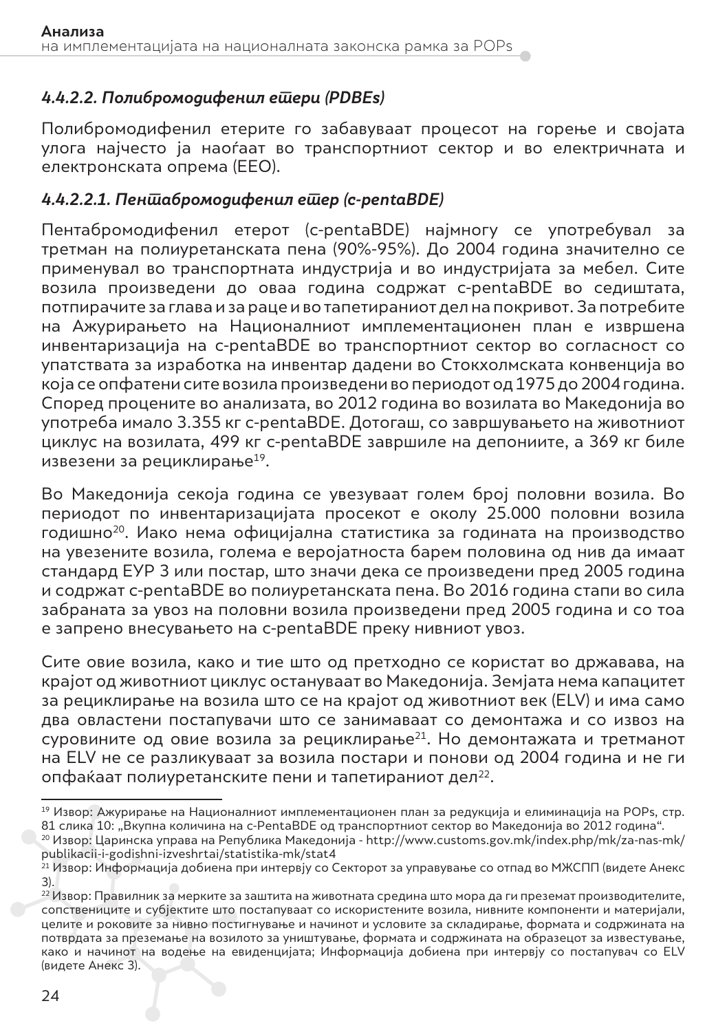#### *4.4.2.2. Полибромодифенил етери (PDBEs)*

Полибромодифенил етерите го забавуваат процесот на горење и својата улога најчесто ја наоѓаат во транспортниот сектор и во електричната и електронската опрема (ЕЕО).

##### *4.4.2.2.1. Пентабромодифенил етер (c-pentaBDE)*

Пентабромодифенил етерот (c-pentaBDE) најмногу се употребувал за третман на полиуретанската пена (90%-95%). До 2004 година значително се применувал во транспортната индустрија и во индустријата за мебел. Сите возила произведени до оваа година содржат c-pentaBDE во седиштата, потпирачите за глава и за раце и во тапетираниот дел на покривот. За потребите на Ажурирањето на Националниот имплементационен план е извршена инвентаризација на c-pentaBDE во транспортниот сектор во согласност со упатствата за изработка на инвентар дадени во Стокхолмската конвенција во која се опфатени сите возила произведени во периодот од 1975 до 2004 година. Според процените во анализата, во 2012 година во возилата во Македонија во употреба имало 3.355 кг c-pentaBDE. Дотогаш, со завршувањето на животниот циклус на возилата, 499 кг c-pentaBDE завршиле на депониите, а 369 кг биле извезени за рециклирање[19].

Во Македонија секоја година се увезуваат голем број половни возила. Во периодот по инвентаризацијата просекот е околу 25.000 половни возила годишно[20]. Иако нема официјална статистика за годината на производство на увезените возила, голема е веројатноста барем половина од нив да имаат стандард ЕУР 3 или постар, што значи дека се произведени пред 2005 година и содржат c-pentaBDE во полиуретанската пена. Во 2016 година стапи во сила забраната за увоз на половни возила произведени пред 2005 година и со тоа е запрено внесувањето на c-pentaBDE преку нивниот увоз.

Сите овие возила, како и тие што од претходно се користат во државава, на крајот од животниот циклус остануваат во Македонија. Земјата нема капацитет за рециклирање на возила што се на крајот од животниот век (ELV) и има само два овластени постапувачи што се занимаваат со демонтажа и со извоз на суровините од овие возила за рециклирање[21]. Но демонтажата и третманот на ELV не се разликуваат за возила постари и понови од 2004 година и не ги опфаќаат полиуретанските пени и тапетираниот дел[22].

---

[19] Извор: Ажурирање на Националниот имплементационен план за редукција и елиминација на POPs, стр. 81 слика 10: „Вкупна количина на c-PentaBDE од транспортниот сектор во Македонија во 2012 година".

[20] Извор: Царинска управа на Република Македонија - http://www.customs.gov.mk/index.php/mk/za-nas-mk/publikacii-i-godishni-izveshrtai/statistika-mk/stat4

[21] Извор: Информација добиена при интервју со Секторот за управување со отпад во МЖСПП (видете Анекс 3).

[22] Извор: Правилник за мерките за заштита на животната средина што мора да ги преземат производителите, сопствениците и субјектите што постапуваат со искористените возила, нивните компоненти и материјали, целите и роковите за нивно постигнување и начинот и условите за складирање, формата и содржината на потврдата за преземање на возилото за уништување, формата и содржината на образецот за известување, како и начинот на водење на евиденцијата; Информација добиена при интервју со постапувач со ELV (видете Анекс 3).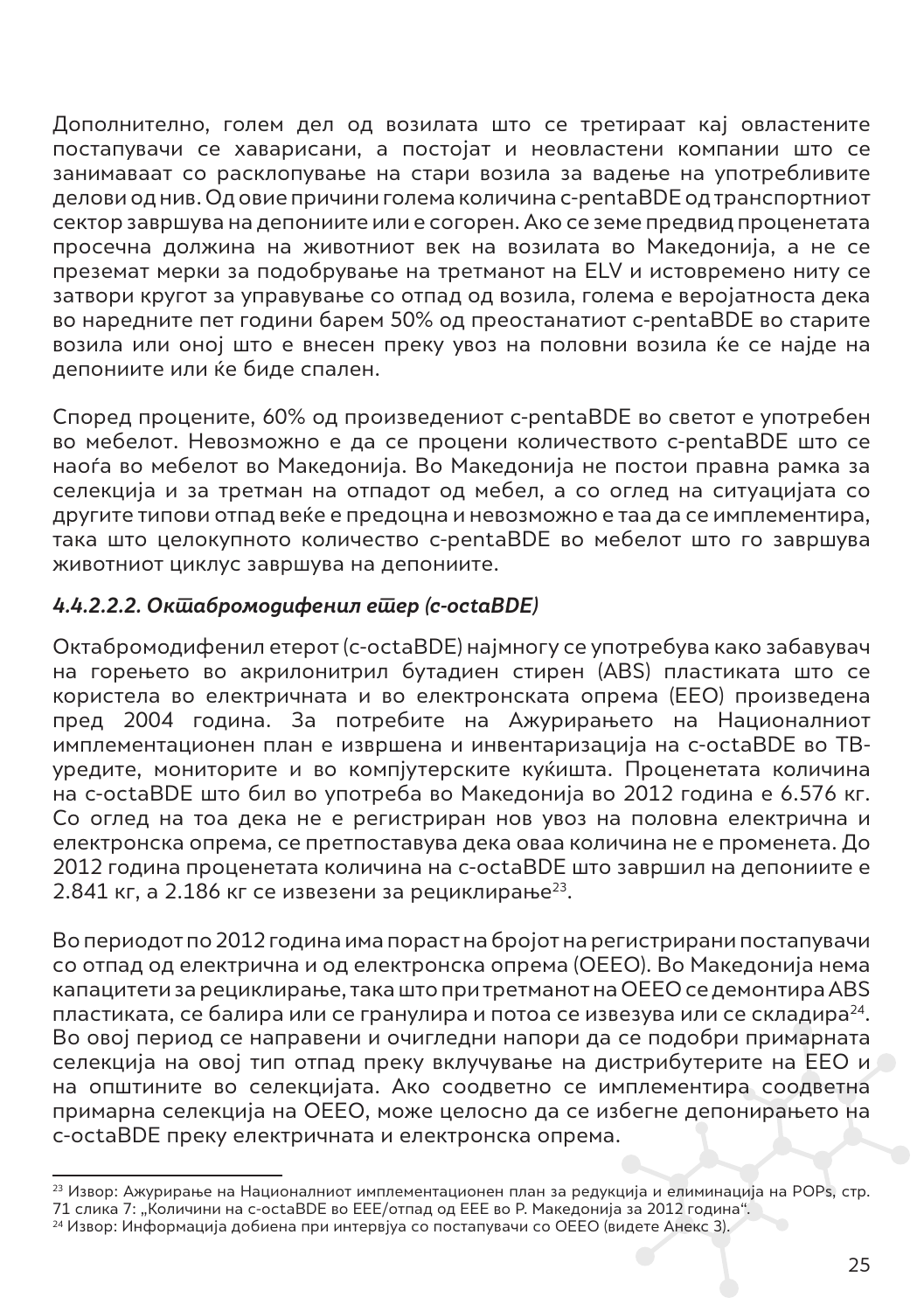Дополнително, голем дел од возилата што се третираат кај овластените постапувачи се хаварисани, а постојат и неовластени компании што се занимаваат со расклопување на стари возила за вадење на употребливите делови од нив. Од овие причини голема количина c-pentaBDE од транспортниот сектор завршува на депониите или е согорен. Ако се земе предвид проценетата просечна должина на животниот век на возилата во Македонија, а не се преземат мерки за подобрување на третманот на ELV и истовремено ниту се затвори кругот за управување со отпад од возила, голема е веројатноста дека во наредните пет години барем 50% од преостанатиот c-pentaBDE во старите возила или оној што е внесен преку увоз на половни возила ќе се најде на депониите или ќе биде спален.

Според проценките, 60% од произведениот c-pentaBDE во светот е употребен во мебелот. Невозможно е да се процени количеството c-pentaBDE што се наоѓа во мебелот во Македонија. Во Македонија не постои правна рамка за селекција и за третман на отпадот од мебел, а со оглед на ситуацијата со другите типови отпад веќе е предоцна и невозможно е таа да се имплементира, така што целокупното количество c-pentaBDE во мебелот што го завршува животниот циклус завршува на депониите.

#### *4.4.2.2.2. Октабромодифенил етер (c-octaBDE)*

Октабромодифенил етерот (c-octaBDE) најмногу се употребува како забавувач на горењето во акрилонитрил бутадиен стирен (ABS) пластиката што се користела во електричната и во електронската опрема (ЕЕО) произведена пред 2004 година. За потребите на Ажурирањето на Националниот имплементационен план е извршена и инвентаризација на c-octaBDE во ТВ-уредите, мониторите и во компјутерските куќишта. Проценетата количина на c-octaBDE што бил во употреба во Македонија во 2012 година е 6.576 кг. Со оглед на тоа дека не е регистриран нов увоз на половна електрична и електронска опрема, се претпоставува дека оваа количина не е променета. До 2012 година проценетата количина на c-octaBDE што завршил на депониите е 2.841 кг, а 2.186 кг се извезени за рециклирање[23].

Во периодот по 2012 година има пораст на бројот на регистрирани постапувачи со отпад од електрична и од електронска опрема (ОЕЕО). Во Македонија нема капацитети за рециклирање, така што при третманот на ОЕЕО се демонтира ABS пластиката, се балира или се гранулира и потоа се извезува или се складира[24]. Во овој период се направени и очигледни напори да се подобри примарната селекција на овој тип отпад преку вклучување на дистрибутерите на ЕЕО и на општините во селекцијата. Ако соодветно се имплементира соодветна примарна селекција на ОЕЕО, може целосно да се избегне депонирањето на c-octaBDE преку електричната и електронска опрема.

---

[23] Извор: Ажурирање на Националниот имплементационен план за редукција и елиминација на POPs, стр. 71 слика 7: „Количини на c-octaBDE во EEE/отпад од EEE во Р. Македонија за 2012 година".

[24] Извор: Информација добиена при интервју со постапувачи со ОЕЕО (видете Анекс 3).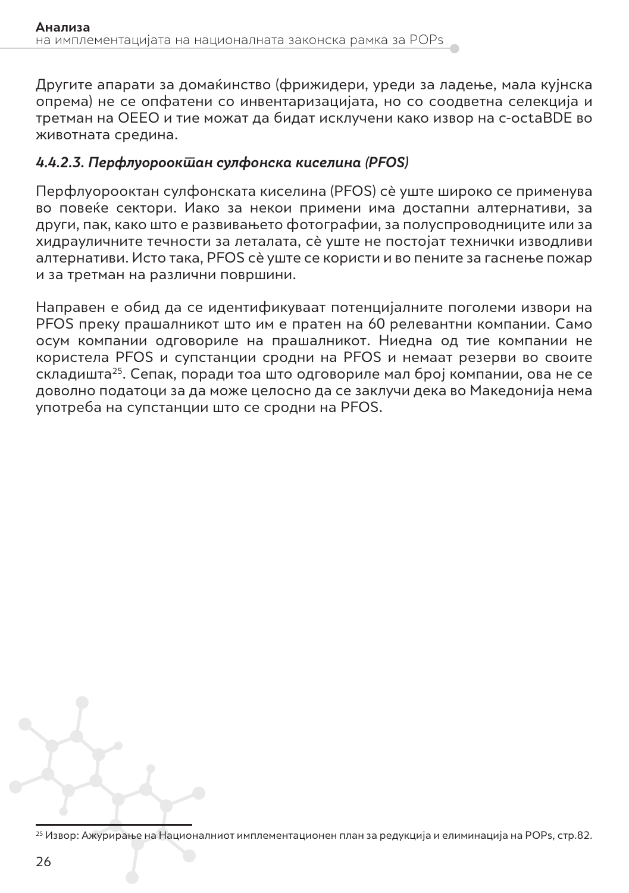Другите апарати за домаќинство (фрижидери, уреди за ладење, мала кујнска опрема) не се опфатени со инвентаризацијата, но со соодветна селекција и третман на ОЕЕО и тие можат да бидат исклучени како извор на c-octaBDE во животната средина.

### *4.4.2.3. Перфлуорооктан сулфонска киселина (PFOS)*

Перфлуорооктан сулфонската киселина (PFOS) сè уште широко се применува во повеќе сектори. Иако за некои примени има достапни алтернативи, за други, пак, како што е развивањето фотографии, за полуспроводниците или за хидрауличните течности за леталата, сè уште не постојат технички изводливи алтернативи. Исто така, PFOS сè уште се користи и во пените за гаснење пожар и за третман на различни површини.

Направен е обид да се идентификуваат потенцијалните поголеми извори на PFOS преку прашалникот што им е пратен на 60 релевантни компании. Само осум компании одговориле на прашалникот. Ниедна од тие компании не користела PFOS и супстанции сродни на PFOS и немаат резерви во своите складишта[25]. Сепак, поради тоа што одговориле мал број компании, ова не се доволно податоци за да може целосно да се заклучи дека во Македонија нема употреба на супстанции што се сродни на PFOS.

---

[25] Извор: Ажурирање на Националниот имплементационен план за редукција и елиминација на POPs, стр.82.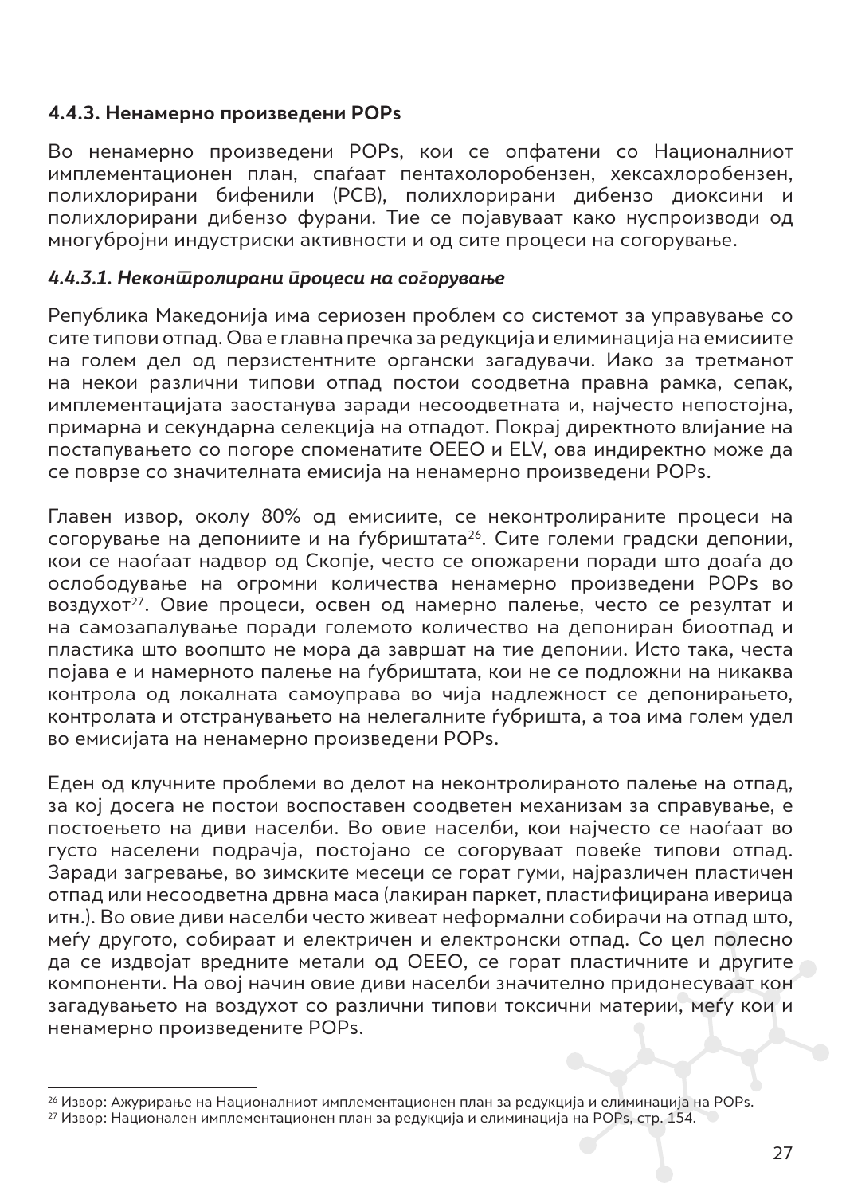### 4.4.3. Ненамерно произведени POPs

Во ненамерно произведени POPs, кои се опфатени со Националниот имплементационен план, спаѓаат пентахлоробензен, хексахлоробензен, полихлорирани бифенили (PCB), полихлорирани дибензо диоксини и полихлорирани дибензо фурани. Тие се појавуваат како нуспроизводи од многубројни индустриски активности и од сите процеси на согорување.

#### *4.4.3.1. Неконтролирани процеси на согорување*

Република Македонија има сериозен проблем со системот за управување со сите типови отпад. Ова е главна пречка за редукција и елиминација на емисиите на голем дел од перзистентните органски загадувачи. Иако за третманот на некои различни типови отпад постои соодветна правна рамка, сепак, имплементацијата заостанува заради несоодветната и, најчесто непостојна, примарна и секундарна селекција на отпадот. Покрај директното влијание на постапувањето со погоре спомenatите OEEO и ELV, ова индиректно може да се поврзе со значителната емисија на ненамерно произведени POPs.

Главен извор, околу 80% од емисиите, се неконтролираните процеси на согорување на депониите и на ѓубриштата[26]. Сите големи градски депонии, кои се наоѓаат надвор од Скопје, често се опожарени поради што доаѓа до ослободување на огромни количества ненамерно произведени POPs во воздухот[27]. Овие процеси, освен од намерно палење, често се резултат и на самозапалување поради големото количество на депониран биоотпад и пластика што воопшто не мора да завршат на тие депонии. Исто така, честа појава е и намерното палење на ѓубриштата, кои не се подложни на никаква контрола од локалната самоуправа во чија надлежност се депонирањето, контролата и отстранувањето на нелегалните ѓубришта, а тоа има голем удел во емисијата на ненамерно произведени POPs.

Еден од клучните проблеми во делот на неконтролираното палење на отпад, за кој досега не постои воспоставен соодветен механизам за справување, е постоењето на диви населби. Во овие населби, кои најчесто се наоѓаат во густо населени подрачја, постојано се согоруваат повеќе типови отпад. Заради загревање, во зимските месеци се горат гуми, најразличен пластичен отпад или несоодветна дрвна маса (лакиран паркет, пластифицирана иверица итн.). Во овие диви населби често живеат неформални собирачи на отпад што, меѓу другото, собираат и електричен и електронски отпад. Со цел полесно да се издвојат вредните метали од OEEO, се горат пластичните и другите компоненти. На овој начин овие диви населби значително придонесуваат кон загадувањето на воздухот со различни типови токсични материи, меѓу кои и ненамерно произведените POPs.

---

[26] Извор: Ажурирање на Националниот имплементационен план за редукција и елиминација на POPs.

[27] Извор: Национален имплементационен план за редукција и елиминација на POPs, стр. 154.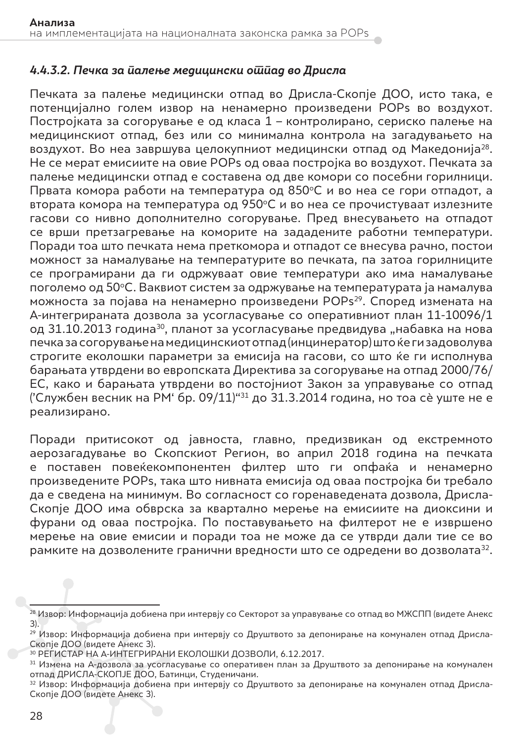#### *4.4.3.2. Печка за палење медицински отпад во Дрисла*

Печката за палење медицински отпад во Дрисла-Скопје ДОО, исто така, е потенцијално голем извор на ненамерно произведени POPs во воздухот. Постројката за согорување е од класа 1 – контролирано, сериско палење на медицинскиот отпад, без или со минимална контрола на загадувањето на воздухот. Во неа завршува целокупниот медицински отпад од Македонија[28]. Не се мерат емисиите на овие POPs од оваа постројка во воздухот. Печката за палење медицински отпад е составена од две комори со посебни горилници. Првата комора работи на температура од 850°C и во неа се гори отпадот, а втората комора на температура од 950°C и во неа се прочистуваат излезните гасови со нивно дополнително согорување. Пред внесувањето на отпадот се врши претзагревање на коморите на зададените работни температури. Поради тоа што печката нема преткомора и отпадот се внесува рачно, постои можност за намалување на температурите во печката, па затоа горилниците се програмирани да ги одржуваат овие температури ако има намалување поголемо од 50°C. Ваквиот систем за одржување на температурата ја намалува можноста за појава на ненамерно произведени POPs[29]. Според измената на А-интегрираната дозвола за усогласување со оперативниот план 11-10096/1 од 31.10.2013 година[30], планот за усогласување предвидува „набавка на нова печка за согорување на медицинскиот отпад (инцинератор) што ќе ги задоволува строгите еколошки параметри за емисија на гасови, со што ќе ги исполнува барањата утврдени во европската Директива за согорување на отпад 2000/76/ЕС, како и барањата утврдени во постојниот Закон за управување со отпад ('Службен весник на РМ' бр. 09/11)"[31] до 31.3.2014 година, но тоа сè уште не е реализирано.

Поради притисокот од јавноста, главно, предизвикан од екстремното аерозагадување во Скопскиот Регион, во април 2018 година на печката е поставен повеќекомпонентен филтер што ги опфаќа и ненамерно произведените POPs, така што нивната емисија од оваа постројка би требало да е сведена на минимум. Во согласност со горенаведената дозвола, Дрисла-Скопје ДОО има обврска за квартално мерење на емисиите на диоксини и фурани од оваа постројка. По поставувањето на филтерот не е извршено мерење на овие емисии и поради тоа не може да се утврди дали тие се во рамките на дозволените гранични вредности што се одредени во дозволата[32].

---

[28] Извор: Информација добиена при интервју со Секторот за управување со отпад во МЖСПП (видете Анекс 3).

[29] Извор: Информација добиена при интервју со Друштвото за депонирање на комунален отпад Дрисла-Скопје ДОО (видете Анекс 3).

[30] РЕГИСТАР НА А-ИНТЕГРИРАНИ ЕКОЛОШКИ ДОЗВОЛИ, 6.12.2017.

[31] Измена на А-дозвола за усогласување со оперативен план за Друштвото за депонирање на комунален отпад ДРИСЛА-СКОПЈЕ ДОО, Батинци, Студеничани.

[32] Извор: Информација добиена при интервју со Друштвото за депонирање на комунален отпад Дрисла-Скопје ДОО (видете Анекс 3).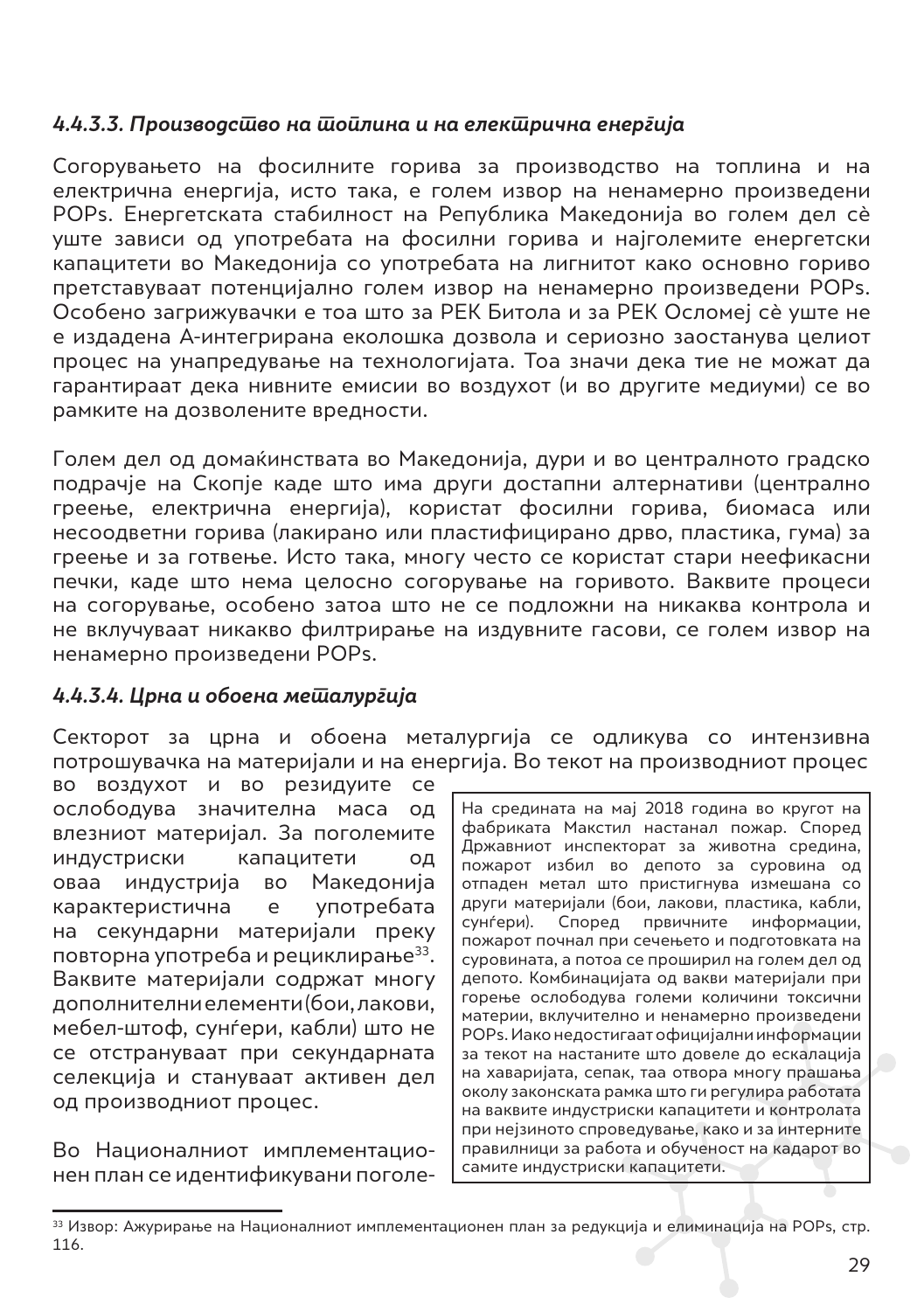#### *4.4.3.3. Производство на топлина и на електрична енергија*

Согорувањето на фосилните горива за производство на топлина и на електрична енергија, исто така, е голем извор на ненамерно произведени POPs. Енергетската стабилност на Република Македонија во голем дел сè уште зависи од употребата на фосилни горива и најголемите енергетски капацитети во Македонија со употребата на лигнитот како основно гориво претставуваат потенцијално голем извор на ненамерно произведени POPs. Особено загрижувачки е тоа што за РЕК Битола и за РЕК Осломеј сè уште не е издадена А-интегрирана еколошка дозвола и сериозно заостанува целиот процес на унапредување на технологијата. Тоа значи дека тие не можат да гарантираат дека нивните емисии во воздухот (и во другите медиуми) се во рамките на дозволените вредности.

Голем дел од домаќинствата во Македонија, дури и во централното градско подрачје на Скопје каде што има други достапни алтернативи (централно греење, електрична енергија), користат фосилни горива, биомаса или несоодветни горива (лакирано или пластифицирано дрво, пластика, гума) за греење и за готвење. Исто така, многу често се користат стари неефикасни печки, каде што нема целосно согорување на горивото. Ваквите процеси на согорување, особено затоа што не се подложни на никаква контрола и не вклучуваат никакво филтрирање на издувните гасови, се голем извор на ненамерно произведени POPs.

#### *4.4.3.4. Црна и обоена металургија*

Секторот за црна и обоена металургија се одликува со интензивна потрошувачка на материјали и на енергија. Во текот на производниот процес во воздухот и во резидуите се ослободува значителна маса од влезниот материјал. За поголемите индустриски капацитети од оваа индустрија во Македонија карактеристична е употребата на секундарни материјали преку повторна употреба и рециклирање[33]. Ваквите материјали содржат многу дополнителни елементи (бои, лакови, мебел-штоф, сунѓери, кабли) што не се отстрануваат при секундарната селекција и стануваат активен дел од производниот процес.

> На средината на мај 2018 година во кругот на фабриката Макстил настанал пожар. Според Државниот инспекторат за животна средина, пожарот избил во депото за суровина од отпаден метал што пристигнува измешана со други материјали (бои, лакови, пластика, кабли, сунѓери). Според првичните информации, пожарот почнал при сечењето и подготовката на суровината, а потоа се проширил на голем дел од депото. Комбинацијата од вакви материјали при горење ослободува големи количини токсични материи, вклучително и ненамерно произведени POPs. Иако недостигаат официјални информации за текот на настаните што довеле до ескалација на хаваријата, сепак, таа отвора многу прашања околу законската рамка што ги регулира работата на ваквите индустриски капацитети и контролата при нејзиното спроведување, како и за интерните правилници за работа и обученост на кадарот во самите индустриски капацитети.

Во Националниот имплементационен план се идентификувани поголе-

---

[33] Извор: Ажурирање на Националниот имплементационен план за редукција и елиминација на POPs, стр. 116.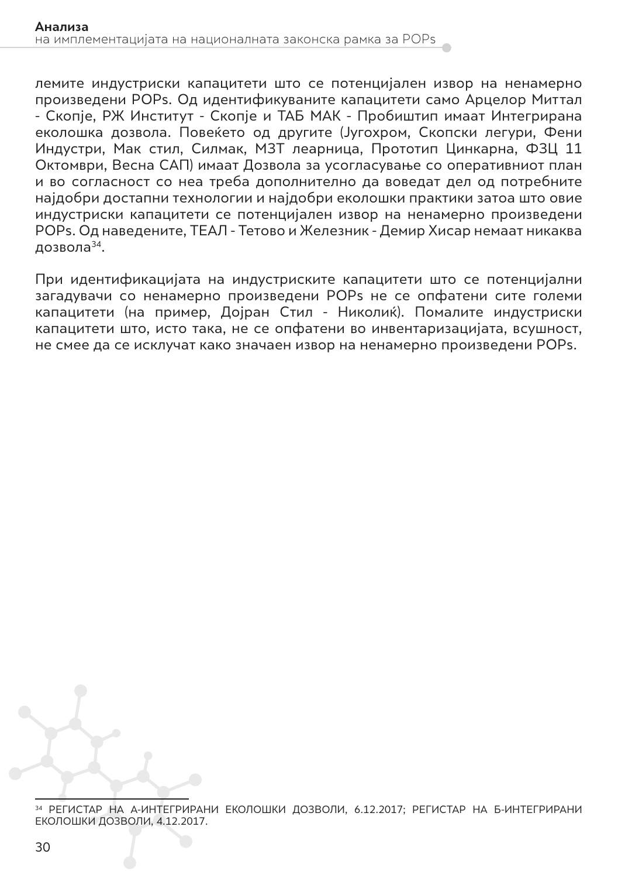лемите индустриски капацитети што се потенцијален извор на ненамерно произведени POPs. Од идентификуваните капацитети само Арцелор Миттал - Скопје, РЖ Институт - Скопје и ТАБ МАК - Пробиштип имаат Интегрирана еколошка дозвола. Повеќето од другите (Југохром, Скопски легури, Фени Индустри, Мак стил, Силмак, МЗТ леарница, Прототип Цинкарна, ФЗЦ 11 Октомври, Весна САП) имаат Дозвола за усогласување со оперативниот план и во согласност со неа треба дополнително да воведат дел од потребните најдобри достапни технологии и најдобри еколошки практики затоа што овие индустриски капацитети се потенцијален извор на ненамерно произведени POPs. Од наведените, ТЕАЛ - Тетово и Железник - Демир Хисар немаат никаква дозвола[34].

При идентификацијата на индустриските капацитети што се потенцијални загадувачи со ненамерно произведени POPs не се опфатени сите големи капацитети (на пример, Дојран Стил - Николиќ). Помалите индустриски капацитети што, исто така, не се опфатени во инвентаризацијата, всушност, не смее да се исклучат како значаен извор на ненамерно произведени POPs.

---

[34] РЕГИСТАР НА А-ИНТЕГРИРАНИ ЕКОЛОШКИ ДОЗВОЛИ, 6.12.2017; РЕГИСТАР НА Б-ИНТЕГРИРАНИ ЕКОЛОШКИ ДОЗВОЛИ, 4.12.2017.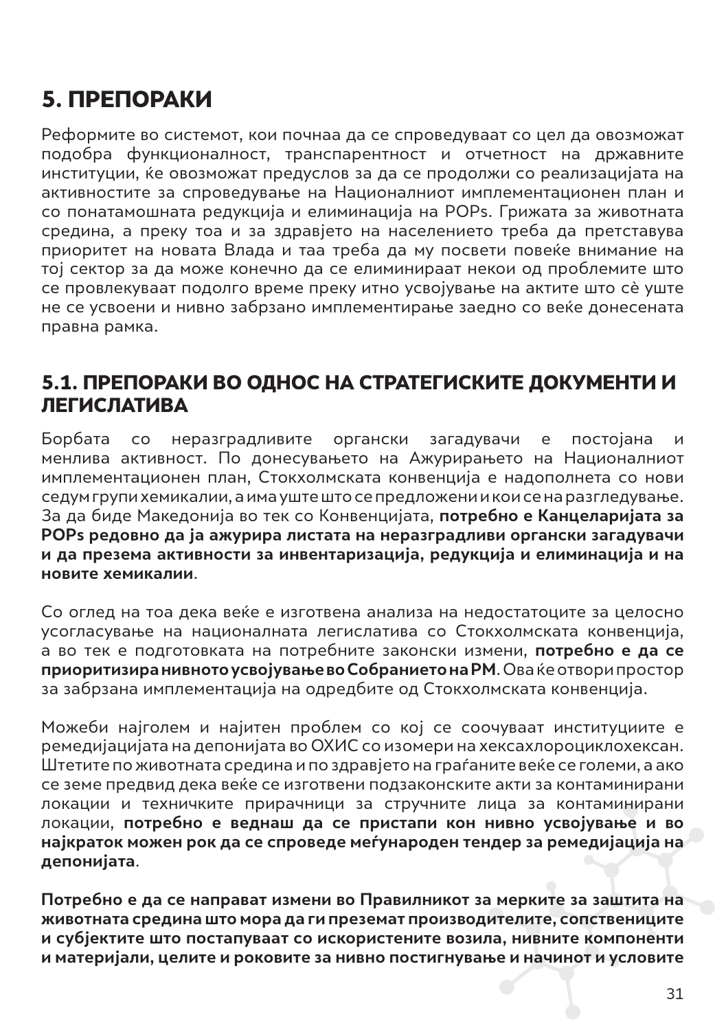# 5. ПРЕПОРАКИ

Реформите во системот, кои почнаа да се спроведуваат со цел да овозможат подобра функционалност, транспарентност и отчетност на државните институции, ќе овозможат предуслов за да се продолжи со реализацијата на активностите за спроведување на Националниот имплементационен план и со понатамошната редукција и елиминација на POPs. Грижата за животната средина, а преку тоа и за здравјето на населението треба да претставува приоритет на новата Влада и таа треба да му посвети повеќе внимание на тој сектор за да може конечно да се елиминираат некои од проблемите што се провлекуваат подолго време преку итно усвојување на актите што сè уште не се усвоени и нивно забрзано имплементирање заедно со веќе донесената правна рамка.

## 5.1. ПРЕПОРАКИ ВО ОДНОС НА СТРАТЕГИСКИТЕ ДОКУМЕНТИ И ЛЕГИСЛАТИВА

Борбата со неразградливите органски загадувачи е постојана и менлива активност. По донесувањето на Ажурирањето на Националниот имплементационен план, Стокхолмската конвенција е надополнета со нови седум групи хемикалии, а има уште што се предложени и кои се на разгледување. За да биде Македонија во тек со Конвенцијата, **потребно е Канцеларијата за POPs редовно да ја ажурира листата на неразградливи органски загадувачи и да презема активности за инвентаризација, редукција и елиминација и на новите хемикалии**.

Со оглед на тоа дека веќе е изготвена анализа на недостатоците за целосно усогласување на националната легислатива со Стокхолмската конвенција, а во тек е подготовката на потребните законски измени, **потребно е да се приоритизира нивното усвојување во Собранието на РМ**. Ова ќе отвори простор за забрзана имплементација на одредбите од Стокхолмската конвенција.

Можеби најголем и најитен проблем со кој се соочуваат институциите е ремедијацијата на депонијата во ОХИС со изомери на хексахлороциклохексан. Штетите по животната средина и по здравјето на граѓаните веќе се големи, а ако се земе предвид дека веќе се изготвени подзаконските акти за контаминирани локации и техничките прирачници за стручните лица за контаминирани локации, **потребно е веднаш да се пристапи кон нивно усвојување и во најкраток можен рок да се спроведе меѓународен тендер за ремедијација на депонијата**.

**Потребно е да се направат измени во Правилникот за мерките за заштита на животната средина што мора да ги преземат производителите, сопствениците и субјектите што постапуваат со искористените возила, нивните компоненти и материјали, целите и роковите за нивно постигнување и начинот и условите**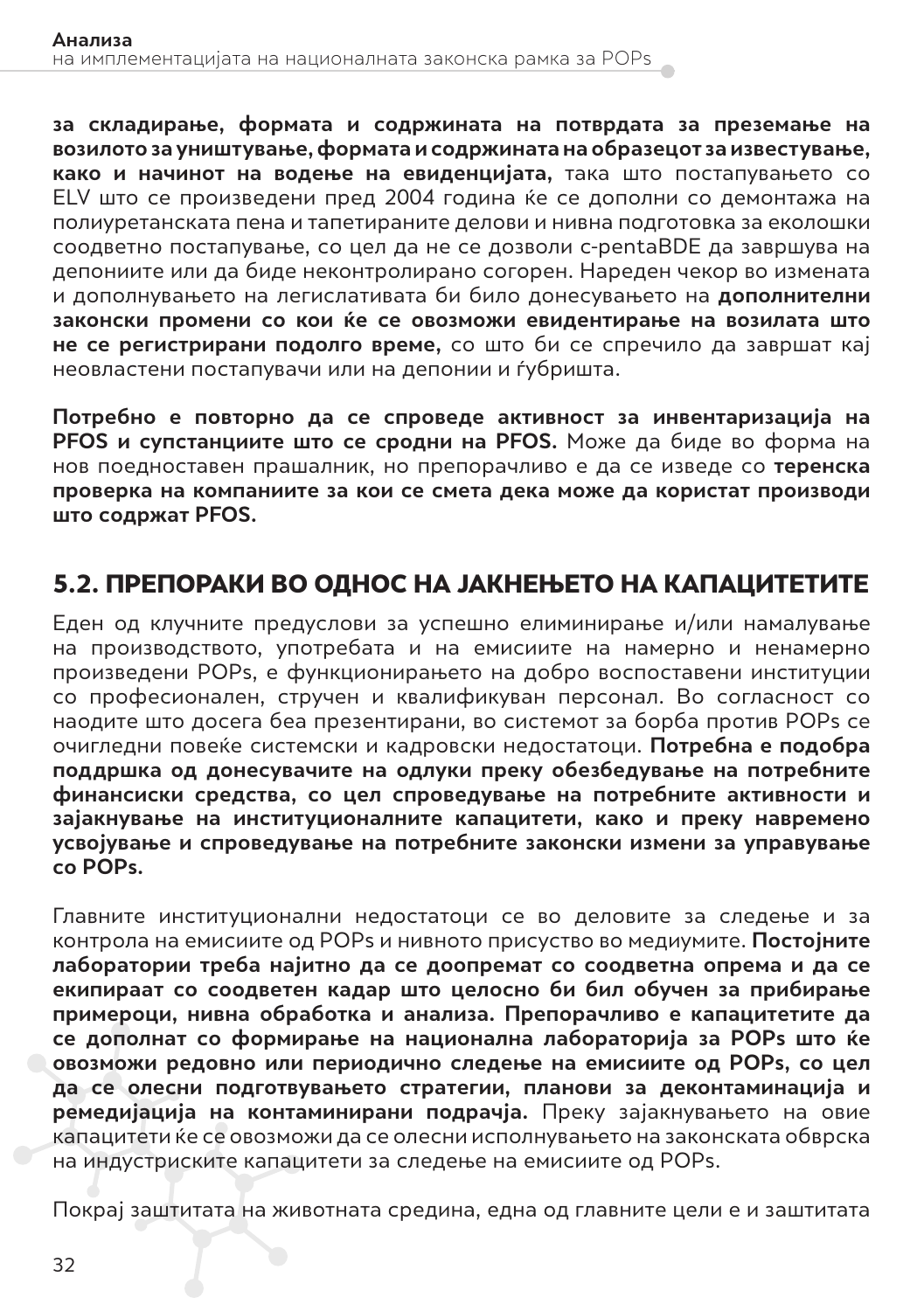**за складирање, формата и содржината на потврдата за преземање на возилото за уништување, формата и содржината на образецот за известување, како и начинот на водење на евиденцијата,** така што постапувањето со ELV што се произведени пред 2004 година ќе се дополни со демонтажа на полиуретанската пена и тапетираните делови и нивна подготовка за еколошки соодветно постапување, со цел да не се дозволи c-pentaBDE да завршува на депониите или да биде неконтролирано согорен. Нареден чекор во измената и дополнувањето на легислативата би било донесувањето на **дополнителни законски промени со кои ќе се овозможи евидентирање на возилата што не се регистрирани подолго време,** со што би се спречило да завршат кај неовластени постапувачи или на депонии и ѓубришта.

**Потребно е повторно да се спроведе активност за инвентаризација на PFOS и супстанциите што се сродни на PFOS.** Може да биде во форма на нов поедноставен прашалник, но препорачливо е да се изведе со **теренска проверка на компаниите за кои се смета дека може да користат производи што содржат PFOS**.

## 5.2. ПРЕПОРАКИ ВО ОДНОС НА ЈАКНЕЊЕТО НА КАПАЦИТЕТИТЕ

Еден од клучните предуслови за успешно елиминирање и/или намалување на производството, употребата и на емисиите на намерно и ненамерно произведени POPs, е функционирањето на добро воспоставени институции со професионален, стручен и квалификуван персонал. Во согласност со наодите што досега беа презентирани, во системот за борба против POPs се очигледни повеќе системски и кадровски недостатоци. **Потребна е подобра поддршка од донесувачите на одлуки преку обезбедување на потребните финансиски средства, со цел спроведување на потребните активности и зајакнување на институционалните капацитети, како и преку навремено усвојување и спроведување на потребните законски измени за управување со POPs.**

Главните институционални недостатоци се во деловите за следење и за контрола на емисиите од POPs и нивното присуство во медиумите. **Постојните лаборатории треба најитно да се доопремат со соодветна опрема и да се екипираат со соодветен кадар што целосно би бил обучен за прибирање примероци, нивна обработка и анализа. Препорачливо е капацитетите да се дополнат со формирање на национална лабораторија за POPs што ќе овозможи редовно или периодично следење на емисиите од POPs, со цел да се олесни подготвувањето стратегии, планови за деконтаминација и ремедијација на контаминирани подрачја.** Преку зајакнувањето на овие капацитети ќе се овозможи да се олесни исполнувањето на законската обврска на индустриските капацитети за следење на емисиите од POPs.

Покрај заштитата на животната средина, една од главните цели е и заштитата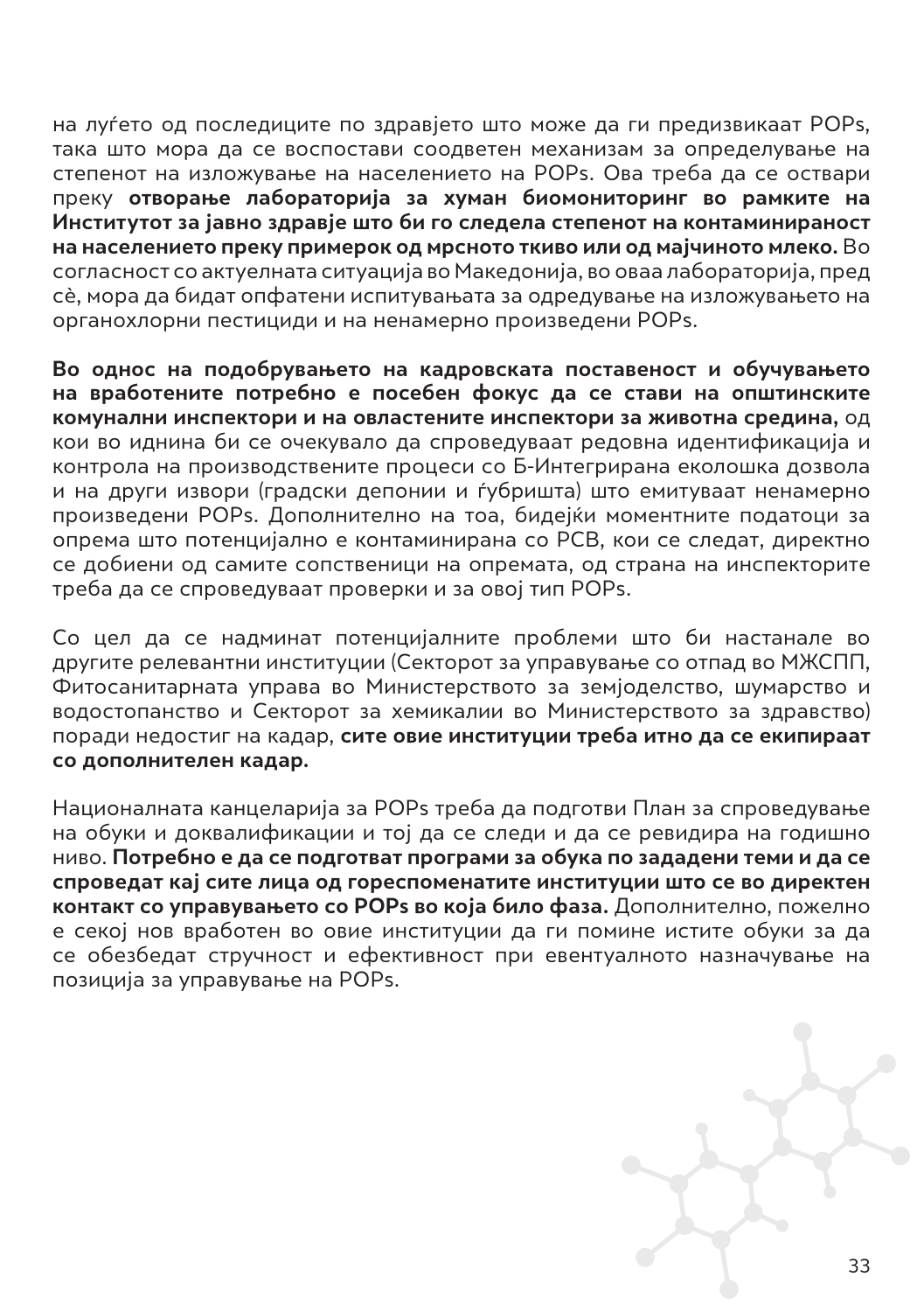на луѓето од последиците по здравјето што може да ги предизвикаат POPs, така што мора да се воспостави соодветен механизам за определување на степенот на изложување на населението на POPs. Ова треба да се оствари преку **отворање лабораторија за хуман биомониторинг во рамките на Институтот за јавно здравје што би го следела степенот на контаминираност на населението преку примерок од мрсното ткиво или од мајчиното млеко.** Во согласност со актуелната ситуација во Македонија, во оваа лабораторија, пред сè, мора да бидат опфатени испитувањата за одредување на изложувањето на органохлорни пестициди и на ненамерно произведени POPs.

**Во однос на подобрувањето на кадровската поставеност и обучувањето на вработените потребно е посебен фокус да се стави на општинските комунални инспектори и на овластените инспектори за животна средина,** од кои во иднина би се очекувало да спроведуваат редовна идентификација и контрола на производствените процеси со Б-Интегрирана еколошка дозвола и на други извори (градски депонии и ѓубришта) што емитуваат ненамерно произведени POPs. Дополнително на тоа, бидејќи моментните податоци за опрема што потенцијално е контаминирана со PCB, кои се следат, директно се добиени од самите сопственици на опремата, од страна на инспекторите треба да се спроведуваат проверки и за овој тип POPs.

Со цел да се надминат потенцијалните проблеми што би настанале во другите релевантни институции (Секторот за управување со отпад во МЖСПП, Фитосанитарната управа во Министерството за земјоделство, шумарство и водостопанство и Секторот за хемикалии во Министерството за здравство) поради недостиг на кадар, **сите овие институции треба итно да се екипираат со дополнителен кадар.**

Националната канцеларија за POPs треба да подготви План за спроведување на обуки и доквалификации и тој да се следи и да се ревидира на годишно ниво. **Потребно е да се подготват програми за обука по зададени теми и да се спроведат кај сите лица од гореспоменатите институции што се во директен контакт со управувањето со POPs во која било фаза.** Дополнително, пожелно е секој нов вработен во овие институции да ги помине истите обуки за да се обезбедат стручност и ефективност при евентуалното назначување на позиција за управување на POPs.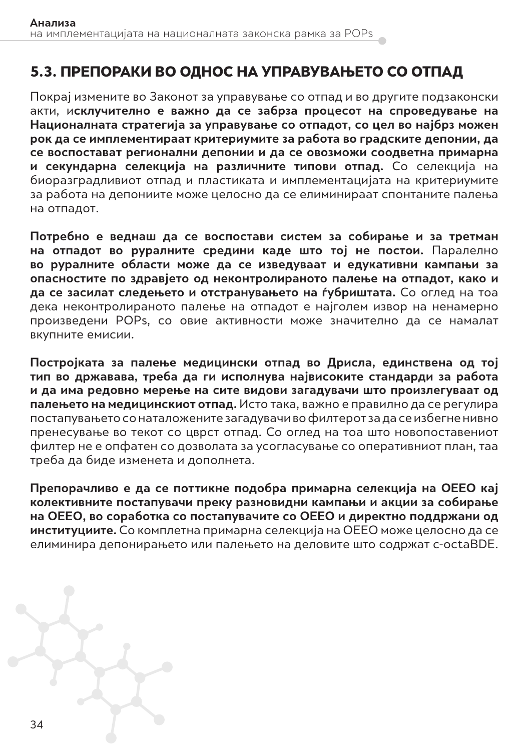## 5.3. ПРЕПОРАКИ ВО ОДНОС НА УПРАВУВАЊЕТО СО ОТПАД

Покрај измените во Законот за управување со отпад и во другите подзаконски акти, и**склучително е важно да се забрза процесот на спроведување на Националната стратегија за управување со отпадот, со цел во најбрз можен рок да се имплементираат критериумите за работа во градските депонии, да се воспоставаат регионални депонии и да се овозможи соодветна примарна и секундарна селекција на различните типови отпад.** Со селекција на биоразградливиот отпад и пластиката и имплементацијата на критериумите за работа на депониите може целосно да се елиминираат спонтаните палења на отпадот.

**Потребно е веднаш да се воспостави систем за собирање и за третман на отпадот во руралните средини каде што тој не постои.** Паралелно **во руралните области може да се изведуваат и едукативни кампањи за опасностите по здравјето од неконтролираното палење на отпадот, како и да се засилат следењето и отстранувањето на ѓубриштата.** Со оглед на тоа дека неконтролираното палење на отпадот е најголем извор на ненамерно произведени POPs, со овие активности може значително да се намалат вкупните емисии.

**Постројката за палење медицински отпад во Дрисла, единствена од тој тип во државава, треба да ги исполнува највисоките стандарди за работа и да има редовно мерење на сите видови загадувачи што произлегуваат од палењето на медицинскиот отпад.** Исто така, важно е правилно да се регулира постапувањето со наталожените загадувачи во филтерот за да се избегне нивно пренесување во текот со цврст отпад. Со оглед на тоа што новопоставениот филтер не е опфатен со дозволата за усогласување со оперативниот план, таа треба да биде изменета и дополнета.

**Препорачливо е да се поттикне подобра примарна селекција на ОЕЕО кај колективните постапувачи преку разновидни кампањи и акции за собирање на ОЕЕО, во соработка со постапувачите со ОЕЕО и директно поддржани од институциите.** Со комплетна примарна селекција на ОЕЕО може целосно да се елиминира депонирањето или палењето на деловите што содржат c-octaBDE.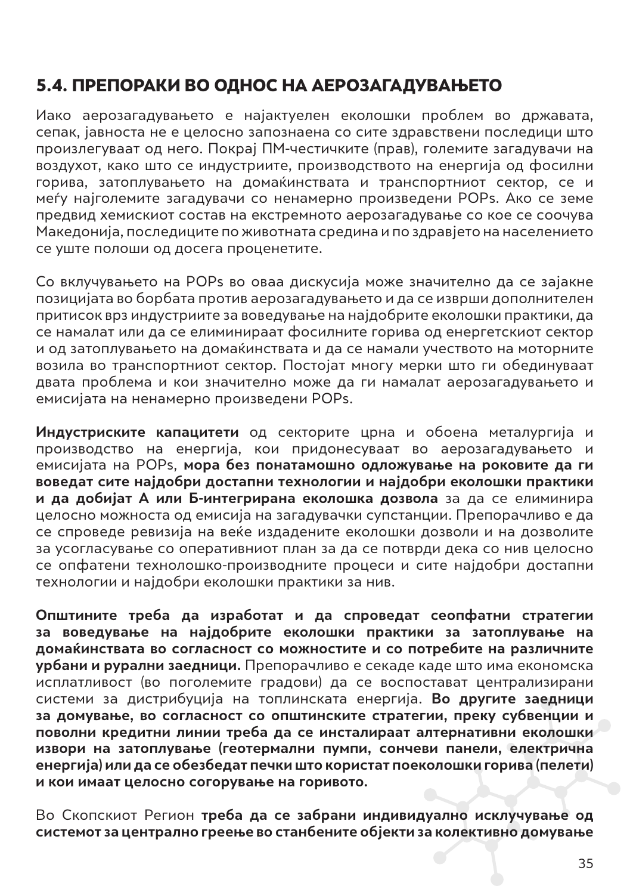## 5.4. ПРЕПОРАКИ ВО ОДНОС НА АЕРОЗАГАДУВАЊЕТО

Иако аерозагадувањето е најактуелен еколошки проблем во државата, сепак, јавноста не е целосно запознаена со сите здравствени последици што произлегуваат од него. Покрај ПМ-честичките (прав), големите загадувачи на воздухот, како што се индустриите, производството на енергија од фосилни горива, затоплувањето на домаќинствата и транспортниот сектор, се и меѓу најголемите загадувачи со ненамерно произведени POPs. Ако се земе предвид хемискиот состав на екстремното аерозагадување со кое се соочува Македонија, последиците по животната средина и по здравјето на населението се уште полоши од досега проценетите.

Со вклучувањето на POPs во оваа дискусија може значително да се зајакне позицијата во борбата против аерозагадувањето и да се изврши дополнителен притисок врз индустриите за воведување на најдобрите еколошки практики, да се намалат или да се елиминираат фосилните горива од енергетскиот сектор и од затоплувањето на домаќинствата и да се намали учеството на моторните возила во транспортниот сектор. Постојат многу мерки што ги обединуваат двата проблема и кои значително може да ги намалат аерозагадувањето и емисијата на ненамерно произведени POPs.

**Индустриските капацитети** од секторите црна и обоена металургија и производство на енергија, кои придонесуваат во аерозагадувањето и емисијата на POPs, **мора без понатамошно одложување на роковите да ги воведат сите најдобри достапни технологии и најдобри еколошки практики и да добијат А или Б-интегрирана еколошка дозвола** за да се елиминира целосно можноста од емисија на загадувачки супстанции. Препорачливо е да се спроведе ревизија на веќе издадените еколошки дозволи и на дозволите за усогласување со оперативниот план за да се потврди дека со нив целосно се опфатени технолошко-производните процеси и сите најдобри достапни технологии и најдобри еколошки практики за нив.

**Општините треба да изработат и да спроведат сеопфатни стратегии за воведување на најдобрите еколошки практики за затоплување на домаќинствата во согласност со можностите и со потребите на различните урбани и рурални заедници.** Препорачливо е секаде каде што има економска исплатливост (во поголемите градови) да се воспоставаат централизирани системи за дистрибуција на топлинската енергија. **Во другите заедници за домување, во согласност со општинските стратегии, преку субвенции и поволни кредитни линии треба да се инсталираат алтернативни еколошки извори на затоплување (геотермални пумпи, сончеви панели, електрична енергија) или да се обезбедат печки што користат поеколошки горива (пелети) и кои имаат целосно согорување на горивото.**

Во Скопскиот Регион **треба да се забрани индивидуално исклучување од системот за централно греење во станбените објекти за колективно домување**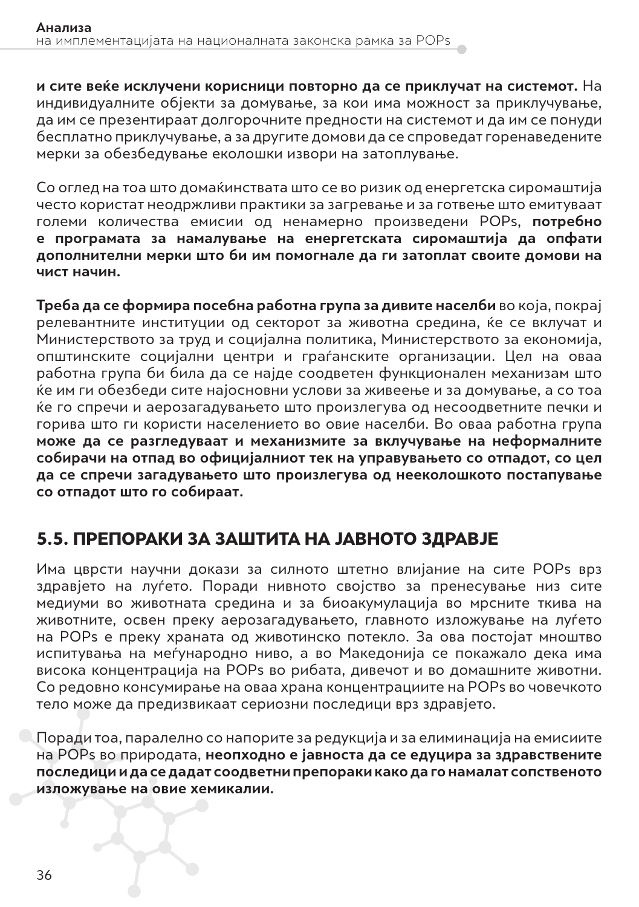**и сите веќе исклучени корисници повторно да се приклучат на системот.** На индивидуалните објекти за домување, за кои има можност за приклучување, да им се презентираат долгорочните предности на системот и да им се понуди бесплатно приклучување, а за другите домови да се спроведат горенаведените мерки за обезбедување еколошки извори на затоплување.

Со оглед на тоа што домаќинствата што се во ризик од енергетска сиромаштија често користат неодржливи практики за загревање и за готвење што емитуваат големи количества емисии од ненамерно произведени POPs, **потребно е програмата за намалување на енергетската сиромаштија да опфати дополнителни мерки што би им помогнале да ги затоплат своите домови на чист начин.**

**Треба да се формира посебна работна група за дивите населби** во која, покрај релевантните институции од секторот за животна средина, ќе се вклучат и Министерството за труд и социјална политика, Министерството за економија, општинските социјални центри и граѓанските организации. Цел на оваа работна група би била да се најде соодветен функционален механизам што ќе им ги обезбеди сите најосновни услови за живеење и за домување, а со тоа ќе го спречи и аерозагадувањето што произлегува од несоодветните печки и горива што ги користи населението во овие населби. Во оваа работна група **може да се разгледуваат и механизмите за вклучување на неформалните собирачи на отпад во официјалниот тек на управувањето со отпадот, со цел да се спречи загадувањето што произлегува од нееколошкото постапување со отпадот што го собираат.**

## 5.5. ПРЕПОРАКИ ЗА ЗАШТИТА НА ЈАВНОТО ЗДРАВЈЕ

Има цврсти научни докази за силното штетно влијание на сите POPs врз здравјето на луѓето. Поради нивното својство за пренесување низ сите медиуми во животната средина и за биоакумулација во мрсните ткива на животните, освен преку аерозагадувањето, главното изложување на луѓето на POPs е преку храната од животинско потекло. За ова постојат мноштво испитувања на меѓународно ниво, а во Македонија се покажало дека има висока концентрација на POPs во рибата, дивечот и во домашните животни. Со редовно консумирање на оваа храна концентрациите на POPs во човечкото тело може да предизвикаат сериозни последици врз здравјето.

Поради тоа, паралелно со напорите за редукција и за елиминација на емисиите на POPs во природата, **неопходно е јавноста да се едуцира за здравствените последици и да се дадат соодветни препораки како да го намалат сопственото изложување на овие хемикалии.**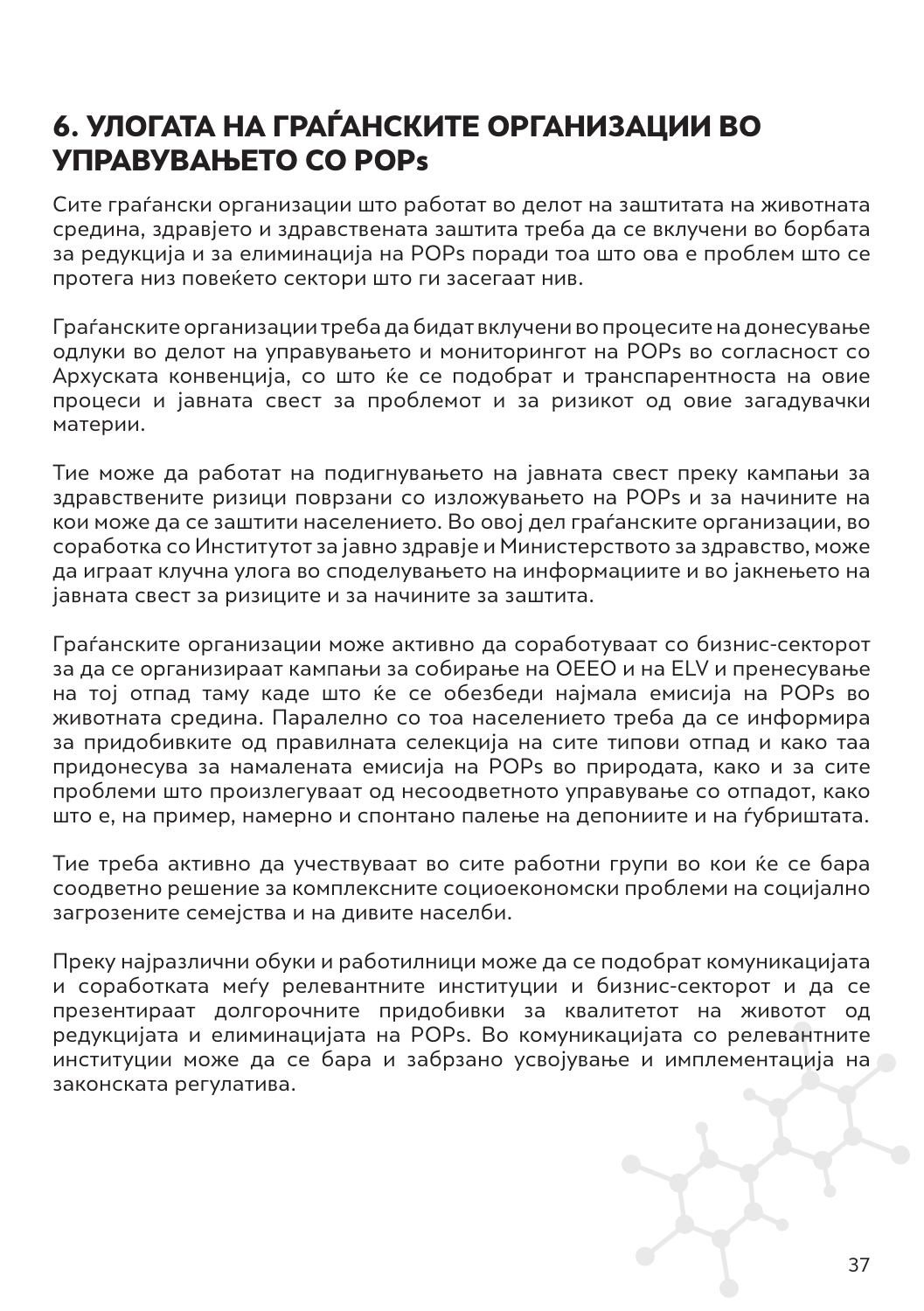# 6. УЛОГАТА НА ГРАЃАНСКИТЕ ОРГАНИЗАЦИИ ВО УПРАВУВАЊЕТО СО POPs

Сите граѓански организации што работат во делот на заштитата на животната средина, здравјето и здравствената заштита треба да се вклучени во борбата за редукција и за елиминација на POPs поради тоа што ова е проблем што се протега низ повеќето сектори што ги засегаат нив.

Граѓанските организации треба да бидат вклучени во процесите на донесување одлуки во делот на управувањето и мониторингот на POPs во согласност со Архуската конвенција, со што ќе се подобрат и транспарентноста на овие процеси и јавната свест за проблемот и за ризикот од овие загадувачки материи.

Тие може да работат на подигнувањето на јавната свест преку кампањи за здравствените ризици поврзани со изложувањето на POPs и за начините на кои може да се заштити населението. Во овој дел граѓанските организации, во соработка со Институтот за јавно здравје и Министерството за здравство, може да играат клучна улога во споделувањето на информациите и во јакнењето на јавната свест за ризиците и за начините за заштита.

Граѓанските организации може активно да соработуваат со бизнис-секторот за да се организираат кампањи за собирање на ОЕЕО и на ELV и пренесување на тој отпад таму каде што ќе се обезбеди најмала емисија на POPs во животната средина. Паралелно со тоа населението треба да се информира за придобивките од правилната селекција на сите типови отпад и како таа придонесува за намалената емисија на POPs во природата, како и за сите проблеми што произлегуваат од несоодветното управување со отпадот, како што е, на пример, намерно и спонтано палење на депониите и на ѓубриштата.

Тие треба активно да учествуваат во сите работни групи во кои ќе се бара соодветно решение за комплексните социоекономски проблеми на социјално загрозените семејства и на дивите населби.

Преку најразлични обуки и работилници може да се подобрат комуникацијата и соработката меѓу релевантните институции и бизнис-секторот и да се презентираат долгорочните придобивки за квалитетот на животот од редукцијата и елиминацијата на POPs. Во комуникацијата со релевантните институции може да се бара и забрзано усвојување и имплементација на законската регулатива.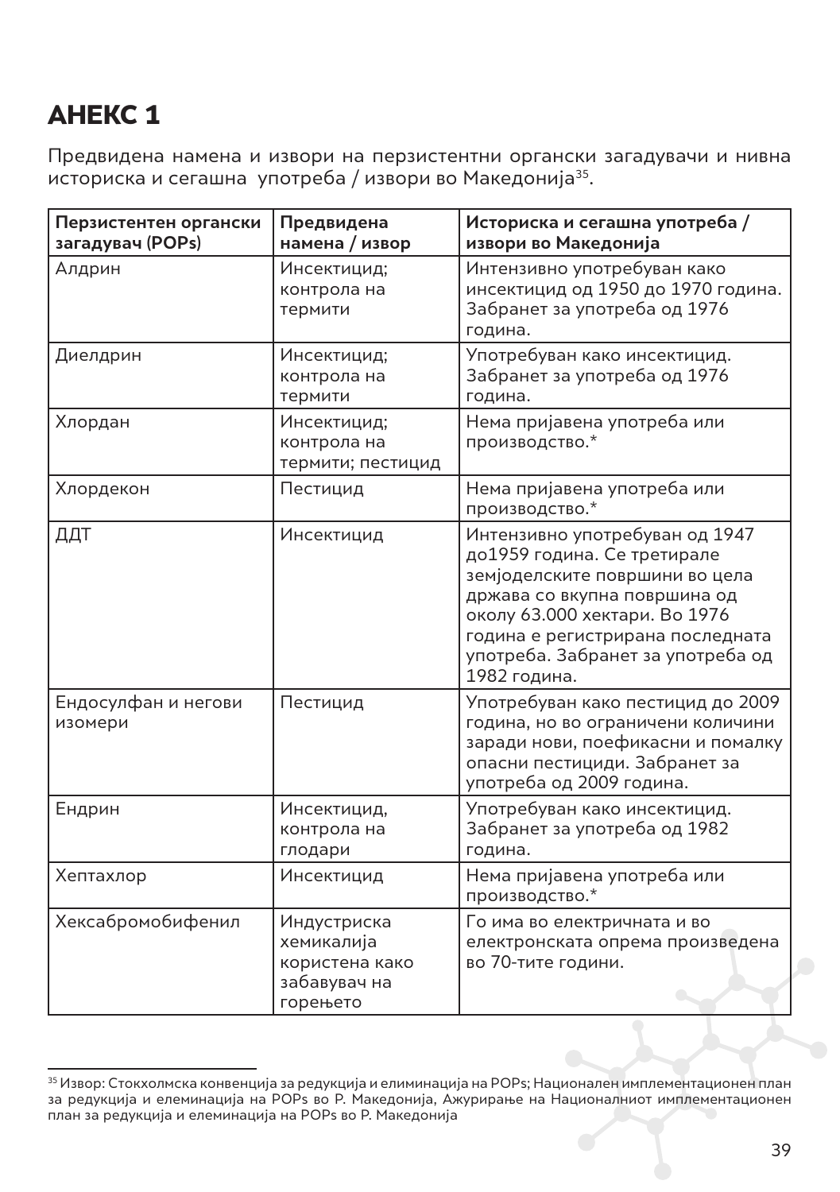# АНЕКС 1

Предвидена намена и извори на перзистентни органски загадувачи и нивна историска и сегашна употреба / извори во Македонија[35].

| Перзистентен органски загадувач (POPs) | Предвидена намена / извор | Историска и сегашна употреба / извори во Македонија |
|---|---|---|
| Алдрин | Инсектицид; контрола на термити | Интензивно употребуван како инсектицид од 1950 до 1970 година. Забранет за употреба од 1976 година. |
| Диелдрин | Инсектицид; контрола на термити | Употребуван како инсектицид. Забранет за употреба од 1976 година. |
| Хлордан | Инсектицид; контрола на термити; пестицид | Нема пријавена употреба или производство.* |
| Хлордекон | Пестицид | Нема пријавена употреба или производство.* |
| ДДТ | Инсектицид | Интензивно употребуван од 1947 до1959 година. Се третирале земјоделските површини во цела држава со вкупна површина од околу 63.000 хектари. Во 1976 година е регистрирана последната употреба. Забранет за употреба од 1982 година. |
| Ендосулфан и негови изомери | Пестицид | Употребуван како пестицид до 2009 година, но во ограничени количини заради нови, поефикасни и помалку опасни пестициди. Забранет за употреба од 2009 година. |
| Ендрин | Инсектицид, контрола на глодари | Употребуван како инсектицид. Забранет за употреба од 1982 година. |
| Хептахлор | Инсектицид | Нема пријавена употреба или производство.* |
| Хексабромобифенил | Индустриска хемикалија користена како забавувач на горењето | Го има во електричната и во електронската опрема произведена во 70-тите години. |

[35] Извор: Стокхолмска конвенција за редукција и елиминација на POPs; Национален имплементационен план за редукција и елеминација на POPs во Р. Македонија, Ажурирање на Националниот имплементационен план за редукција и елеминација на POPs во Р. Македонија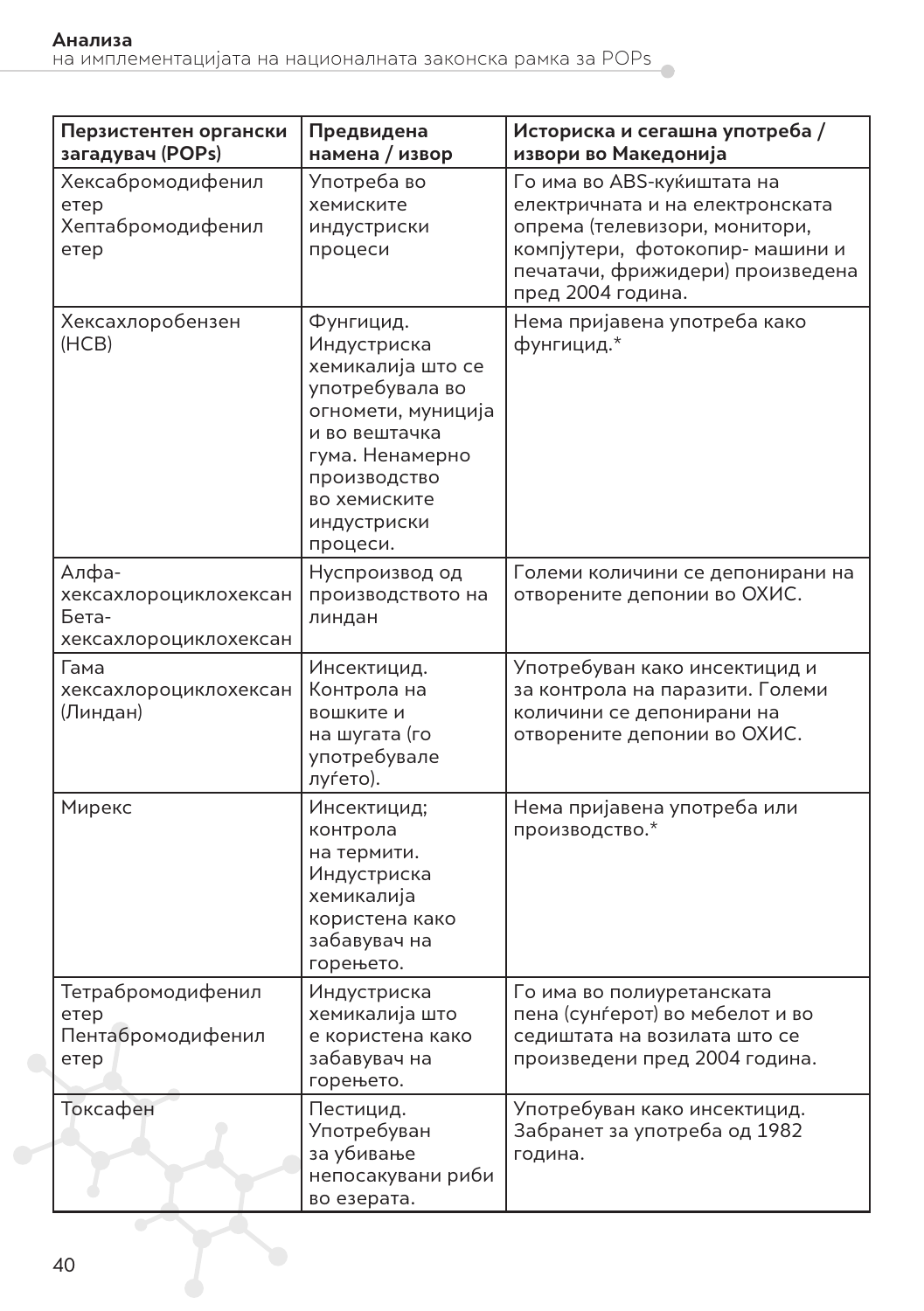| Перзистентен органски загадувач (POPs) | Предвидена намена / извор | Историска и сегашна употреба / извори во Македонија |
|---|---|---|
| Хексабромодифенил етер Хептабромодифенил етер | Употреба во хемиските индустриски процеси | Го има во ABS-куќиштата на електричната и на електронската опрема (телевизори, монитори, компјутери, фотокопир- машини и печатачи, фрижидери) произведена пред 2004 година. |
| Хексахлоробензен (HCB) | Фунгицид. Индустриска хемикалија што се употребувала во огномети, муниција и во вештачка гума. Ненамерно производство во хемиските индустриски процеси. | Нема пријавена употреба како фунгицид.* |
| Алфа-хексахлороциклохексан Бета-хексахлороциклохексан | Нуспроизвод од производството на линдан | Големи количини се депонирани на отворените депонии во ОХИС. |
| Гама хексахлороциклохексан (Линдан) | Инсектицид. Контрола на вошките и на шугата (го употребувале луѓето). | Употребуван како инсектицид и за контрола на паразити. Големи количини се депонирани на отворените депонии во ОХИС. |
| Мирекс | Инсектицид; контрола на термити. Индустриска хемикалија користена како забавувач на горењето. | Нема пријавена употреба или производство.* |
| Тетрабромодифенил етер Пентабромодифенил етер | Индустриска хемикалија што е користена како забавувач на горењето. | Го има во полиуретанската пена (сунѓерот) во мебелот и во седиштата на возилата што се произведени пред 2004 година. |
| Токсафен | Пестицид. Употребуван за убивање непосакувани риби во езерата. | Употребуван како инсектицид. Забранет за употреба од 1982 година. |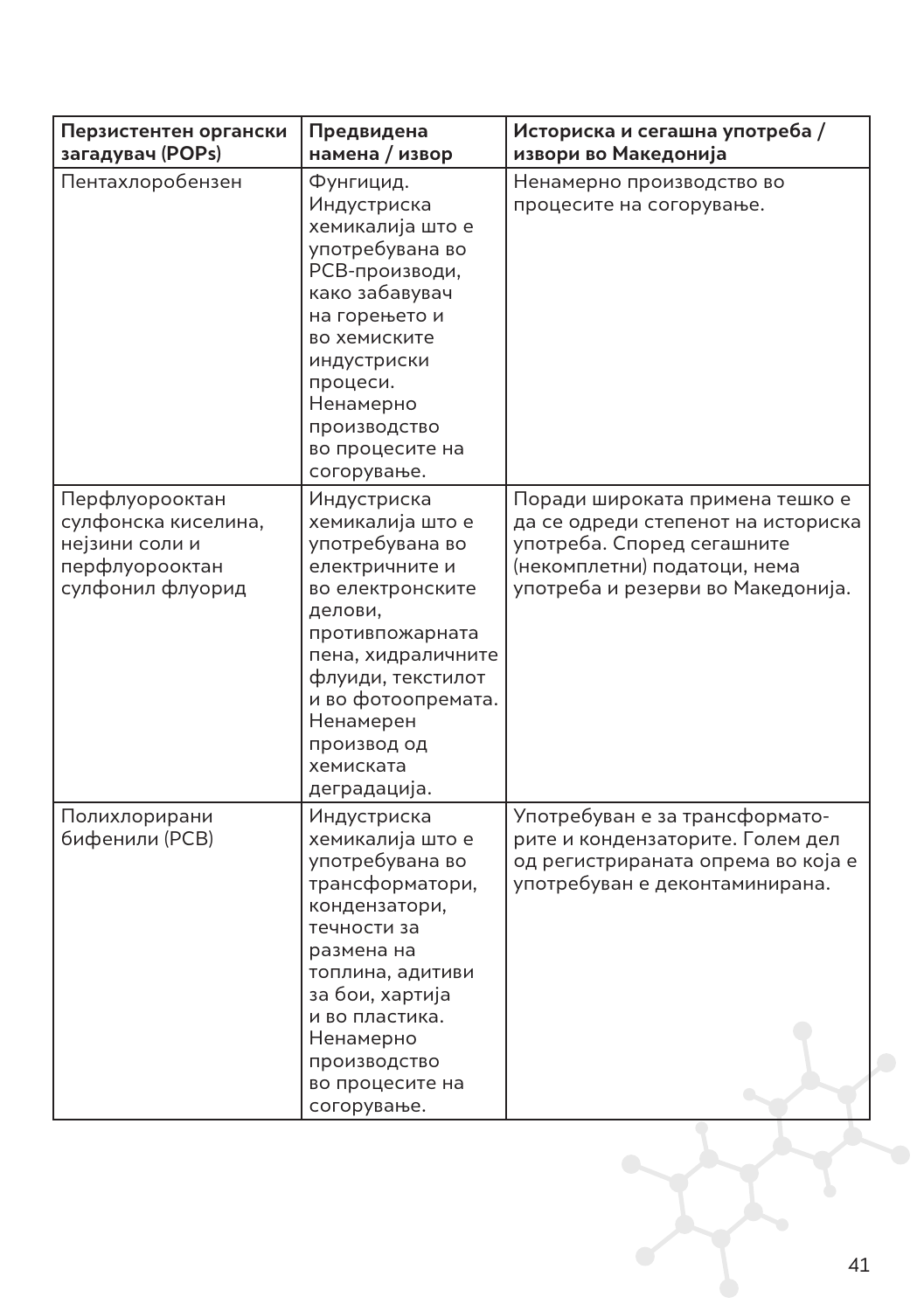| **Перзистентен органски загадувач (POPs)** | **Предвидена намена / извор** | **Историска и сегашна употреба / извори во Македонија** |
|---|---|---|
| Пентахлоробензен | Фунгицид. Индустриска хемикалија што е употребувана во PCB-производи, како забавувач на горењето и во хемиските индустриски процеси. Ненамерно производство во процесите на согорување. | Ненамерно производство во процесите на согорување. |
| Перфлуорооктан сулфонска киселина, нејзини соли и перфлуорооктан сулфонил флуорид | Индустриска хемикалија што е употребувана во електричните и во електронските делови, противпожарната пена, хидраличните флуиди, текстилот и во фотоопремата. Ненамерен производ од хемиската деградација. | Поради широката примена тешко е да се одреди степенот на историска употреба. Според сегашните (некомплетни) податоци, нема употреба и резерви во Македонија. |
| Полихлорирани бифенили (PCB) | Индустриска хемикалија што е употребувана во трансформатори, кондензатори, течности за размена на топлина, адитиви за бои, хартија и во пластика. Ненамерно производство во процесите на согорување. | Употребуван е за трансформаторите и кондензаторите. Голем дел од регистрираната опрема во која е употребуван е деконтаминирана. |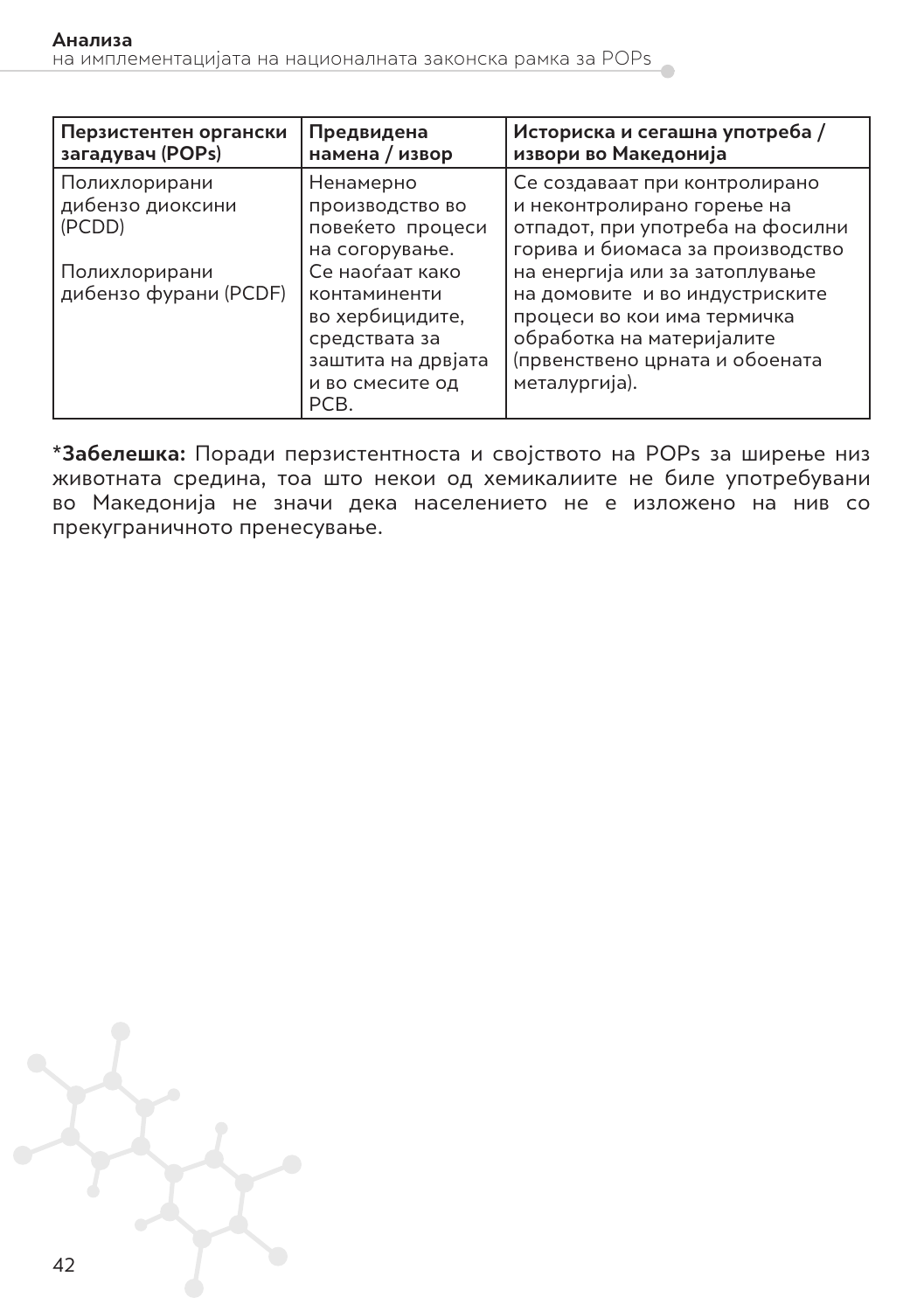| Перзистентен органски загадувач (POPs) | Предвидена намена / извор | Историска и сегашна употреба / извори во Македонија |
|---|---|---|
| Полихлорирани дибензо диоксини (PCDD)<br><br>Полихлорирани дибензо фурани (PCDF) | Ненамерно производство во повеќето процеси на согорување. Се наоѓаат како контаминенти во хербицидите, средствата за заштита на дрвјата и во смесите од PCB. | Се создаваат при контролирано и неконтролирано горење на отпадот, при употреба на фосилни горива и биомаса за производство на енергија или за затоплување на домовите и во индустриските процеси во кои има термичка обработка на материјалите (првенствено црната и обоената металургија). |

***Забелешка:** Поради перзистентноста и својството на POPs за ширење низ животната средина, тоа што некои од хемикалиите не биле употребувани во Македонија не значи дека населението не е изложено на нив со прекуграничното пренесување.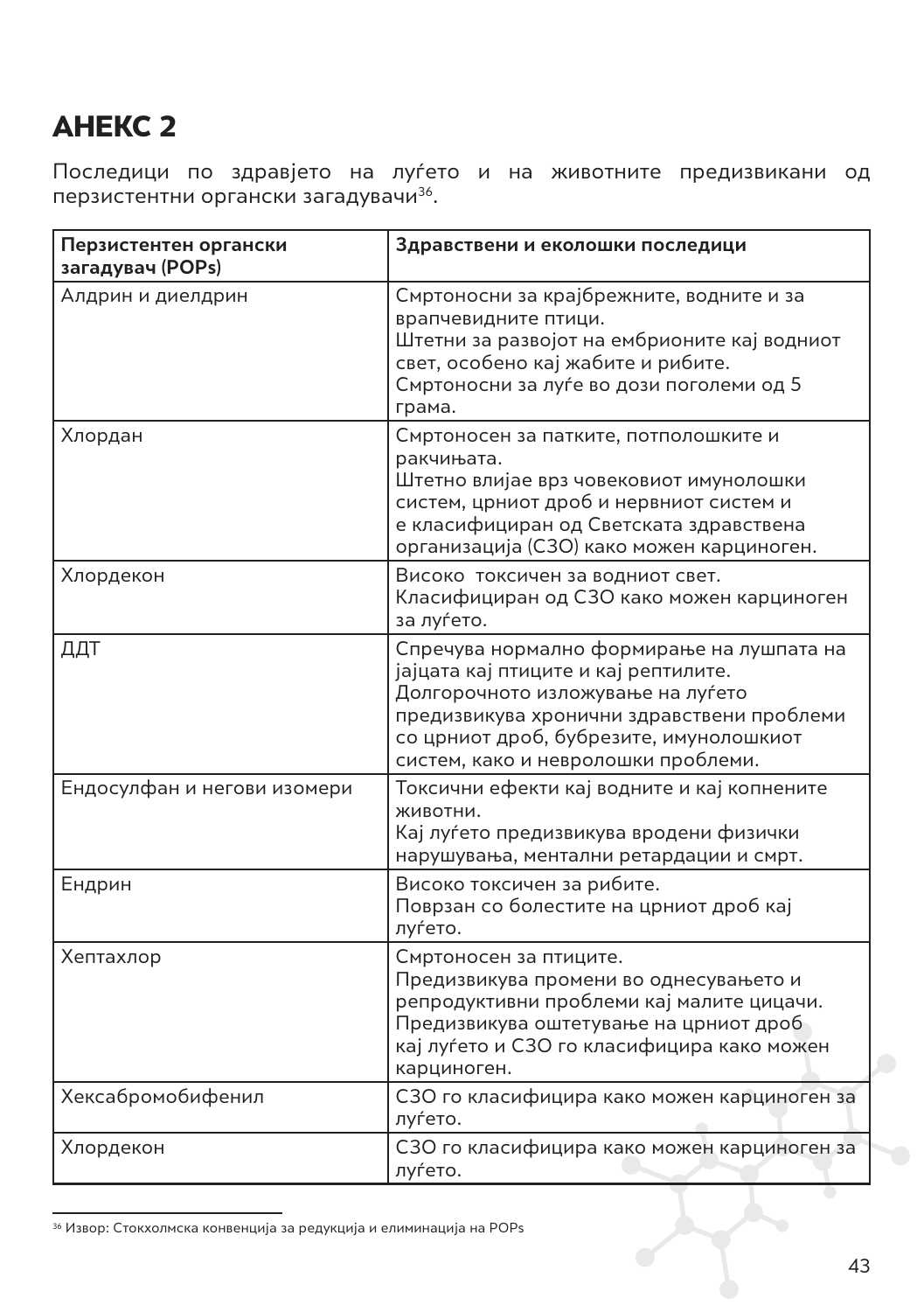# АНЕКС 2

Последици по здравјето на луѓето и на животните предизвикани од перзистентни органски загадувачи[36].

| Перзистентен органски загадувач (POPs) | Здравствени и еколошки последици |
|---|---|
| Алдрин и диелдрин | Смртоносни за крајбрежните, водните и за врапчевидните птици. Штетни за развојот на ембрионите кај водниот свет, особено кај жабите и рибите. Смртоносни за луѓе во дози поголеми од 5 грама. |
| Хлордан | Смртоносен за патките, потполошките и ракчињата. Штетно влијае врз човековиот имунолошки систем, црниот дроб и нервниот систем и е класифициран од Светската здравствена организација (СЗО) како можен карциноген. |
| Хлордекон | Високо токсичен за водниот свет. Класифициран од СЗО како можен карциноген за луѓето. |
| ДДТ | Спречува нормално формирање на лушпата на јајцата кај птиците и кај рептилите. Долгорочното изложување на луѓето предизвикува хронични здравствени проблеми со црниот дроб, бубрезите, имунолошкиот систем, како и невролошки проблеми. |
| Ендосулфан и негови изомери | Токсични ефекти кај водните и кај копнените животни. Кај луѓето предизвикува вродени физички нарушувања, ментални ретардации и смрт. |
| Ендрин | Високо токсичен за рибите. Поврзан со болестите на црниот дроб кај луѓето. |
| Хептахлор | Смртоносен за птиците. Предизвикува промени во однесувањето и репродуктивни проблеми кај малите цицачи. Предизвикува оштетување на црниот дроб кај луѓето и СЗО го класифицира како можен карциноген. |
| Хексабромобифенил | СЗО го класифицира како можен карциноген за луѓето. |
| Хлордекон | СЗО го класифицира како можен карциноген за луѓето. |

[36] Извор: Стокхолмска конвенција за редукција и елиминација на POPs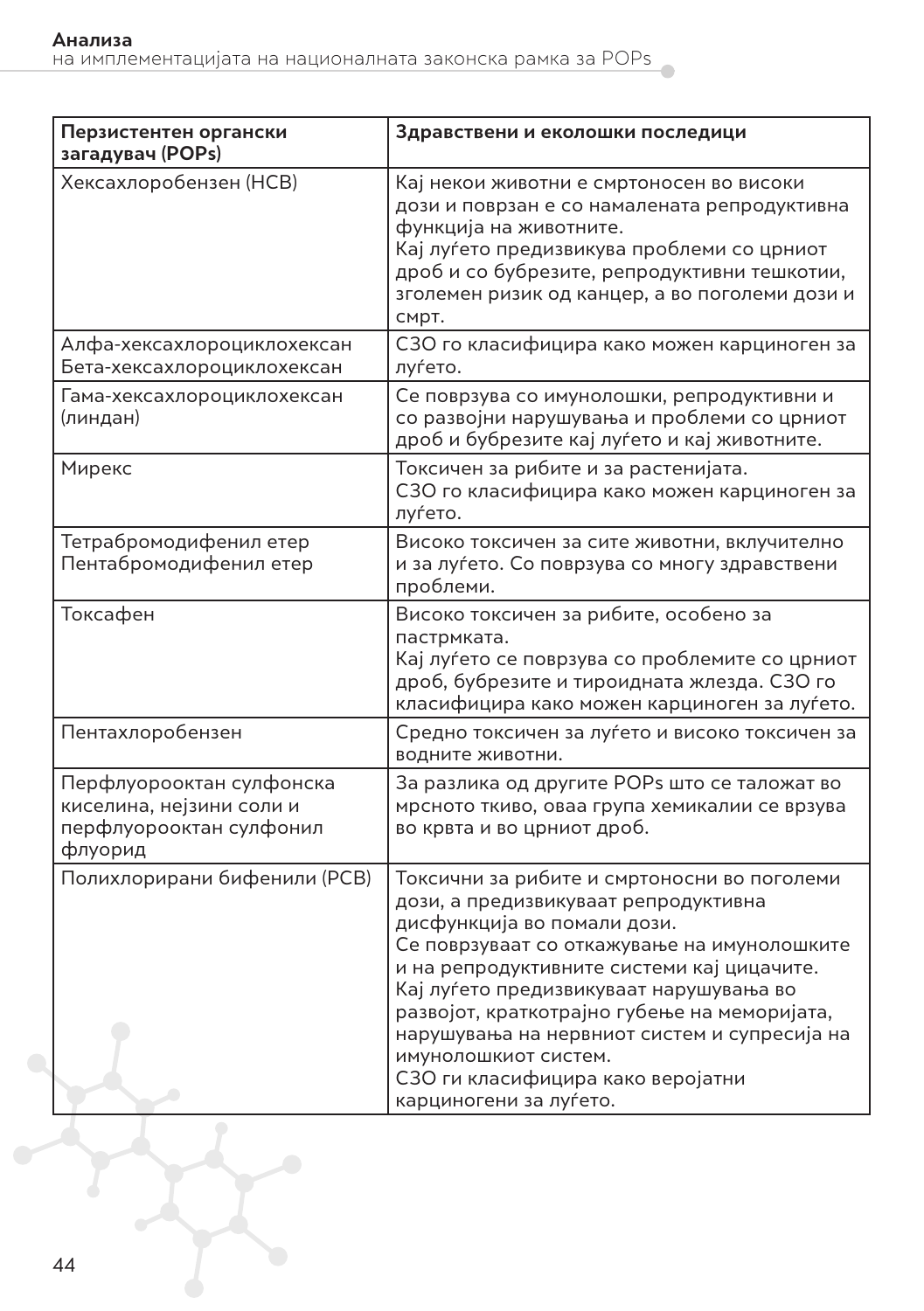| Перзистентен органски загадувач (POPs) | Здравствени и еколошки последици |
| --- | --- |
| Хексахлоробензен (HCB) | Кај некои животни е смртоносен во високи дози и поврзан е со намалената репродуктивна функција на животните.<br>Кај луѓето предизвикува проблеми со црниот дроб и со бубрезите, репродуктивни тешкотии, зголемен ризик од канцер, а во поголеми дози и смрт. |
| Алфа-хексахлороциклохексан<br>Бета-хексахлороциклохексан | СЗО го класифицира како можен карциноген за луѓето. |
| Гама-хексахлороциклохексан (линдан) | Се поврзува со имунолошки, репродуктивни и со развојни нарушувања и проблеми со црниот дроб и бубрезите кај луѓето и кај животните. |
| Мирекс | Токсичен за рибите и за растенијата.<br>СЗО го класифицира како можен карциноген за луѓето. |
| Тетрабромодифенил етер<br>Пентабромодифенил етер | Високо токсичен за сите животни, вклучително и за луѓето. Со поврзува со многу здравствени проблеми. |
| Токсафен | Високо токсичен за рибите, особено за пастрмката.<br>Кај луѓето се поврзува со проблемите со црниот дроб, бубрезите и тироидната жлезда. СЗО го класифицира како можен карциноген за луѓето. |
| Пентахлоробензен | Средно токсичен за луѓето и високо токсичен за водните животни. |
| Перфлуорооктан сулфонска киселина, нејзини соли и перфлуорооктан сулфонил флуорид | За разлика од другите POPs што се таложат во мрсното ткиво, оваа група хемикалии се врзува во крвта и во црниот дроб. |
| Полихлорирани бифенили (PCB) | Токсични за рибите и смртоносни во поголеми дози, а предизвикуваат репродуктивна дисфункција во помали дози.<br>Се поврзуваат со откажување на имунолошките и на репродуктивните системи кај цицачите.<br>Кај луѓето предизвикуваат нарушувања во развојот, краткотрајно губење на меморијата, нарушувања на нервниот систем и супресија на имунолошкиот систем.<br>СЗО ги класифицира како веројатни карциногени за луѓето. |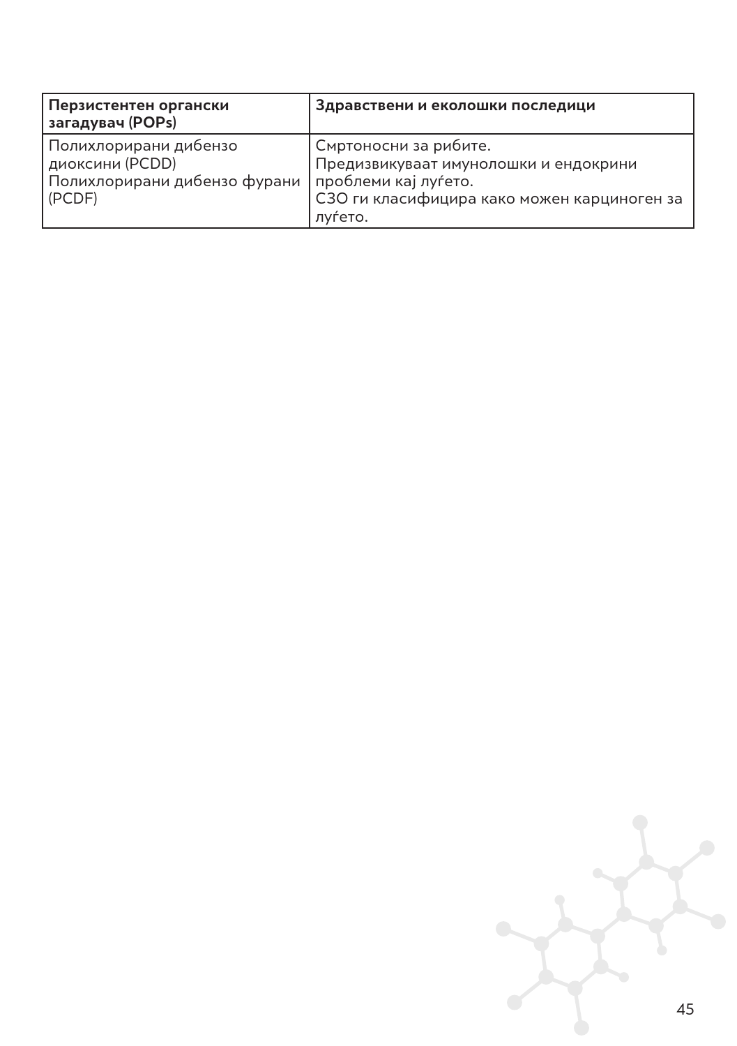| **Перзистентен органски загадувач (POPs)** | **Здравствени и еколошки последици** |
| --- | --- |
| Полихлорирани дибензо диоксини (PCDD)<br>Полихлорирани дибензо фурани (PCDF) | Смртоносни за рибите.<br>Предизвикуваат имунолошки и ендокрини проблеми кај луѓето.<br>СЗО ги класифицира како можен карциноген за луѓето. |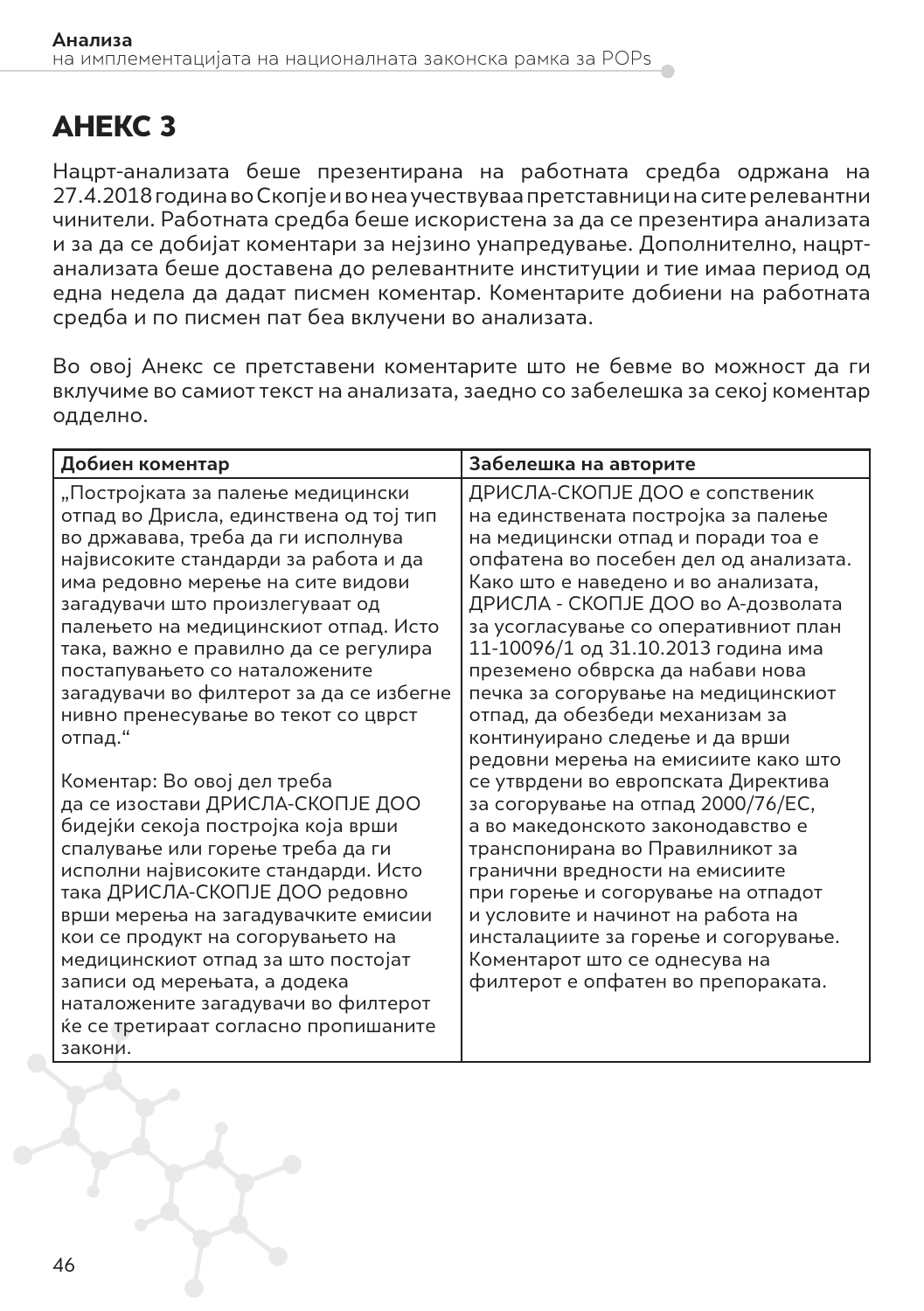# АНЕКС 3

Нацрт-анализата беше презентирана на работната средба одржана на 27.4.2018 година во Скопје и во неа учествуваа претставници на сите релевантни чинители. Работната средба беше искористена за да се презентира анализата и за да се добијат коментари за нејзино унапредување. Дополнително, нацрт-анализата беше доставена до релевантните институции и тие имаа период од една недела да дадат писмен коментар. Коментарите добиени на работната средба и по писмен пат беа вклучени во анализата.

Во овој Анекс се претставени коментарите што не бевме во можност да ги вклучиме во самиот текст на анализата, заедно со забелешка за секој коментар одделно.

| Добиен коментар | Забелешка на авторите |
|---|---|
| „Постројката за палење медицински отпад во Дрисла, единствена од тој тип во државава, треба да ги исполнува највисоките стандарди за работа и да има редовно мерење на сите видови загадувачи што произлегуваат од палењето на медицинскиот отпад. Исто така, важно е правилно да се регулира постапувањето со наталожените загадувачи во филтерот за да се избегне нивно пренесување во текот со цврст отпад.“<br><br>Коментар: Во овој дел треба да се изостави ДРИСЛА-СКОПЈЕ ДОО бидејќи секоја постројка која врши спалување или горење треба да ги исполни највисоките стандарди. Исто така ДРИСЛА-СКОПЈЕ ДОО редовно врши мерења на загадувачките емисии кои се продукт на согорувањето на медицинскиот отпад за што постојат записи од мерењата, а додека наталожените загадувачи во филтерот ќе се третираат согласно пропишаните закони. | ДРИСЛА-СКОПЈЕ ДОО е сопственик на единствената постројка за палење на медицински отпад и поради тоа е опфатена во посебен дел од анализата. Како што е наведено и во анализата, ДРИСЛА - СКОПЈЕ ДОО во А-дозволата за усогласување со оперативниот план 11-10096/1 од 31.10.2013 година има преземено обврска да набави нова печка за согорување на медицинскиот отпад, да обезбеди механизам за континуирано следење и да врши редовни мерења на емисиите како што се утврдени во европската Директива за согорување на отпад 2000/76/ЕС, а во македонското законодавство е транспонирана во Правилникот за гранични вредности на емисиите при горење и согорување на отпадот и условите и начинот на работа на инсталациите за горење и согорување. Коментарот што се однесува на филтерот е опфатен во препораката. |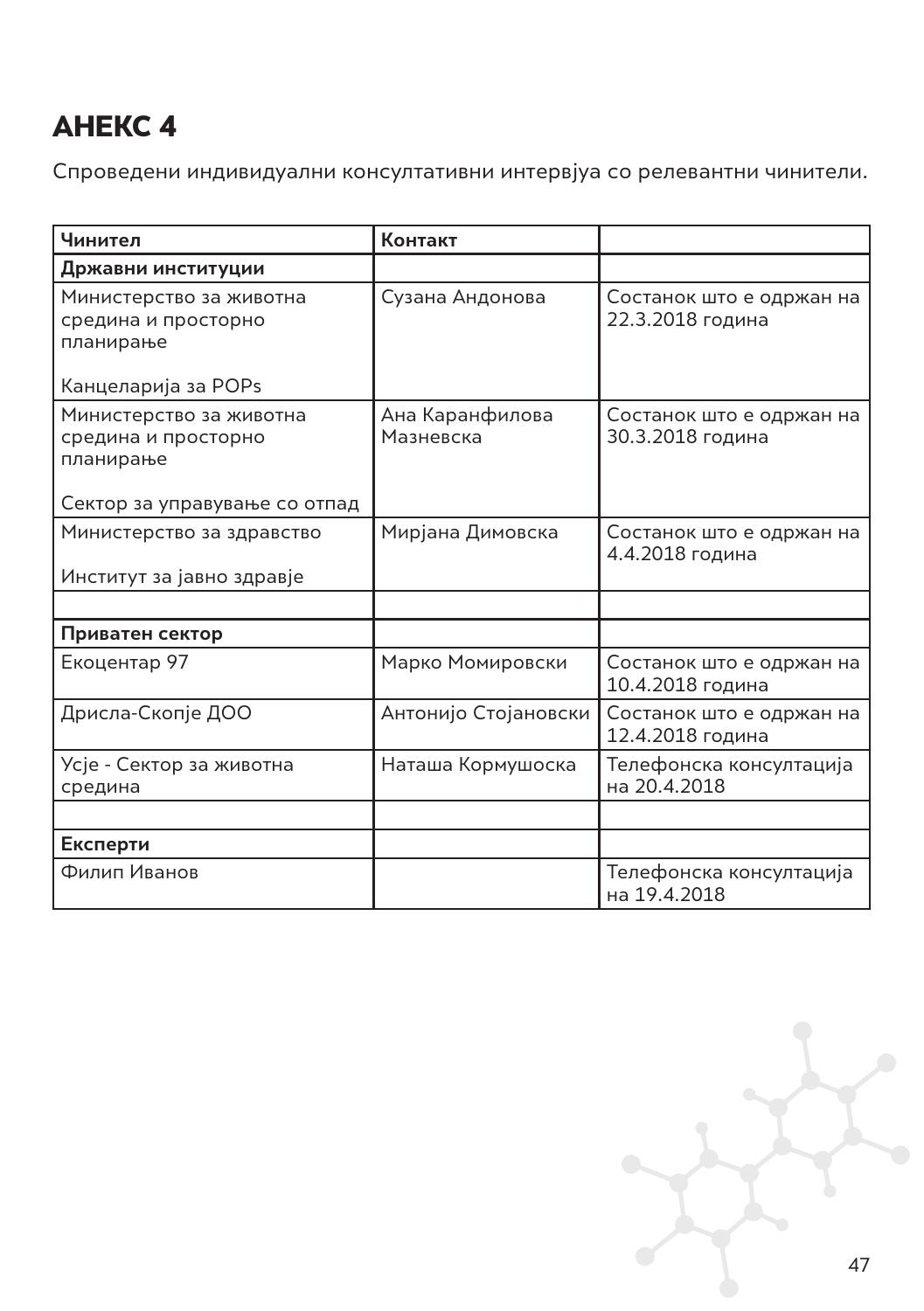# АНЕКС 4

Спроведени индивидуални консултативни интервјуа со релевантни чинители.

| Чинител | Контакт | |
|---|---|---|
| **Државни институции** | | |
| Министерство за животна средина и просторно планирање<br><br>Канцеларија за POPs | Сузана Андонова | Состанок што е одржан на 22.3.2018 година |
| Министерство за животна средина и просторно планирање<br><br>Сектор за управување со отпад | Ана Каранфилова Мазневска | Состанок што е одржан на 30.3.2018 година |
| Министерство за здравство<br><br>Институт за јавно здравје | Мирјана Димовска | Состанок што е одржан на 4.4.2018 година |
| | | |
| **Приватен сектор** | | |
| Екоцентар 97 | Марко Момировски | Состанок што е одржан на 10.4.2018 година |
| Дрисла-Скопје ДОО | Антонијо Стојановски | Состанок што е одржан на 12.4.2018 година |
| Усје - Сектор за животна средина | Наташа Кормушоска | Телефонска консултација на 20.4.2018 |
| | | |
| **Експерти** | | |
| Филип Иванов | | Телефонска консултација на 19.4.2018 |